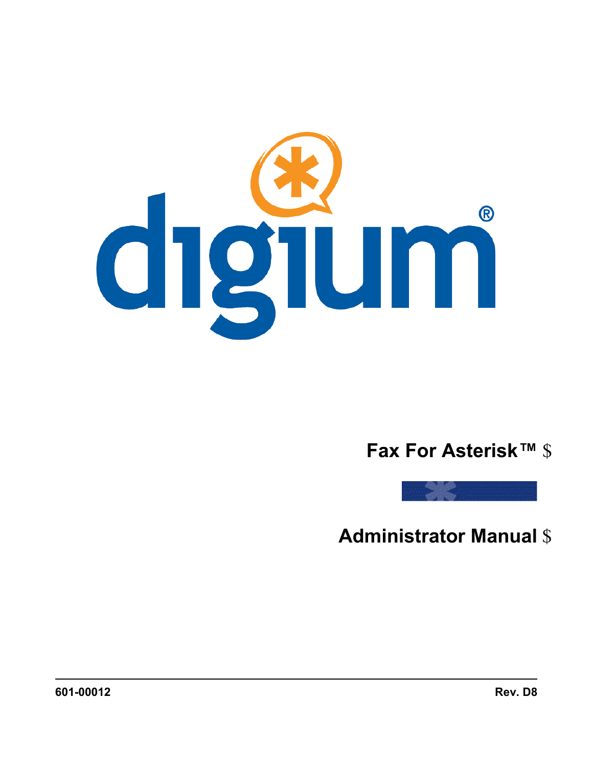# Fax For Asterisk™

# Administrator Manual

601-00012

Rev. D8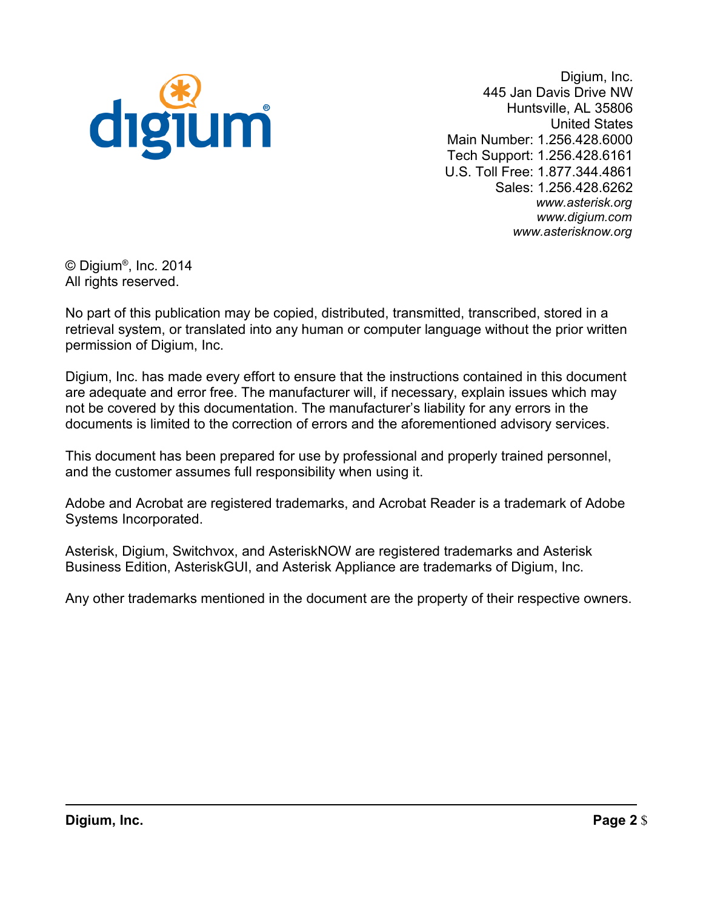Digium, Inc.
445 Jan Davis Drive NW
Huntsville, AL 35806
United States
Main Number: 1.256.428.6000
Tech Support: 1.256.428.6161
U.S. Toll Free: 1.877.344.4861
Sales: 1.256.428.6262
*www.asterisk.org*
*www.digium.com*
*www.asterisknow.org*

© Digium®, Inc. 2014
All rights reserved.

No part of this publication may be copied, distributed, transmitted, transcribed, stored in a retrieval system, or translated into any human or computer language without the prior written permission of Digium, Inc.

Digium, Inc. has made every effort to ensure that the instructions contained in this document are adequate and error free. The manufacturer will, if necessary, explain issues which may not be covered by this documentation. The manufacturer's liability for any errors in the documents is limited to the correction of errors and the aforementioned advisory services.

This document has been prepared for use by professional and properly trained personnel, and the customer assumes full responsibility when using it.

Adobe and Acrobat are registered trademarks, and Acrobat Reader is a trademark of Adobe Systems Incorporated.

Asterisk, Digium, Switchvox, and AsteriskNOW are registered trademarks and Asterisk Business Edition, AsteriskGUI, and Asterisk Appliance are trademarks of Digium, Inc.

Any other trademarks mentioned in the document are the property of their respective owners.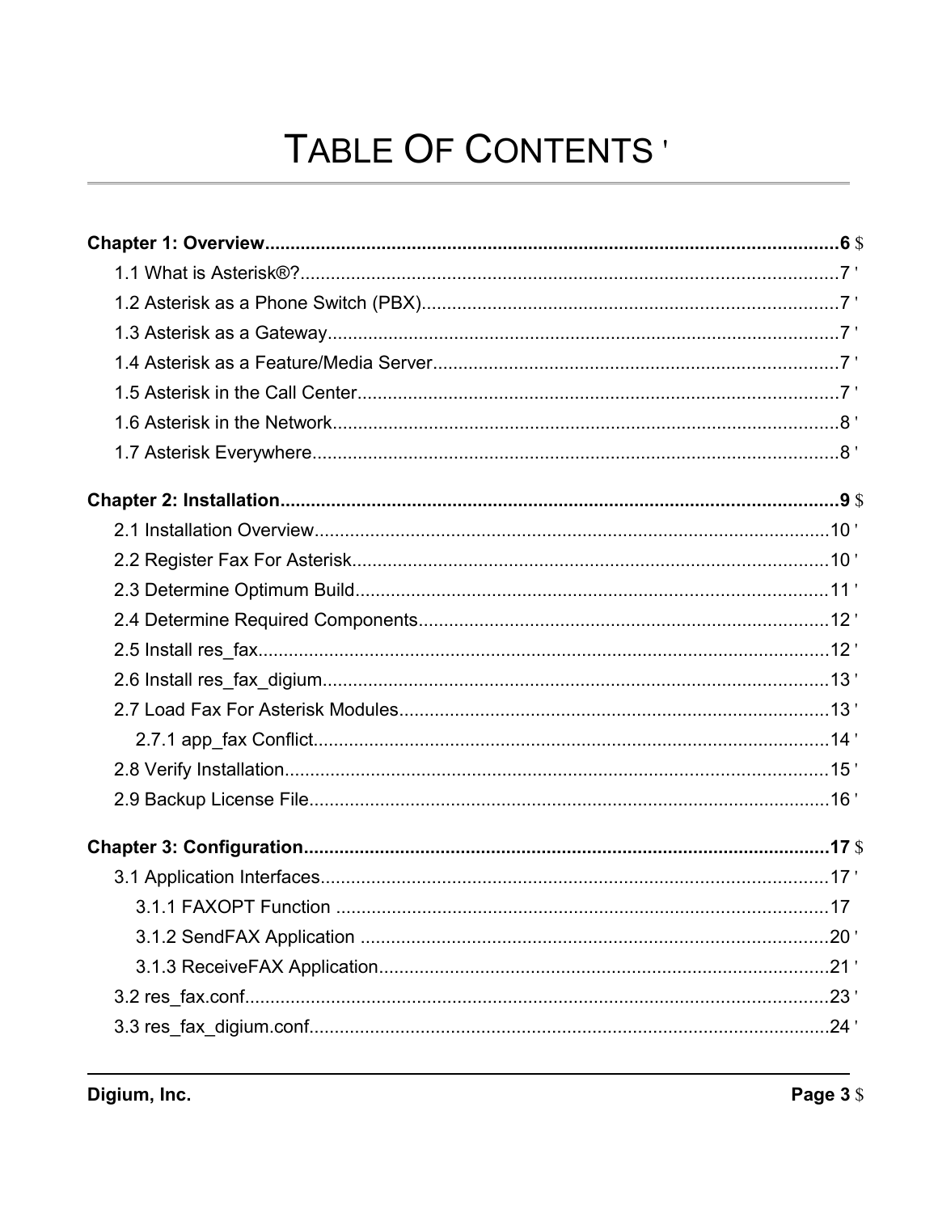# TABLE OF CONTENTS

**Chapter 1: Overview....................6**

1.1 What is Asterisk®?....................7

1.2 Asterisk as a Phone Switch (PBX)....................7

1.3 Asterisk as a Gateway....................7

1.4 Asterisk as a Feature/Media Server....................7

1.5 Asterisk in the Call Center....................7

1.6 Asterisk in the Network....................8

1.7 Asterisk Everywhere....................8

**Chapter 2: Installation....................9**

2.1 Installation Overview....................10

2.2 Register Fax For Asterisk....................10

2.3 Determine Optimum Build....................11

2.4 Determine Required Components....................12

2.5 Install res_fax....................12

2.6 Install res_fax_digium....................13

2.7 Load Fax For Asterisk Modules....................13

2.7.1 app_fax Conflict....................14

2.8 Verify Installation....................15

2.9 Backup License File....................16

**Chapter 3: Configuration....................17**

3.1 Application Interfaces....................17

3.1.1 FAXOPT Function....................17

3.1.2 SendFAX Application....................20

3.1.3 ReceiveFAX Application....................21

3.2 res_fax.conf....................23

3.3 res_fax_digium.conf....................24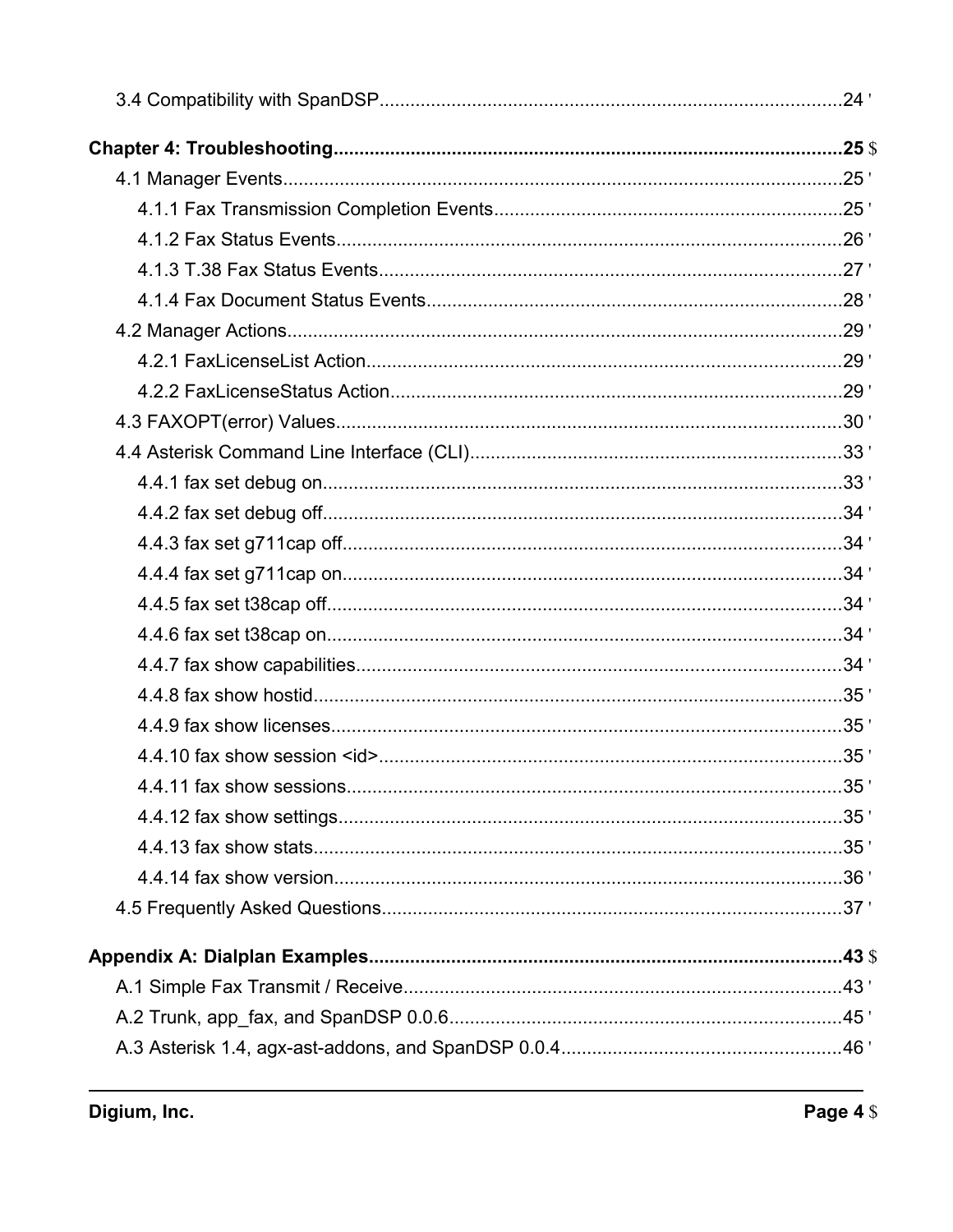3.4 Compatibility with SpanDSP........................................................................................24

**Chapter 4: Troubleshooting..................................................................................................25**

4.1 Manager Events...........................................................................................................25

4.1.1 Fax Transmission Completion Events....................................................................25

4.1.2 Fax Status Events....................................................................................................26

4.1.3 T.38 Fax Status Events...........................................................................................27

4.1.4 Fax Document Status Events..................................................................................28

4.2 Manager Actions...........................................................................................................29

4.2.1 FaxLicenseList Action.............................................................................................29

4.2.2 FaxLicenseStatus Action.........................................................................................29

4.3 FAXOPT(error) Values...................................................................................................30

4.4 Asterisk Command Line Interface (CLI)........................................................................33

4.4.1 fax set debug on......................................................................................................33

4.4.2 fax set debug off......................................................................................................34

4.4.3 fax set g711cap off...................................................................................................34

4.4.4 fax set g711cap on...................................................................................................34

4.4.5 fax set t38cap off.....................................................................................................34

4.4.6 fax set t38cap on.....................................................................................................34

4.4.7 fax show capabilities...............................................................................................34

4.4.8 fax show hostid........................................................................................................35

4.4.9 fax show licenses.....................................................................................................35

4.4.10 fax show session <id>............................................................................................35

4.4.11 fax show sessions..................................................................................................35

4.4.12 fax show settings...................................................................................................35

4.4.13 fax show stats........................................................................................................35

4.4.14 fax show version....................................................................................................36

4.5 Frequently Asked Questions.........................................................................................37

**Appendix A: Dialplan Examples...........................................................................................43**

A.1 Simple Fax Transmit / Receive.....................................................................................43

A.2 Trunk, app_fax, and SpanDSP 0.0.6............................................................................45

A.3 Asterisk 1.4, agx-ast-addons, and SpanDSP 0.0.4......................................................46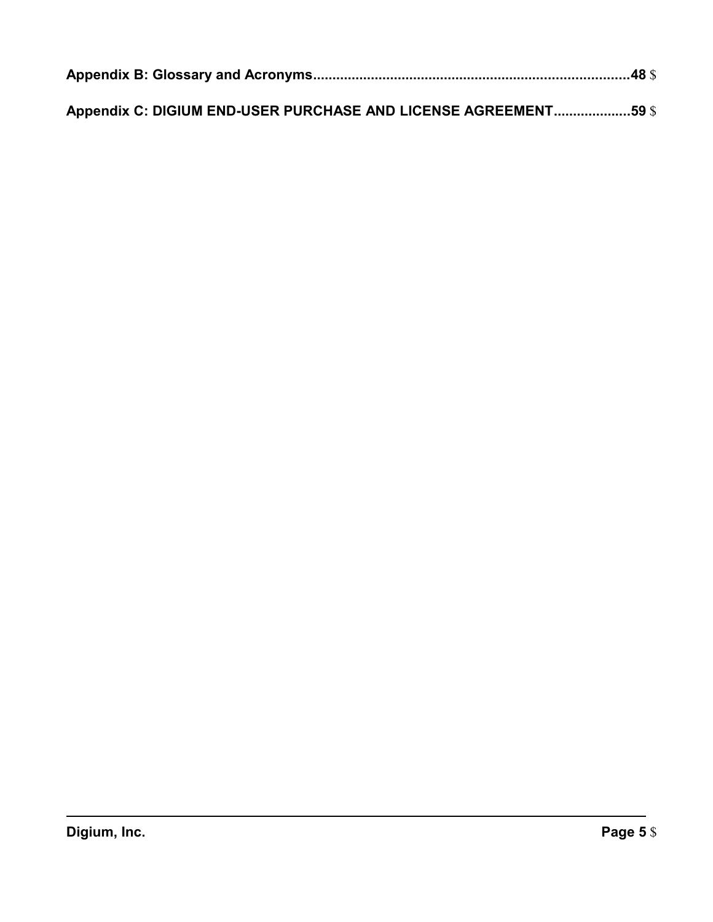**Appendix B: Glossary and Acronyms................................................................................48**

**Appendix C: DIGIUM END-USER PURCHASE AND LICENSE AGREEMENT...................59**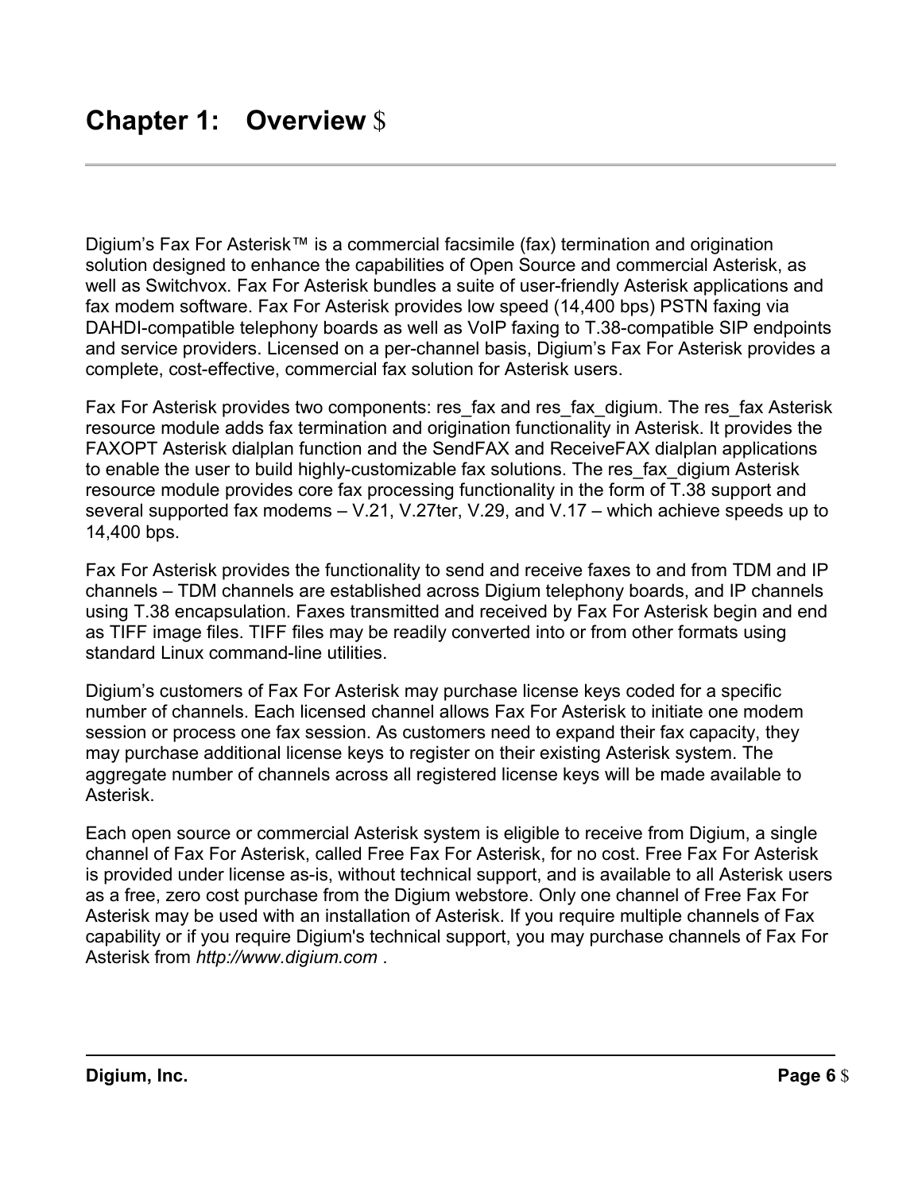# Chapter 1: Overview

Digium's Fax For Asterisk™ is a commercial facsimile (fax) termination and origination solution designed to enhance the capabilities of Open Source and commercial Asterisk, as well as Switchvox. Fax For Asterisk bundles a suite of user-friendly Asterisk applications and fax modem software. Fax For Asterisk provides low speed (14,400 bps) PSTN faxing via DAHDI-compatible telephony boards as well as VoIP faxing to T.38-compatible SIP endpoints and service providers. Licensed on a per-channel basis, Digium's Fax For Asterisk provides a complete, cost-effective, commercial fax solution for Asterisk users.

Fax For Asterisk provides two components: res_fax and res_fax_digium. The res_fax Asterisk resource module adds fax termination and origination functionality in Asterisk. It provides the FAXOPT Asterisk dialplan function and the SendFAX and ReceiveFAX dialplan applications to enable the user to build highly-customizable fax solutions. The res_fax_digium Asterisk resource module provides core fax processing functionality in the form of T.38 support and several supported fax modems – V.21, V.27ter, V.29, and V.17 – which achieve speeds up to 14,400 bps.

Fax For Asterisk provides the functionality to send and receive faxes to and from TDM and IP channels – TDM channels are established across Digium telephony boards, and IP channels using T.38 encapsulation. Faxes transmitted and received by Fax For Asterisk begin and end as TIFF image files. TIFF files may be readily converted into or from other formats using standard Linux command-line utilities.

Digium's customers of Fax For Asterisk may purchase license keys coded for a specific number of channels. Each licensed channel allows Fax For Asterisk to initiate one modem session or process one fax session. As customers need to expand their fax capacity, they may purchase additional license keys to register on their existing Asterisk system. The aggregate number of channels across all registered license keys will be made available to Asterisk.

Each open source or commercial Asterisk system is eligible to receive from Digium, a single channel of Fax For Asterisk, called Free Fax For Asterisk, for no cost. Free Fax For Asterisk is provided under license as-is, without technical support, and is available to all Asterisk users as a free, zero cost purchase from the Digium webstore. Only one channel of Free Fax For Asterisk may be used with an installation of Asterisk. If you require multiple channels of Fax capability or if you require Digium's technical support, you may purchase channels of Fax For Asterisk from *http://www.digium.com* .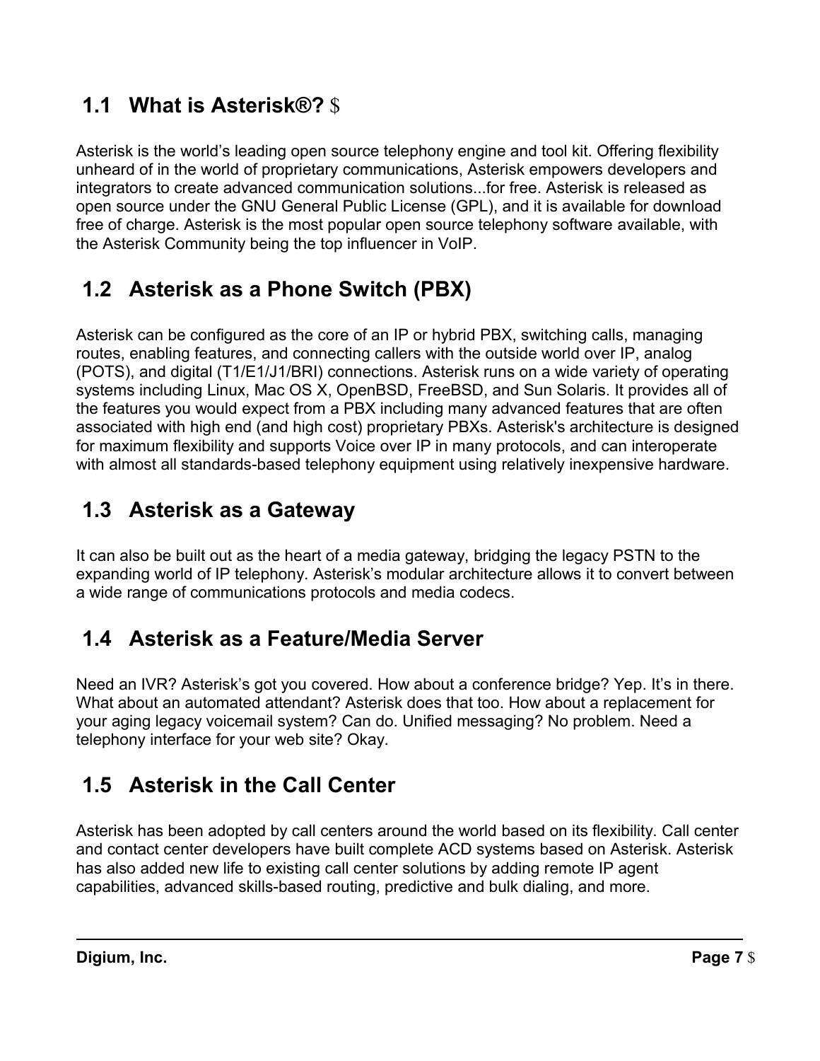## 1.1 What is Asterisk®?

Asterisk is the world's leading open source telephony engine and tool kit. Offering flexibility unheard of in the world of proprietary communications, Asterisk empowers developers and integrators to create advanced communication solutions...for free. Asterisk is released as open source under the GNU General Public License (GPL), and it is available for download free of charge. Asterisk is the most popular open source telephony software available, with the Asterisk Community being the top influencer in VoIP.

## 1.2 Asterisk as a Phone Switch (PBX)

Asterisk can be configured as the core of an IP or hybrid PBX, switching calls, managing routes, enabling features, and connecting callers with the outside world over IP, analog (POTS), and digital (T1/E1/J1/BRI) connections. Asterisk runs on a wide variety of operating systems including Linux, Mac OS X, OpenBSD, FreeBSD, and Sun Solaris. It provides all of the features you would expect from a PBX including many advanced features that are often associated with high end (and high cost) proprietary PBXs. Asterisk's architecture is designed for maximum flexibility and supports Voice over IP in many protocols, and can interoperate with almost all standards-based telephony equipment using relatively inexpensive hardware.

## 1.3 Asterisk as a Gateway

It can also be built out as the heart of a media gateway, bridging the legacy PSTN to the expanding world of IP telephony. Asterisk's modular architecture allows it to convert between a wide range of communications protocols and media codecs.

## 1.4 Asterisk as a Feature/Media Server

Need an IVR? Asterisk's got you covered. How about a conference bridge? Yep. It's in there. What about an automated attendant? Asterisk does that too. How about a replacement for your aging legacy voicemail system? Can do. Unified messaging? No problem. Need a telephony interface for your web site? Okay.

## 1.5 Asterisk in the Call Center

Asterisk has been adopted by call centers around the world based on its flexibility. Call center and contact center developers have built complete ACD systems based on Asterisk. Asterisk has also added new life to existing call center solutions by adding remote IP agent capabilities, advanced skills-based routing, predictive and bulk dialing, and more.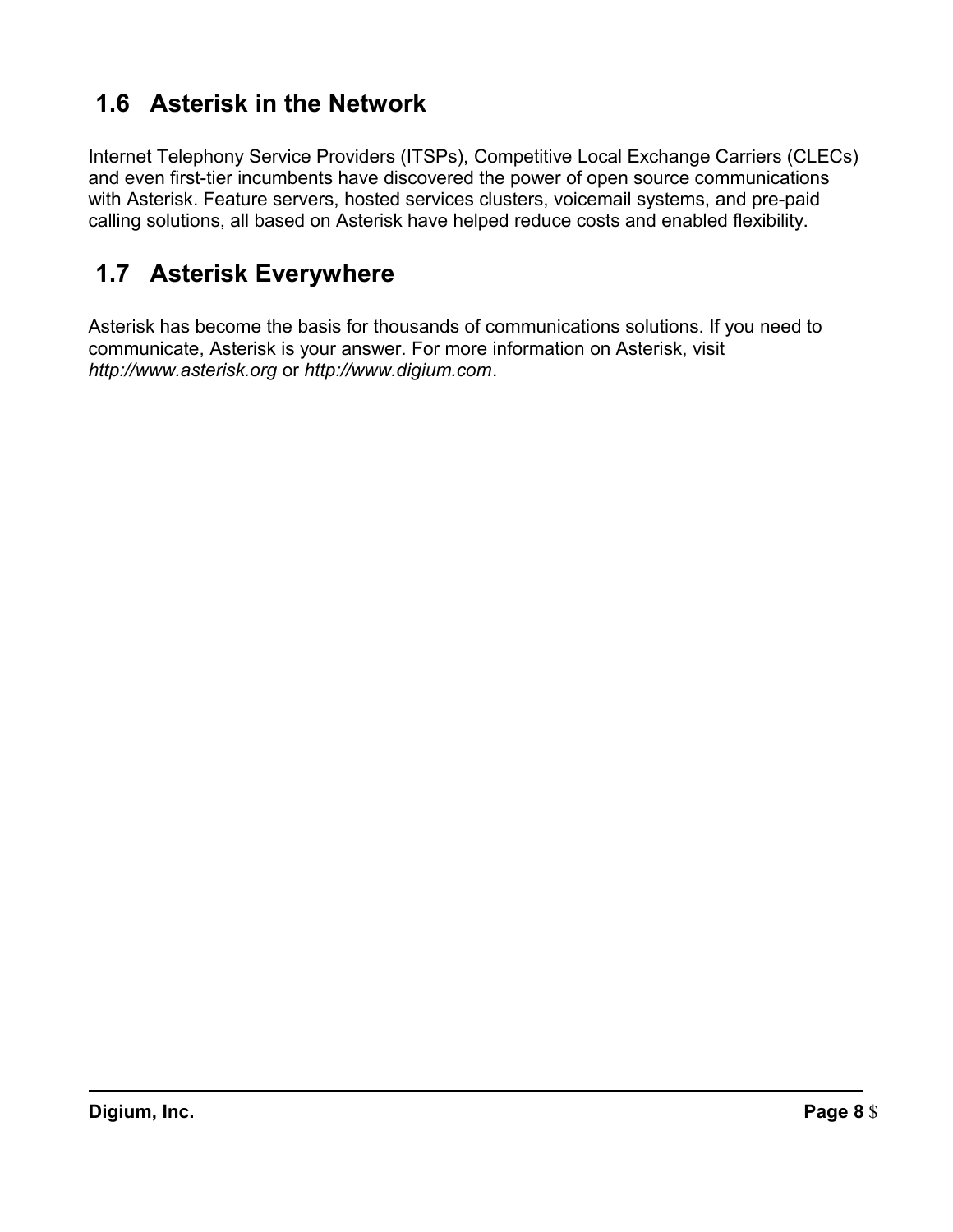## 1.6 Asterisk in the Network

Internet Telephony Service Providers (ITSPs), Competitive Local Exchange Carriers (CLECs) and even first-tier incumbents have discovered the power of open source communications with Asterisk. Feature servers, hosted services clusters, voicemail systems, and pre-paid calling solutions, all based on Asterisk have helped reduce costs and enabled flexibility.

## 1.7 Asterisk Everywhere

Asterisk has become the basis for thousands of communications solutions. If you need to communicate, Asterisk is your answer. For more information on Asterisk, visit *http://www.asterisk.org* or *http://www.digium.com*.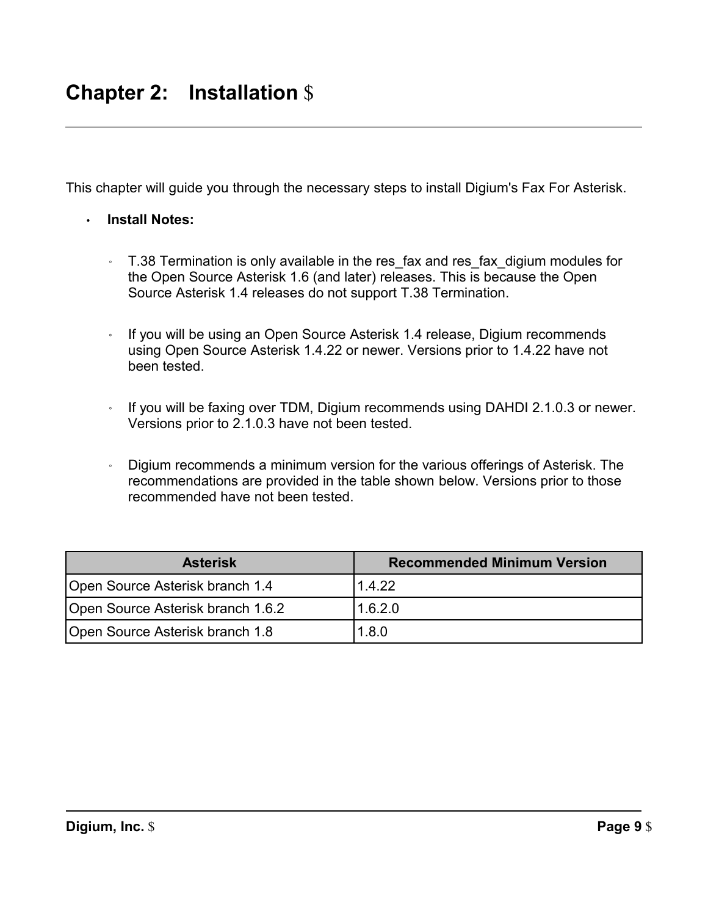# Chapter 2: Installation

This chapter will guide you through the necessary steps to install Digium's Fax For Asterisk.

- **Install Notes:**
  - T.38 Termination is only available in the res_fax and res_fax_digium modules for the Open Source Asterisk 1.6 (and later) releases. This is because the Open Source Asterisk 1.4 releases do not support T.38 Termination.
  - If you will be using an Open Source Asterisk 1.4 release, Digium recommends using Open Source Asterisk 1.4.22 or newer. Versions prior to 1.4.22 have not been tested.
  - If you will be faxing over TDM, Digium recommends using DAHDI 2.1.0.3 or newer. Versions prior to 2.1.0.3 have not been tested.
  - Digium recommends a minimum version for the various offerings of Asterisk. The recommendations are provided in the table shown below. Versions prior to those recommended have not been tested.

| Asterisk | Recommended Minimum Version |
| --- | --- |
| Open Source Asterisk branch 1.4 | 1.4.22 |
| Open Source Asterisk branch 1.6.2 | 1.6.2.0 |
| Open Source Asterisk branch 1.8 | 1.8.0 |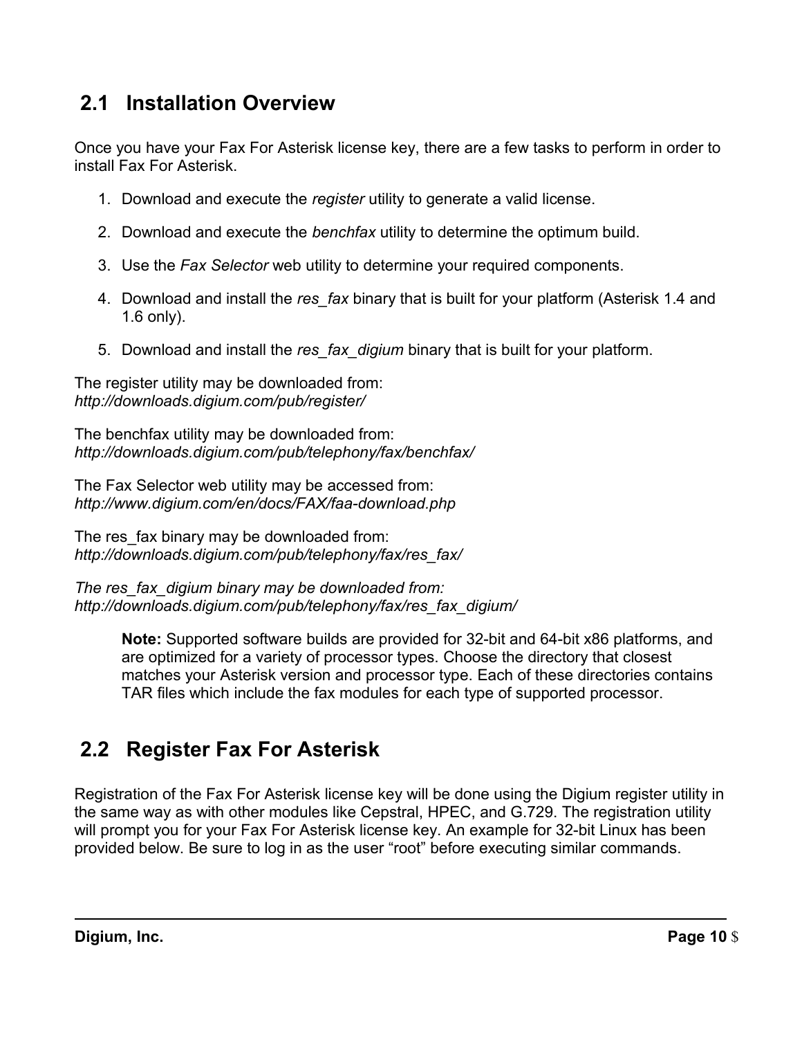## 2.1 Installation Overview

Once you have your Fax For Asterisk license key, there are a few tasks to perform in order to install Fax For Asterisk.

1. Download and execute the *register* utility to generate a valid license.
2. Download and execute the *benchfax* utility to determine the optimum build.
3. Use the *Fax Selector* web utility to determine your required components.
4. Download and install the *res_fax* binary that is built for your platform (Asterisk 1.4 and 1.6 only).
5. Download and install the *res_fax_digium* binary that is built for your platform.

The register utility may be downloaded from:
*http://downloads.digium.com/pub/register/*

The benchfax utility may be downloaded from:
*http://downloads.digium.com/pub/telephony/fax/benchfax/*

The Fax Selector web utility may be accessed from:
*http://www.digium.com/en/docs/FAX/faa-download.php*

The res_fax binary may be downloaded from:
*http://downloads.digium.com/pub/telephony/fax/res_fax/*

*The res_fax_digium binary may be downloaded from:*
*http://downloads.digium.com/pub/telephony/fax/res_fax_digium/*

> **Note:** Supported software builds are provided for 32-bit and 64-bit x86 platforms, and are optimized for a variety of processor types. Choose the directory that closest matches your Asterisk version and processor type. Each of these directories contains TAR files which include the fax modules for each type of supported processor.

## 2.2 Register Fax For Asterisk

Registration of the Fax For Asterisk license key will be done using the Digium register utility in the same way as with other modules like Cepstral, HPEC, and G.729. The registration utility will prompt you for your Fax For Asterisk license key. An example for 32-bit Linux has been provided below. Be sure to log in as the user “root” before executing similar commands.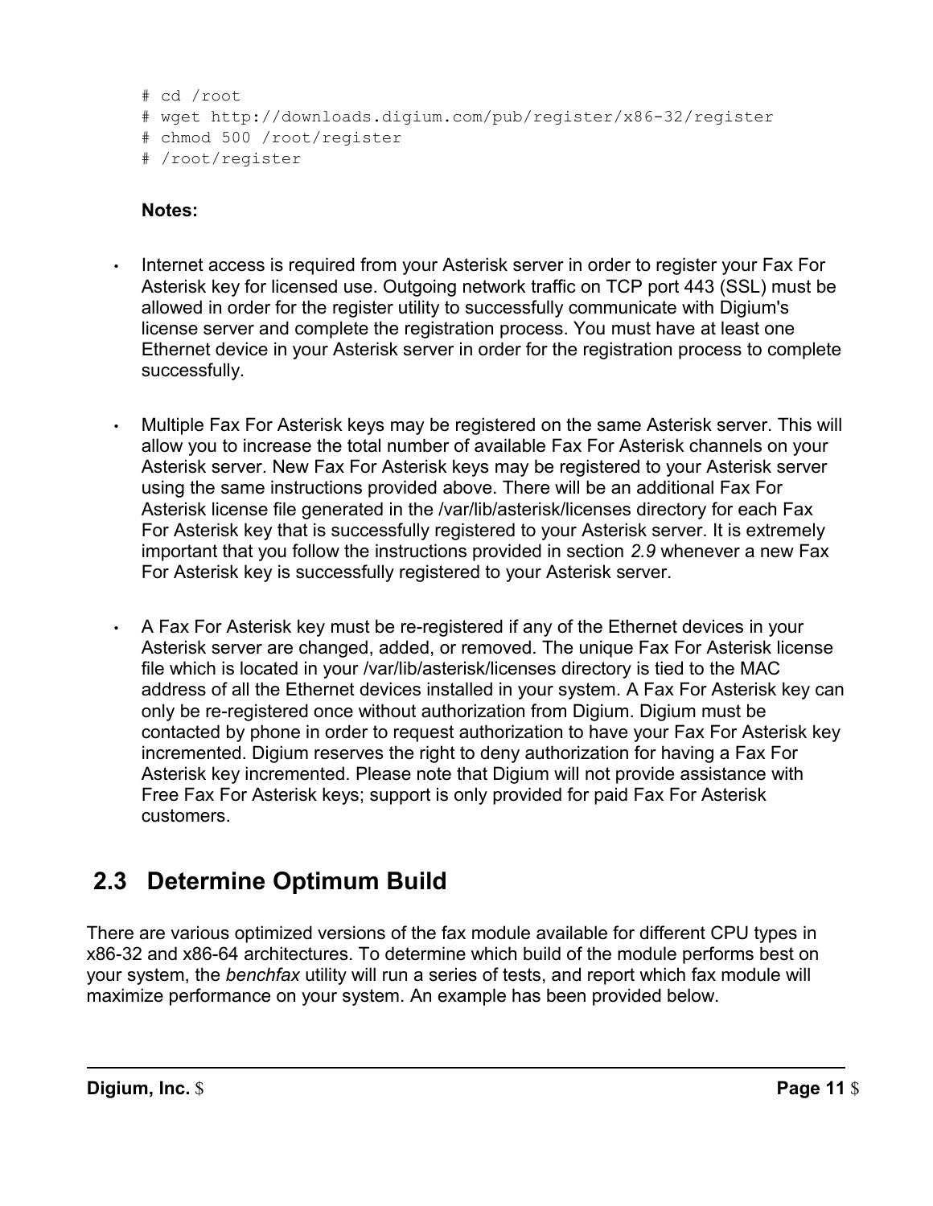```
# cd /root
# wget http://downloads.digium.com/pub/register/x86-32/register
# chmod 500 /root/register
# /root/register
```

**Notes:**

- Internet access is required from your Asterisk server in order to register your Fax For Asterisk key for licensed use. Outgoing network traffic on TCP port 443 (SSL) must be allowed in order for the register utility to successfully communicate with Digium's license server and complete the registration process. You must have at least one Ethernet device in your Asterisk server in order for the registration process to complete successfully.

- Multiple Fax For Asterisk keys may be registered on the same Asterisk server. This will allow you to increase the total number of available Fax For Asterisk channels on your Asterisk server. New Fax For Asterisk keys may be registered to your Asterisk server using the same instructions provided above. There will be an additional Fax For Asterisk license file generated in the /var/lib/asterisk/licenses directory for each Fax For Asterisk key that is successfully registered to your Asterisk server. It is extremely important that you follow the instructions provided in section *2.9* whenever a new Fax For Asterisk key is successfully registered to your Asterisk server.

- A Fax For Asterisk key must be re-registered if any of the Ethernet devices in your Asterisk server are changed, added, or removed. The unique Fax For Asterisk license file which is located in your /var/lib/asterisk/licenses directory is tied to the MAC address of all the Ethernet devices installed in your system. A Fax For Asterisk key can only be re-registered once without authorization from Digium. Digium must be contacted by phone in order to request authorization to have your Fax For Asterisk key incremented. Digium reserves the right to deny authorization for having a Fax For Asterisk key incremented. Please note that Digium will not provide assistance with Free Fax For Asterisk keys; support is only provided for paid Fax For Asterisk customers.

## 2.3 Determine Optimum Build

There are various optimized versions of the fax module available for different CPU types in x86-32 and x86-64 architectures. To determine which build of the module performs best on your system, the *benchfax* utility will run a series of tests, and report which fax module will maximize performance on your system. An example has been provided below.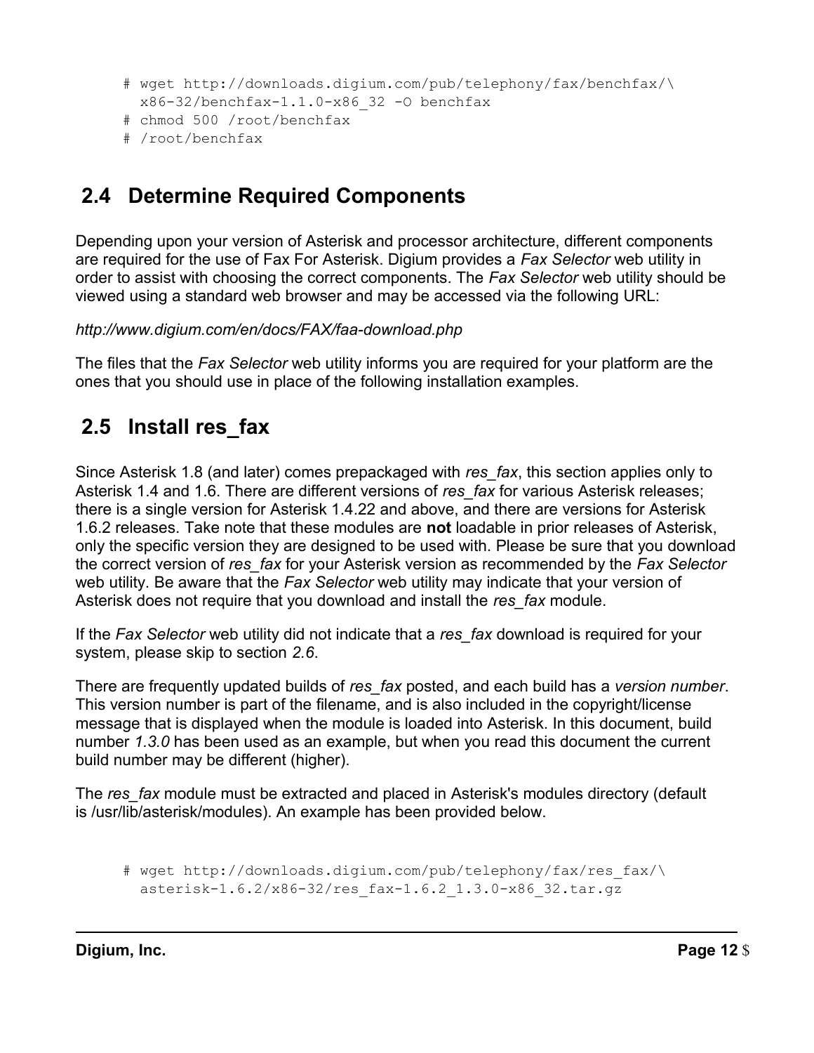```
# wget http://downloads.digium.com/pub/telephony/fax/benchfax/\
  x86-32/benchfax-1.1.0-x86_32 -O benchfax
# chmod 500 /root/benchfax
# /root/benchfax
```

## 2.4 Determine Required Components

Depending upon your version of Asterisk and processor architecture, different components are required for the use of Fax For Asterisk. Digium provides a *Fax Selector* web utility in order to assist with choosing the correct components. The *Fax Selector* web utility should be viewed using a standard web browser and may be accessed via the following URL:

*http://www.digium.com/en/docs/FAX/faa-download.php*

The files that the *Fax Selector* web utility informs you are required for your platform are the ones that you should use in place of the following installation examples.

## 2.5 Install res_fax

Since Asterisk 1.8 (and later) comes prepackaged with *res_fax*, this section applies only to Asterisk 1.4 and 1.6. There are different versions of *res_fax* for various Asterisk releases; there is a single version for Asterisk 1.4.22 and above, and there are versions for Asterisk 1.6.2 releases. Take note that these modules are **not** loadable in prior releases of Asterisk, only the specific version they are designed to be used with. Please be sure that you download the correct version of *res_fax* for your Asterisk version as recommended by the *Fax Selector* web utility. Be aware that the *Fax Selector* web utility may indicate that your version of Asterisk does not require that you download and install the *res_fax* module.

If the *Fax Selector* web utility did not indicate that a *res_fax* download is required for your system, please skip to section *2.6*.

There are frequently updated builds of *res_fax* posted, and each build has a *version number*. This version number is part of the filename, and is also included in the copyright/license message that is displayed when the module is loaded into Asterisk. In this document, build number *1.3.0* has been used as an example, but when you read this document the current build number may be different (higher).

The *res_fax* module must be extracted and placed in Asterisk's modules directory (default is /usr/lib/asterisk/modules). An example has been provided below.

```
# wget http://downloads.digium.com/pub/telephony/fax/res_fax/\
  asterisk-1.6.2/x86-32/res_fax-1.6.2_1.3.0-x86_32.tar.gz
```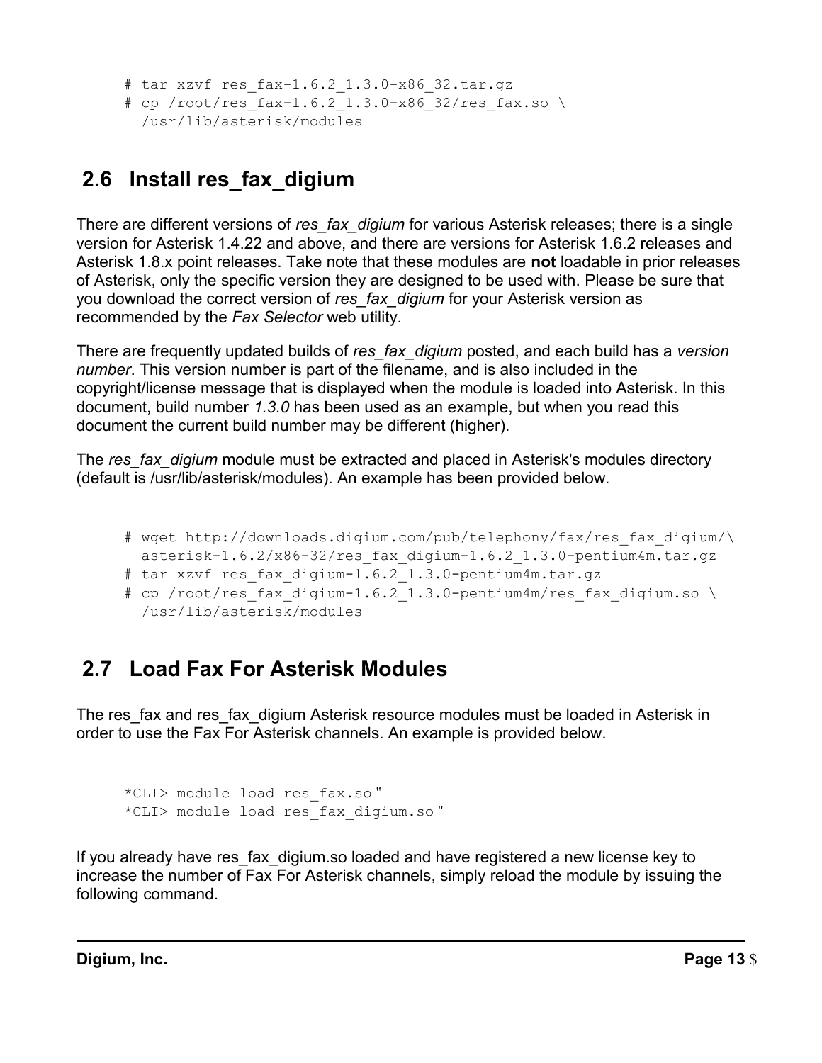```
# tar xzvf res_fax-1.6.2_1.3.0-x86_32.tar.gz
# cp /root/res_fax-1.6.2_1.3.0-x86_32/res_fax.so \
  /usr/lib/asterisk/modules
```

## 2.6 Install res_fax_digium

There are different versions of *res_fax_digium* for various Asterisk releases; there is a single version for Asterisk 1.4.22 and above, and there are versions for Asterisk 1.6.2 releases and Asterisk 1.8.x point releases. Take note that these modules are **not** loadable in prior releases of Asterisk, only the specific version they are designed to be used with. Please be sure that you download the correct version of *res_fax_digium* for your Asterisk version as recommended by the *Fax Selector* web utility.

There are frequently updated builds of *res_fax_digium* posted, and each build has a *version number*. This version number is part of the filename, and is also included in the copyright/license message that is displayed when the module is loaded into Asterisk. In this document, build number *1.3.0* has been used as an example, but when you read this document the current build number may be different (higher).

The *res_fax_digium* module must be extracted and placed in Asterisk's modules directory (default is /usr/lib/asterisk/modules). An example has been provided below.

```
# wget http://downloads.digium.com/pub/telephony/fax/res_fax_digium/\
  asterisk-1.6.2/x86-32/res_fax_digium-1.6.2_1.3.0-pentium4m.tar.gz
# tar xzvf res_fax_digium-1.6.2_1.3.0-pentium4m.tar.gz
# cp /root/res_fax_digium-1.6.2_1.3.0-pentium4m/res_fax_digium.so \
  /usr/lib/asterisk/modules
```

## 2.7 Load Fax For Asterisk Modules

The res_fax and res_fax_digium Asterisk resource modules must be loaded in Asterisk in order to use the Fax For Asterisk channels. An example is provided below.

```
*CLI> module load res_fax.so"
*CLI> module load res_fax_digium.so"
```

If you already have res_fax_digium.so loaded and have registered a new license key to increase the number of Fax For Asterisk channels, simply reload the module by issuing the following command.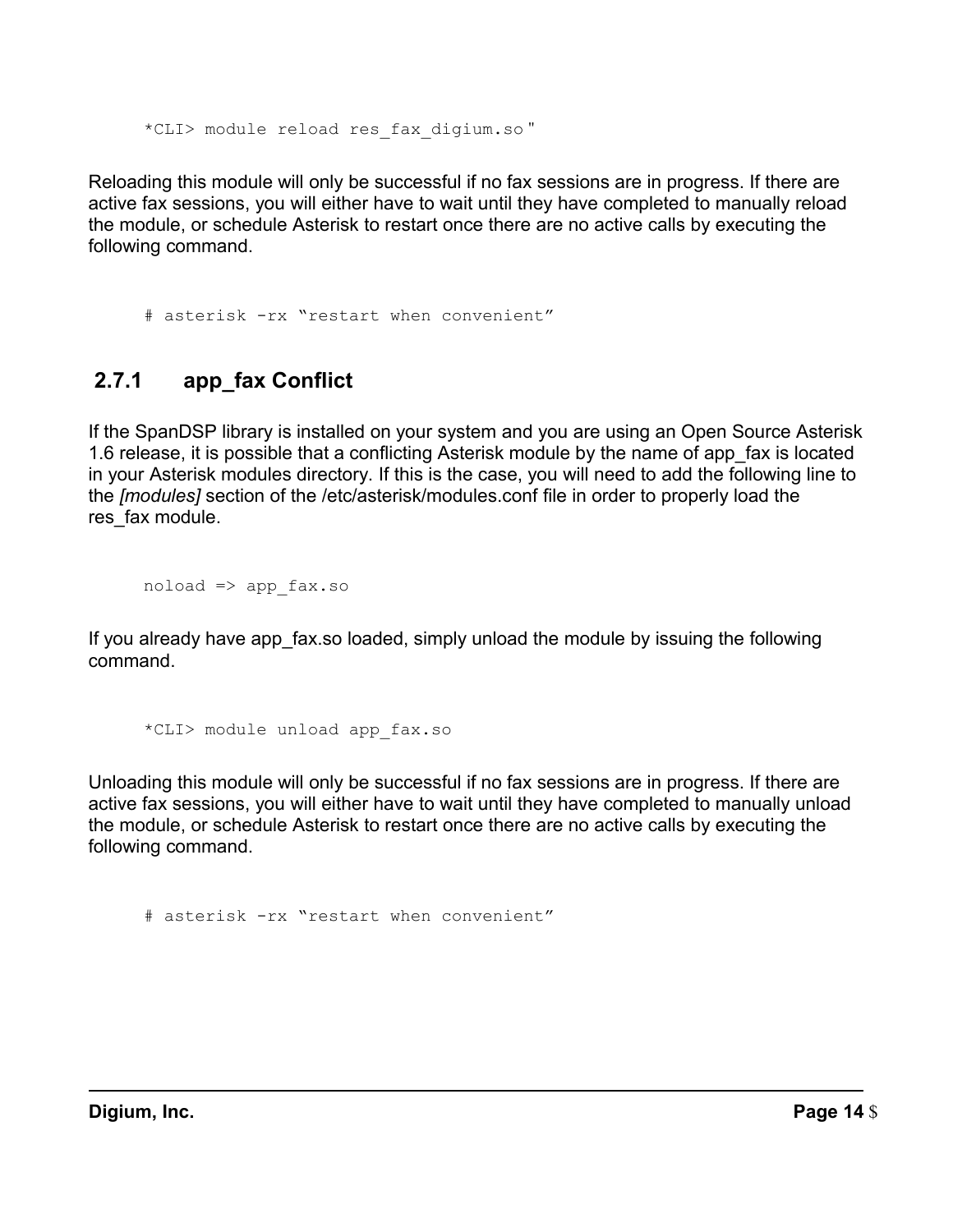```
*CLI> module reload res_fax_digium.so"
```

Reloading this module will only be successful if no fax sessions are in progress. If there are active fax sessions, you will either have to wait until they have completed to manually reload the module, or schedule Asterisk to restart once there are no active calls by executing the following command.

```
# asterisk -rx "restart when convenient"
```

### 2.7.1 app_fax Conflict

If the SpanDSP library is installed on your system and you are using an Open Source Asterisk 1.6 release, it is possible that a conflicting Asterisk module by the name of app_fax is located in your Asterisk modules directory. If this is the case, you will need to add the following line to the *[modules]* section of the /etc/asterisk/modules.conf file in order to properly load the res_fax module.

```
noload => app_fax.so
```

If you already have app_fax.so loaded, simply unload the module by issuing the following command.

```
*CLI> module unload app_fax.so
```

Unloading this module will only be successful if no fax sessions are in progress. If there are active fax sessions, you will either have to wait until they have completed to manually unload the module, or schedule Asterisk to restart once there are no active calls by executing the following command.

```
# asterisk -rx "restart when convenient"
```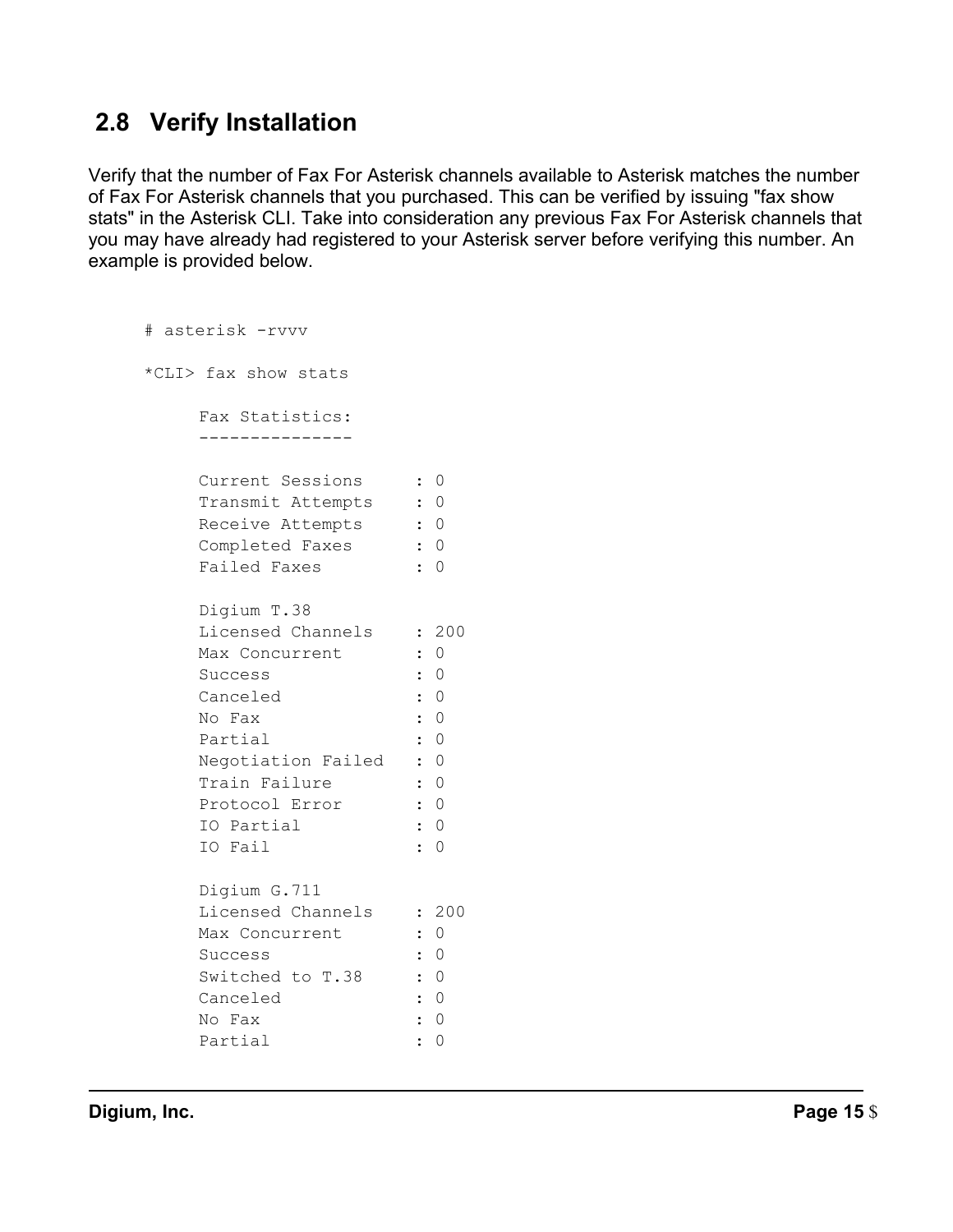## 2.8 Verify Installation

Verify that the number of Fax For Asterisk channels available to Asterisk matches the number of Fax For Asterisk channels that you purchased. This can be verified by issuing "fax show stats" in the Asterisk CLI. Take into consideration any previous Fax For Asterisk channels that you may have already had registered to your Asterisk server before verifying this number. An example is provided below.

```
# asterisk -rvvv

*CLI> fax show stats

     Fax Statistics:
     ---------------

     Current Sessions     : 0
     Transmit Attempts    : 0
     Receive Attempts     : 0
     Completed Faxes      : 0
     Failed Faxes         : 0

     Digium T.38
     Licensed Channels    : 200
     Max Concurrent       : 0
     Success              : 0
     Canceled             : 0
     No Fax               : 0
     Partial              : 0
     Negotiation Failed   : 0
     Train Failure        : 0
     Protocol Error       : 0
     IO Partial           : 0
     IO Fail              : 0

     Digium G.711
     Licensed Channels    : 200
     Max Concurrent       : 0
     Success              : 0
     Switched to T.38     : 0
     Canceled             : 0
     No Fax               : 0
     Partial              : 0
```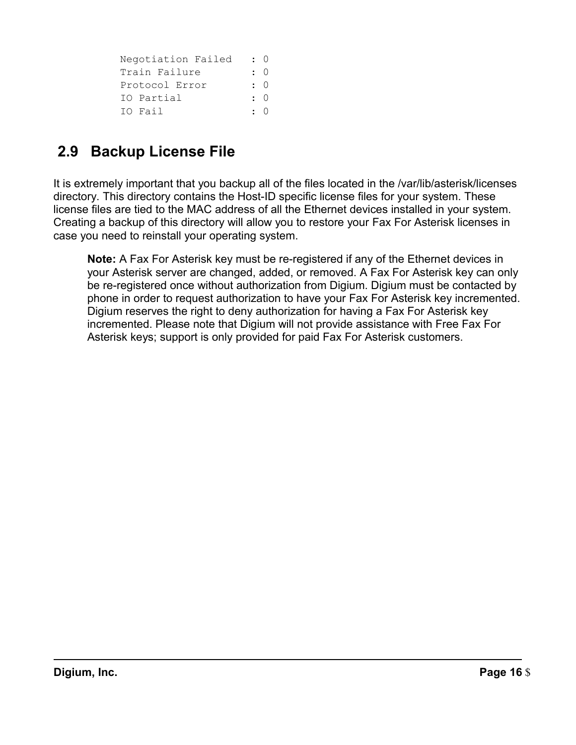```
Negotiation Failed   : 0
Train Failure        : 0
Protocol Error       : 0
IO Partial           : 0
IO Fail              : 0
```

## 2.9 Backup License File

It is extremely important that you backup all of the files located in the /var/lib/asterisk/licenses directory. This directory contains the Host-ID specific license files for your system. These license files are tied to the MAC address of all the Ethernet devices installed in your system. Creating a backup of this directory will allow you to restore your Fax For Asterisk licenses in case you need to reinstall your operating system.

> **Note:** A Fax For Asterisk key must be re-registered if any of the Ethernet devices in your Asterisk server are changed, added, or removed. A Fax For Asterisk key can only be re-registered once without authorization from Digium. Digium must be contacted by phone in order to request authorization to have your Fax For Asterisk key incremented. Digium reserves the right to deny authorization for having a Fax For Asterisk key incremented. Please note that Digium will not provide assistance with Free Fax For Asterisk keys; support is only provided for paid Fax For Asterisk customers.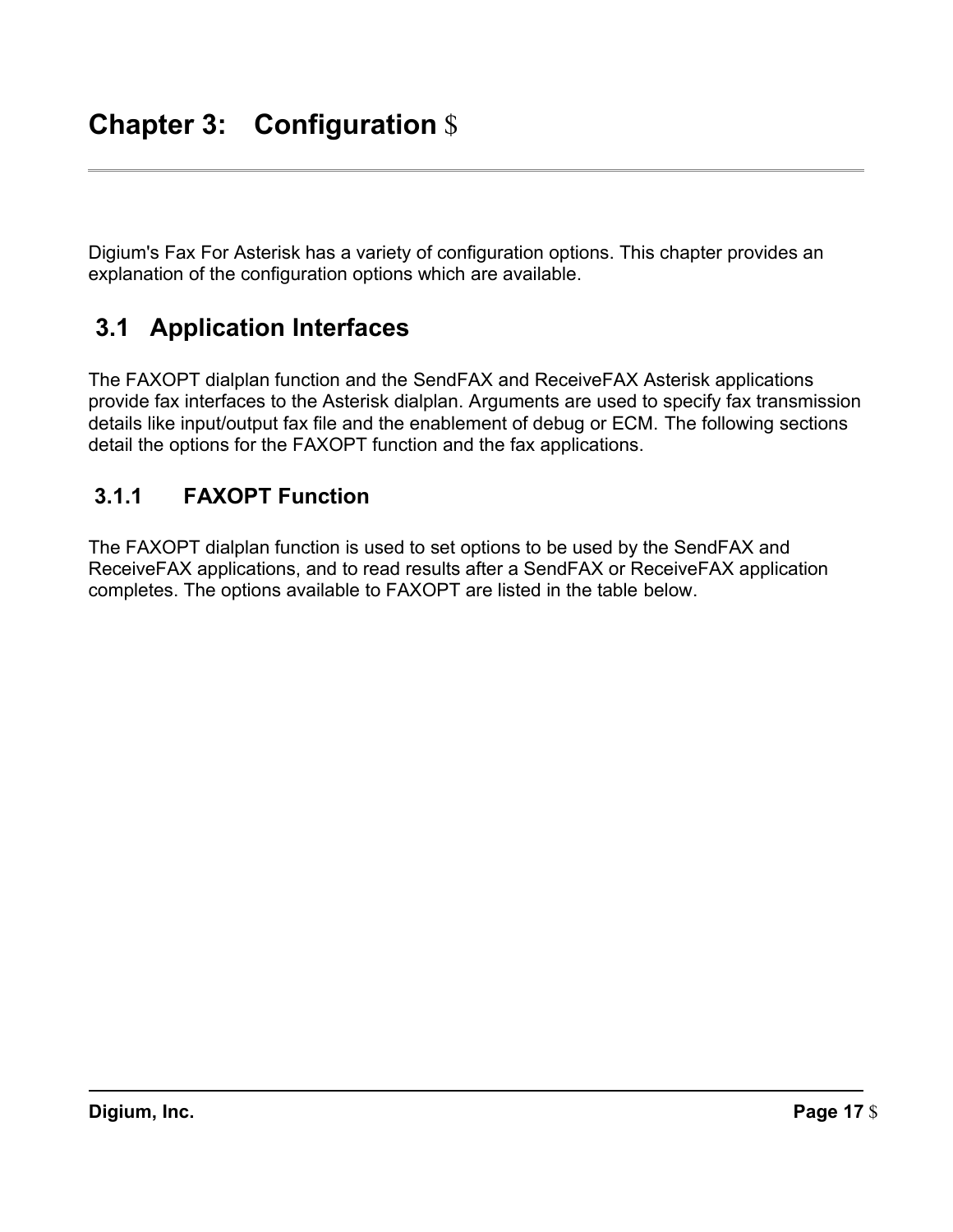# Chapter 3: Configuration

Digium's Fax For Asterisk has a variety of configuration options. This chapter provides an explanation of the configuration options which are available.

## 3.1 Application Interfaces

The FAXOPT dialplan function and the SendFAX and ReceiveFAX Asterisk applications provide fax interfaces to the Asterisk dialplan. Arguments are used to specify fax transmission details like input/output fax file and the enablement of debug or ECM. The following sections detail the options for the FAXOPT function and the fax applications.

### 3.1.1 FAXOPT Function

The FAXOPT dialplan function is used to set options to be used by the SendFAX and ReceiveFAX applications, and to read results after a SendFAX or ReceiveFAX application completes. The options available to FAXOPT are listed in the table below.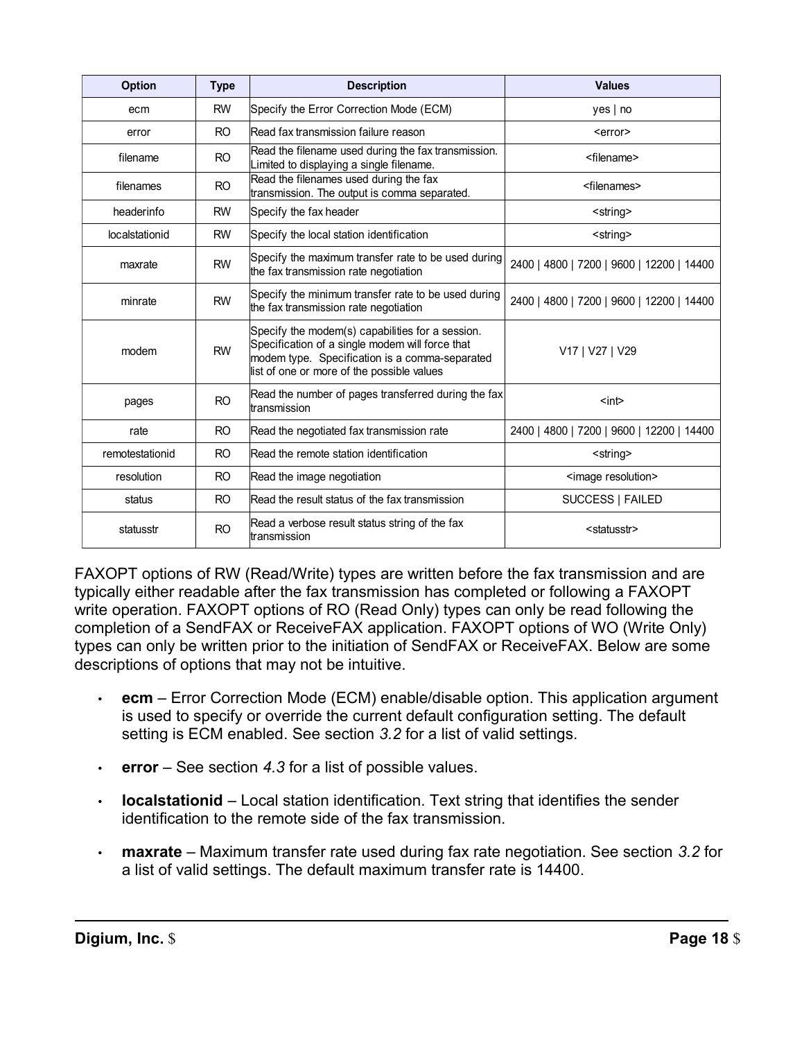| Option | Type | Description | Values |
|---|---|---|---|
| ecm | RW | Specify the Error Correction Mode (ECM) | yes \| no |
| error | RO | Read fax transmission failure reason | <error> |
| filename | RO | Read the filename used during the fax transmission. Limited to displaying a single filename. | <filename> |
| filenames | RO | Read the filenames used during the fax transmission. The output is comma separated. | <filenames> |
| headerinfo | RW | Specify the fax header | <string> |
| localstationid | RW | Specify the local station identification | <string> |
| maxrate | RW | Specify the maximum transfer rate to be used during the fax transmission rate negotiation | 2400 \| 4800 \| 7200 \| 9600 \| 12200 \| 14400 |
| minrate | RW | Specify the minimum transfer rate to be used during the fax transmission rate negotiation | 2400 \| 4800 \| 7200 \| 9600 \| 12200 \| 14400 |
| modem | RW | Specify the modem(s) capabilities for a session. Specification of a single modem will force that modem type. Specification is a comma-separated list of one or more of the possible values | V17 \| V27 \| V29 |
| pages | RO | Read the number of pages transferred during the fax transmission | <int> |
| rate | RO | Read the negotiated fax transmission rate | 2400 \| 4800 \| 7200 \| 9600 \| 12200 \| 14400 |
| remotestationid | RO | Read the remote station identification | <string> |
| resolution | RO | Read the image negotiation | <image resolution> |
| status | RO | Read the result status of the fax transmission | SUCCESS \| FAILED |
| statusstr | RO | Read a verbose result status string of the fax transmission | <statusstr> |

FAXOPT options of RW (Read/Write) types are written before the fax transmission and are typically either readable after the fax transmission has completed or following a FAXOPT write operation. FAXOPT options of RO (Read Only) types can only be read following the completion of a SendFAX or ReceiveFAX application. FAXOPT options of WO (Write Only) types can only be written prior to the initiation of SendFAX or ReceiveFAX. Below are some descriptions of options that may not be intuitive.

- **ecm** – Error Correction Mode (ECM) enable/disable option. This application argument is used to specify or override the current default configuration setting. The default setting is ECM enabled. See section *3.2* for a list of valid settings.
- **error** – See section *4.3* for a list of possible values.
- **localstationid** – Local station identification. Text string that identifies the sender identification to the remote side of the fax transmission.
- **maxrate** – Maximum transfer rate used during fax rate negotiation. See section *3.2* for a list of valid settings. The default maximum transfer rate is 14400.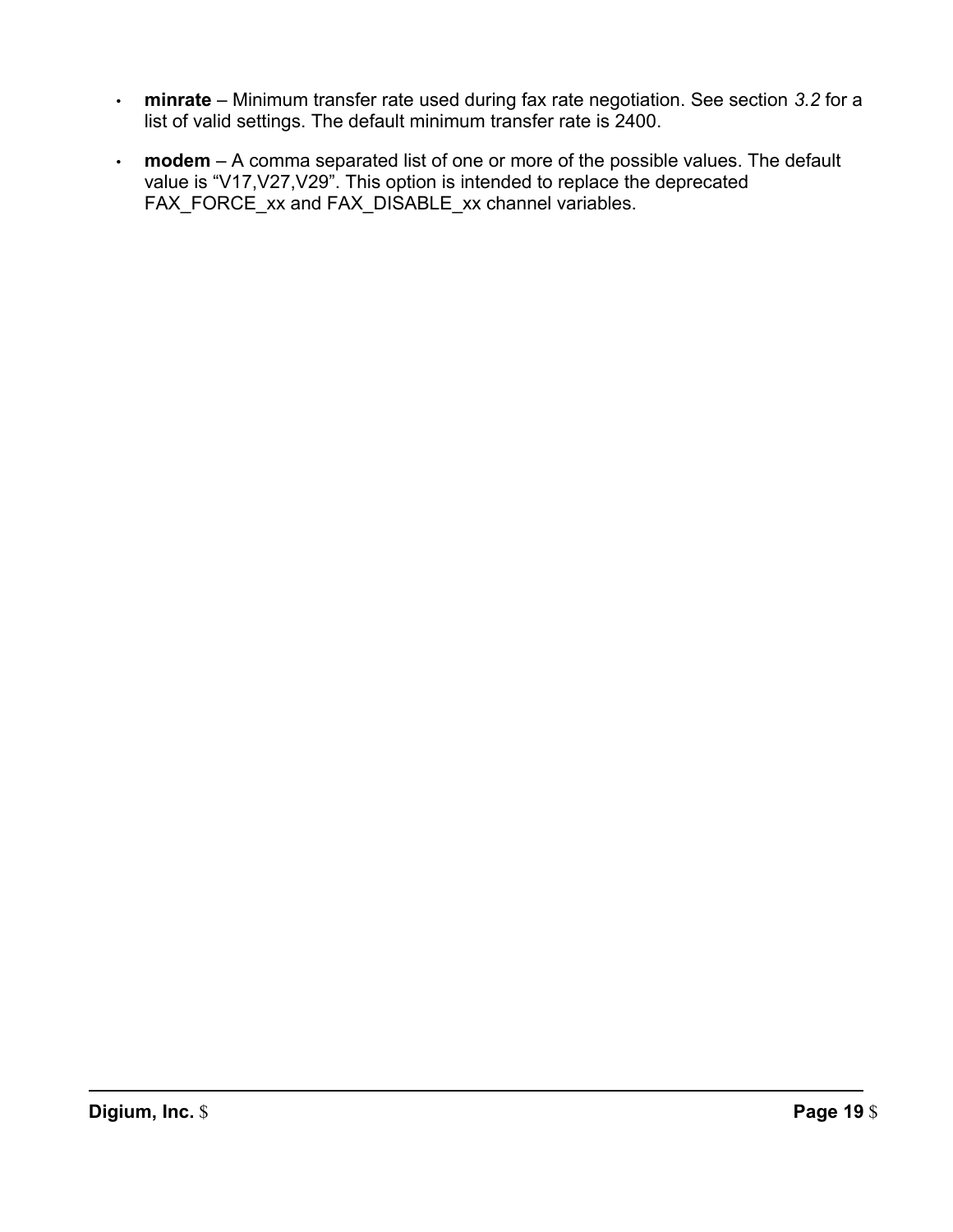- **minrate** – Minimum transfer rate used during fax rate negotiation. See section *3.2* for a list of valid settings. The default minimum transfer rate is 2400.
- **modem** – A comma separated list of one or more of the possible values. The default value is "V17,V27,V29". This option is intended to replace the deprecated FAX_FORCE_xx and FAX_DISABLE_xx channel variables.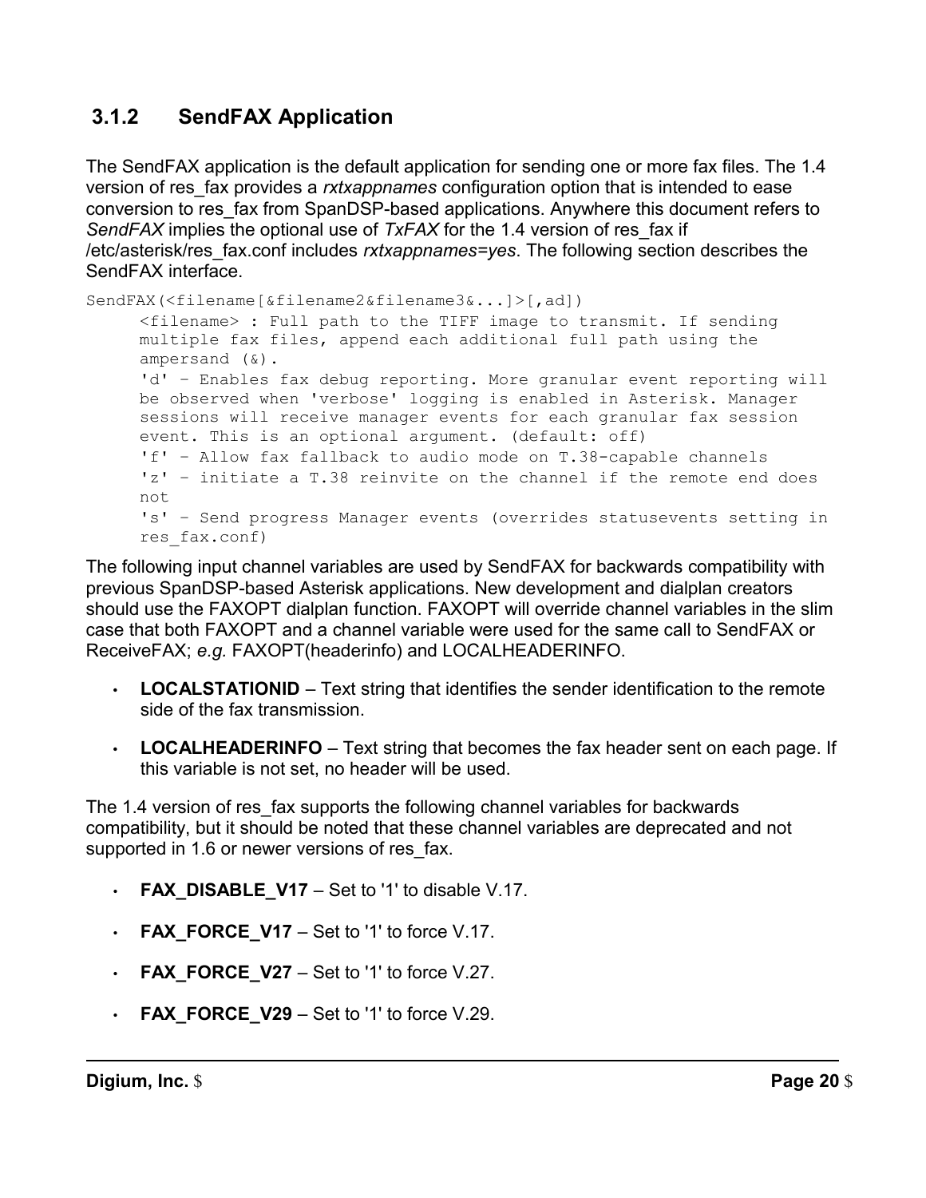### 3.1.2 SendFAX Application

The SendFAX application is the default application for sending one or more fax files. The 1.4 version of res_fax provides a *rxtxappnames* configuration option that is intended to ease conversion to res_fax from SpanDSP-based applications. Anywhere this document refers to *SendFAX* implies the optional use of *TxFAX* for the 1.4 version of res_fax if /etc/asterisk/res_fax.conf includes *rxtxappnames=yes*. The following section describes the SendFAX interface.

```
SendFAX(<filename[&filename2&filename3&...]>[,ad])
      <filename> : Full path to the TIFF image to transmit. If sending
      multiple fax files, append each additional full path using the
      ampersand (&).
      'd' - Enables fax debug reporting. More granular event reporting will
      be observed when 'verbose' logging is enabled in Asterisk. Manager
      sessions will receive manager events for each granular fax session
      event. This is an optional argument. (default: off)
      'f' - Allow fax fallback to audio mode on T.38-capable channels
      'z' - initiate a T.38 reinvite on the channel if the remote end does
      not
      's' - Send progress Manager events (overrides statusevents setting in
      res_fax.conf)
```

The following input channel variables are used by SendFAX for backwards compatibility with previous SpanDSP-based Asterisk applications. New development and dialplan creators should use the FAXOPT dialplan function. FAXOPT will override channel variables in the slim case that both FAXOPT and a channel variable were used for the same call to SendFAX or ReceiveFAX; *e.g.* FAXOPT(headerinfo) and LOCALHEADERINFO.

- **LOCALSTATIONID** – Text string that identifies the sender identification to the remote side of the fax transmission.
- **LOCALHEADERINFO** – Text string that becomes the fax header sent on each page. If this variable is not set, no header will be used.

The 1.4 version of res_fax supports the following channel variables for backwards compatibility, but it should be noted that these channel variables are deprecated and not supported in 1.6 or newer versions of res_fax.

- **FAX_DISABLE_V17** – Set to '1' to disable V.17.
- **FAX_FORCE_V17** – Set to '1' to force V.17.
- **FAX_FORCE_V27** – Set to '1' to force V.27.
- **FAX_FORCE_V29** – Set to '1' to force V.29.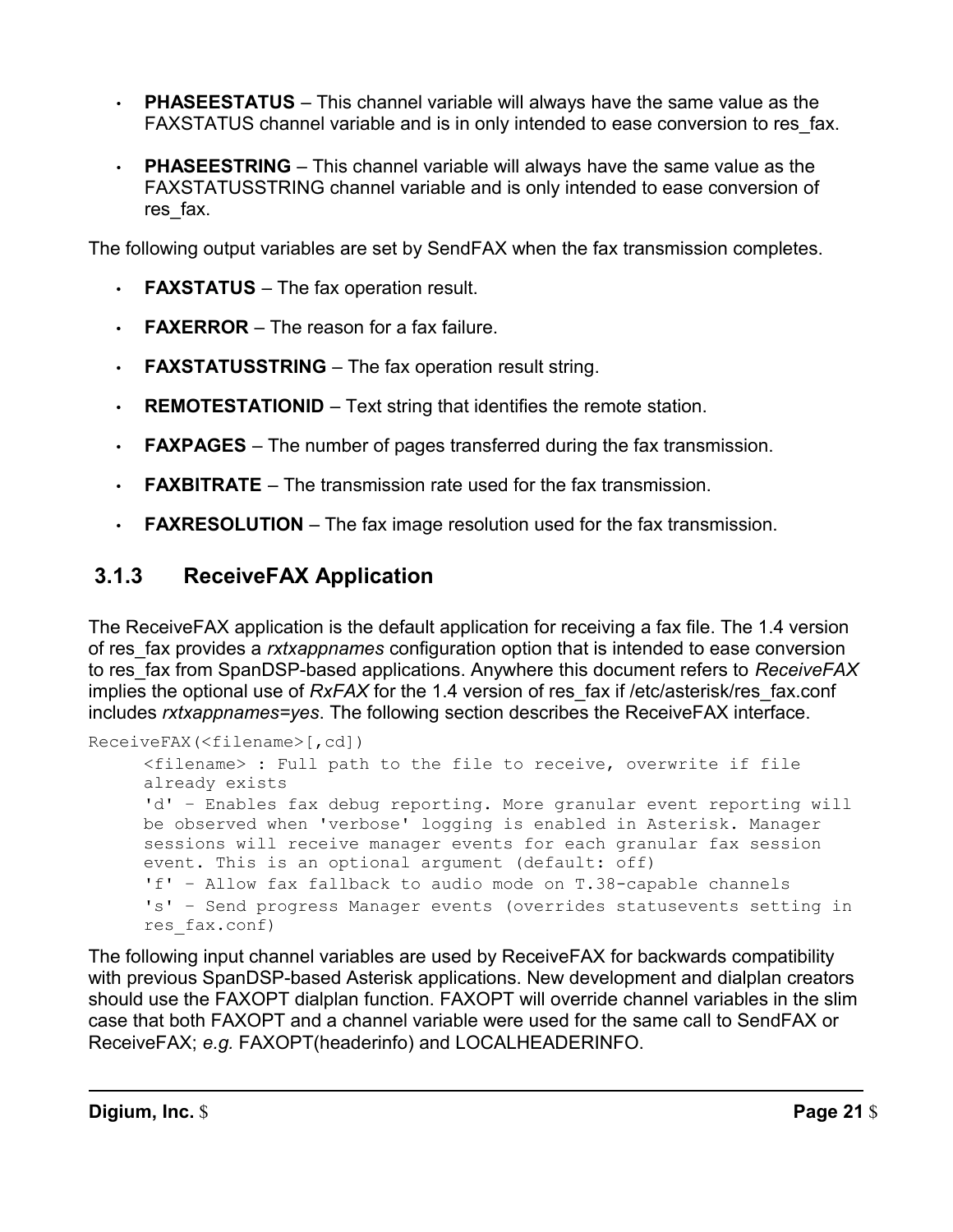- **PHASEESTATUS** – This channel variable will always have the same value as the FAXSTATUS channel variable and is in only intended to ease conversion to res_fax.
- **PHASEESTRING** – This channel variable will always have the same value as the FAXSTATUSSTRING channel variable and is only intended to ease conversion of res_fax.

The following output variables are set by SendFAX when the fax transmission completes.

- **FAXSTATUS** – The fax operation result.
- **FAXERROR** – The reason for a fax failure.
- **FAXSTATUSSTRING** – The fax operation result string.
- **REMOTESTATIONID** – Text string that identifies the remote station.
- **FAXPAGES** – The number of pages transferred during the fax transmission.
- **FAXBITRATE** – The transmission rate used for the fax transmission.
- **FAXRESOLUTION** – The fax image resolution used for the fax transmission.

### 3.1.3 ReceiveFAX Application

The ReceiveFAX application is the default application for receiving a fax file. The 1.4 version of res_fax provides a *rxtxappnames* configuration option that is intended to ease conversion to res_fax from SpanDSP-based applications. Anywhere this document refers to *ReceiveFAX* implies the optional use of *RxFAX* for the 1.4 version of res_fax if /etc/asterisk/res_fax.conf includes *rxtxappnames=yes*. The following section describes the ReceiveFAX interface.

```
ReceiveFAX(<filename>[,cd])
     <filename> : Full path to the file to receive, overwrite if file
     already exists
     'd' – Enables fax debug reporting. More granular event reporting will
     be observed when 'verbose' logging is enabled in Asterisk. Manager
     sessions will receive manager events for each granular fax session
     event. This is an optional argument (default: off)
     'f' – Allow fax fallback to audio mode on T.38-capable channels
     's' – Send progress Manager events (overrides statusevents setting in
     res_fax.conf)
```

The following input channel variables are used by ReceiveFAX for backwards compatibility with previous SpanDSP-based Asterisk applications. New development and dialplan creators should use the FAXOPT dialplan function. FAXOPT will override channel variables in the slim case that both FAXOPT and a channel variable were used for the same call to SendFAX or ReceiveFAX; *e.g.* FAXOPT(headerinfo) and LOCALHEADERINFO.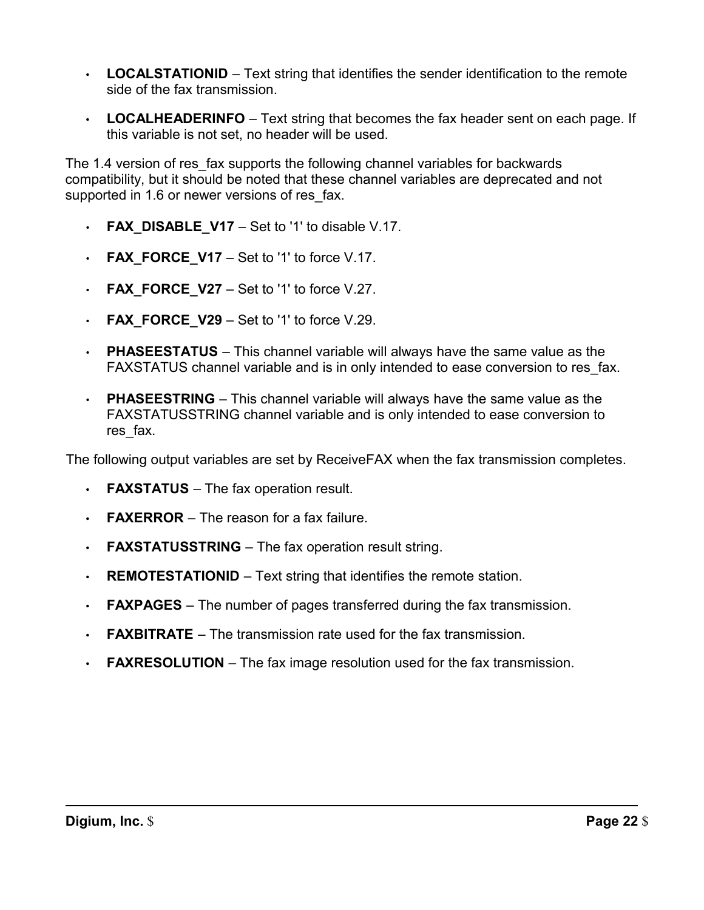- **LOCALSTATIONID** – Text string that identifies the sender identification to the remote side of the fax transmission.
- **LOCALHEADERINFO** – Text string that becomes the fax header sent on each page. If this variable is not set, no header will be used.

The 1.4 version of res_fax supports the following channel variables for backwards compatibility, but it should be noted that these channel variables are deprecated and not supported in 1.6 or newer versions of res_fax.

- **FAX_DISABLE_V17** – Set to '1' to disable V.17.
- **FAX_FORCE_V17** – Set to '1' to force V.17.
- **FAX_FORCE_V27** – Set to '1' to force V.27.
- **FAX_FORCE_V29** – Set to '1' to force V.29.
- **PHASEESTATUS** – This channel variable will always have the same value as the FAXSTATUS channel variable and is in only intended to ease conversion to res_fax.
- **PHASEESTRING** – This channel variable will always have the same value as the FAXSTATUSSTRING channel variable and is only intended to ease conversion to res_fax.

The following output variables are set by ReceiveFAX when the fax transmission completes.

- **FAXSTATUS** – The fax operation result.
- **FAXERROR** – The reason for a fax failure.
- **FAXSTATUSSTRING** – The fax operation result string.
- **REMOTESTATIONID** – Text string that identifies the remote station.
- **FAXPAGES** – The number of pages transferred during the fax transmission.
- **FAXBITRATE** – The transmission rate used for the fax transmission.
- **FAXRESOLUTION** – The fax image resolution used for the fax transmission.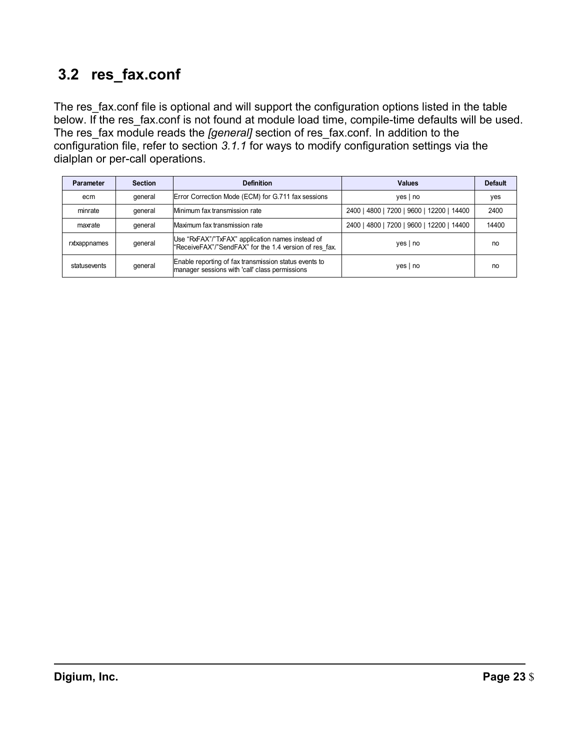## 3.2 res_fax.conf

The res_fax.conf file is optional and will support the configuration options listed in the table below. If the res_fax.conf is not found at module load time, compile-time defaults will be used. The res_fax module reads the *[general]* section of res_fax.conf. In addition to the configuration file, refer to section *3.1.1* for ways to modify configuration settings via the dialplan or per-call operations.

| Parameter | Section | Definition | Values | Default |
|---|---|---|---|---|
| ecm | general | Error Correction Mode (ECM) for G.711 fax sessions | yes \| no | yes |
| minrate | general | Minimum fax transmission rate | 2400 \| 4800 \| 7200 \| 9600 \| 12200 \| 14400 | 2400 |
| maxrate | general | Maximum fax transmission rate | 2400 \| 4800 \| 7200 \| 9600 \| 12200 \| 14400 | 14400 |
| rxtxappnames | general | Use "RxFAX"/"TxFAX" application names instead of "ReceiveFAX"/"SendFAX" for the 1.4 version of res_fax. | yes \| no | no |
| statusevents | general | Enable reporting of fax transmission status events to manager sessions with 'call' class permissions | yes \| no | no |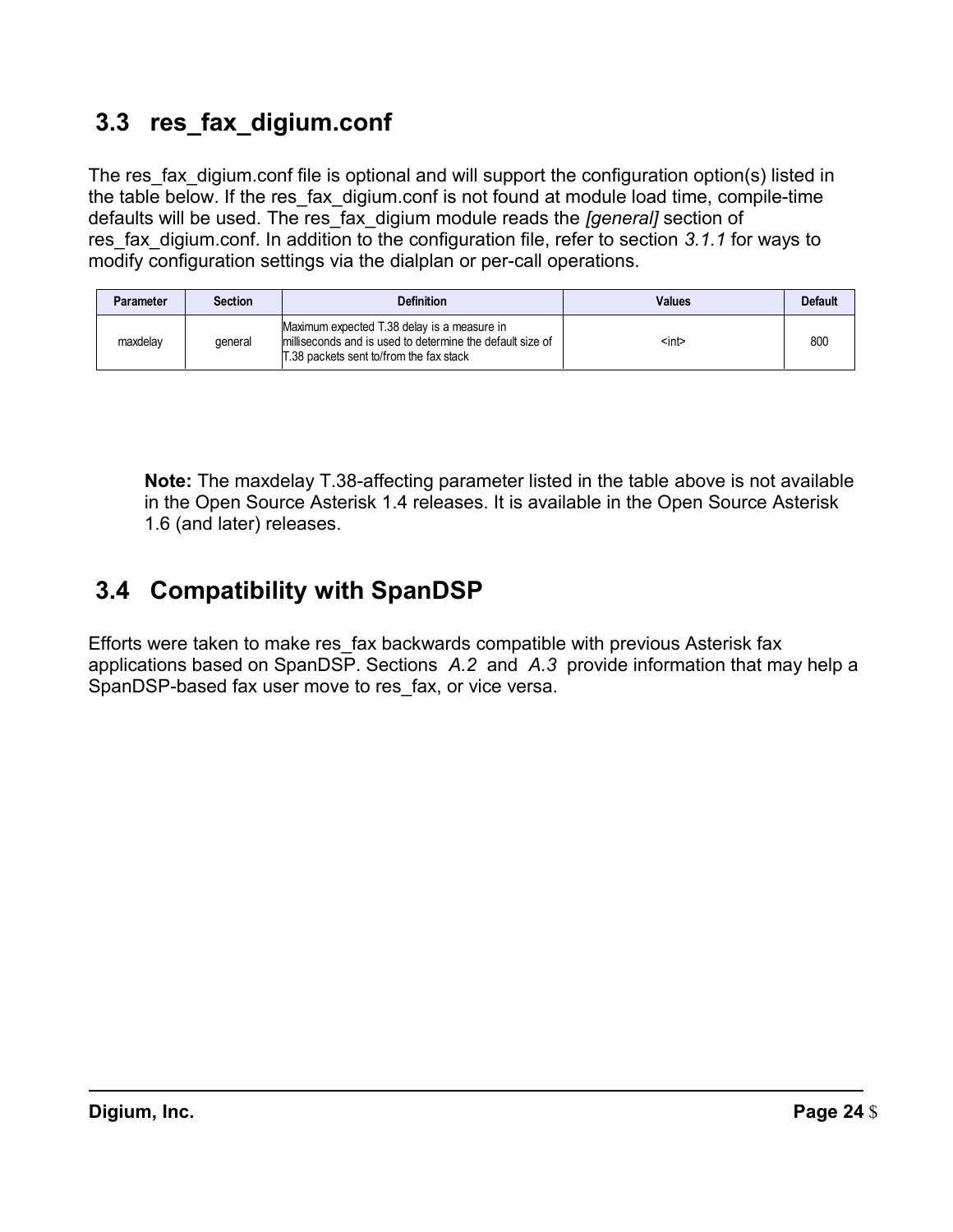## 3.3 res_fax_digium.conf

The res_fax_digium.conf file is optional and will support the configuration option(s) listed in the table below. If the res_fax_digium.conf is not found at module load time, compile-time defaults will be used. The res_fax_digium module reads the *[general]* section of res_fax_digium.conf. In addition to the configuration file, refer to section *3.1.1* for ways to modify configuration settings via the dialplan or per-call operations.

| Parameter | Section | Definition | Values | Default |
|---|---|---|---|---|
| maxdelay | general | Maximum expected T.38 delay is a measure in milliseconds and is used to determine the default size of T.38 packets sent to/from the fax stack | <int> | 800 |

**Note:** The maxdelay T.38-affecting parameter listed in the table above is not available in the Open Source Asterisk 1.4 releases. It is available in the Open Source Asterisk 1.6 (and later) releases.

## 3.4 Compatibility with SpanDSP

Efforts were taken to make res_fax backwards compatible with previous Asterisk fax applications based on SpanDSP. Sections *A.2* and *A.3* provide information that may help a SpanDSP-based fax user move to res_fax, or vice versa.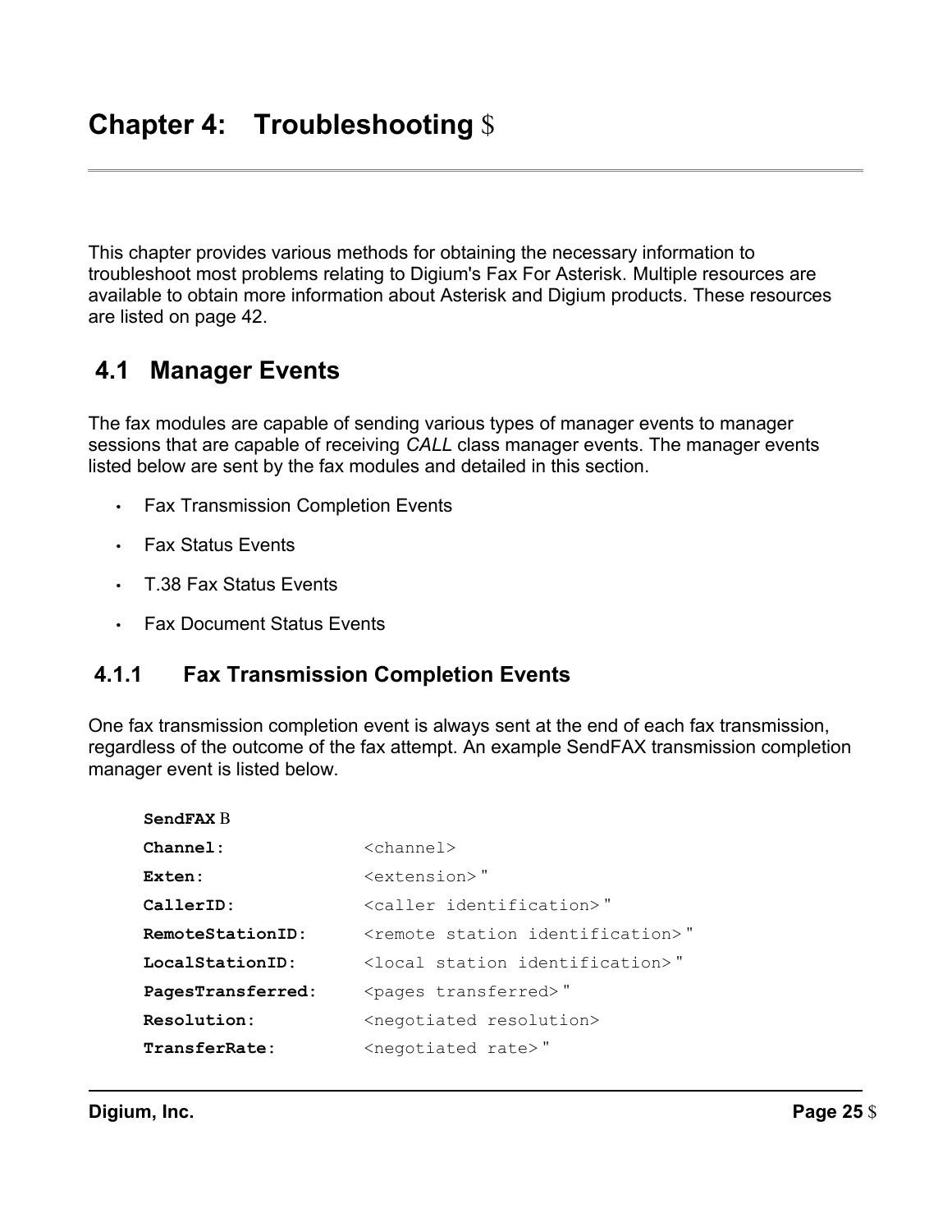# Chapter 4: Troubleshooting

This chapter provides various methods for obtaining the necessary information to troubleshoot most problems relating to Digium's Fax For Asterisk. Multiple resources are available to obtain more information about Asterisk and Digium products. These resources are listed on page 42.

## 4.1 Manager Events

The fax modules are capable of sending various types of manager events to manager sessions that are capable of receiving *CALL* class manager events. The manager events listed below are sent by the fax modules and detailed in this section.

- Fax Transmission Completion Events
- Fax Status Events
- T.38 Fax Status Events
- Fax Document Status Events

### 4.1.1 Fax Transmission Completion Events

One fax transmission completion event is always sent at the end of each fax transmission, regardless of the outcome of the fax attempt. An example SendFAX transmission completion manager event is listed below.

```
SendFAX
Channel:            <channel>
Exten:              <extension>
CallerID:           <caller identification>
RemoteStationID:    <remote station identification>
LocalStationID:     <local station identification>
PagesTransferred:   <pages transferred>
Resolution:         <negotiated resolution>
TransferRate:       <negotiated rate>
```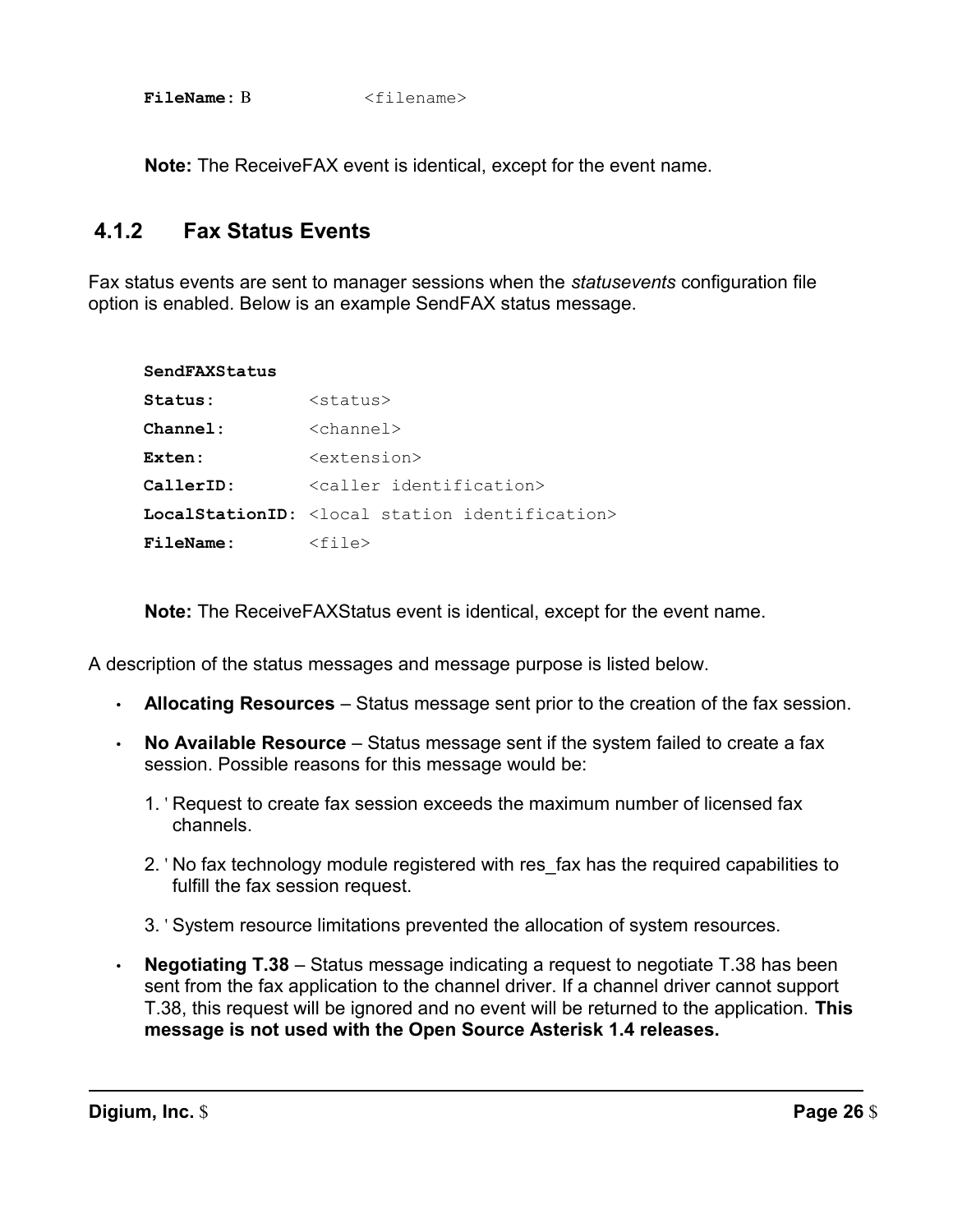```
FileName: B           <filename>
```

**Note:** The ReceiveFAX event is identical, except for the event name.

### 4.1.2 Fax Status Events

Fax status events are sent to manager sessions when the *statusevents* configuration file option is enabled. Below is an example SendFAX status message.

```
SendFAXStatus
Status:          <status>
Channel:         <channel>
Exten:           <extension>
CallerID:        <caller identification>
LocalStationID:  <local station identification>
FileName:        <file>
```

**Note:** The ReceiveFAXStatus event is identical, except for the event name.

A description of the status messages and message purpose is listed below.

- **Allocating Resources** – Status message sent prior to the creation of the fax session.
- **No Available Resource** – Status message sent if the system failed to create a fax session. Possible reasons for this message would be:
  1. Request to create fax session exceeds the maximum number of licensed fax channels.
  2. No fax technology module registered with res_fax has the required capabilities to fulfill the fax session request.
  3. System resource limitations prevented the allocation of system resources.
- **Negotiating T.38** – Status message indicating a request to negotiate T.38 has been sent from the fax application to the channel driver. If a channel driver cannot support T.38, this request will be ignored and no event will be returned to the application. **This message is not used with the Open Source Asterisk 1.4 releases.**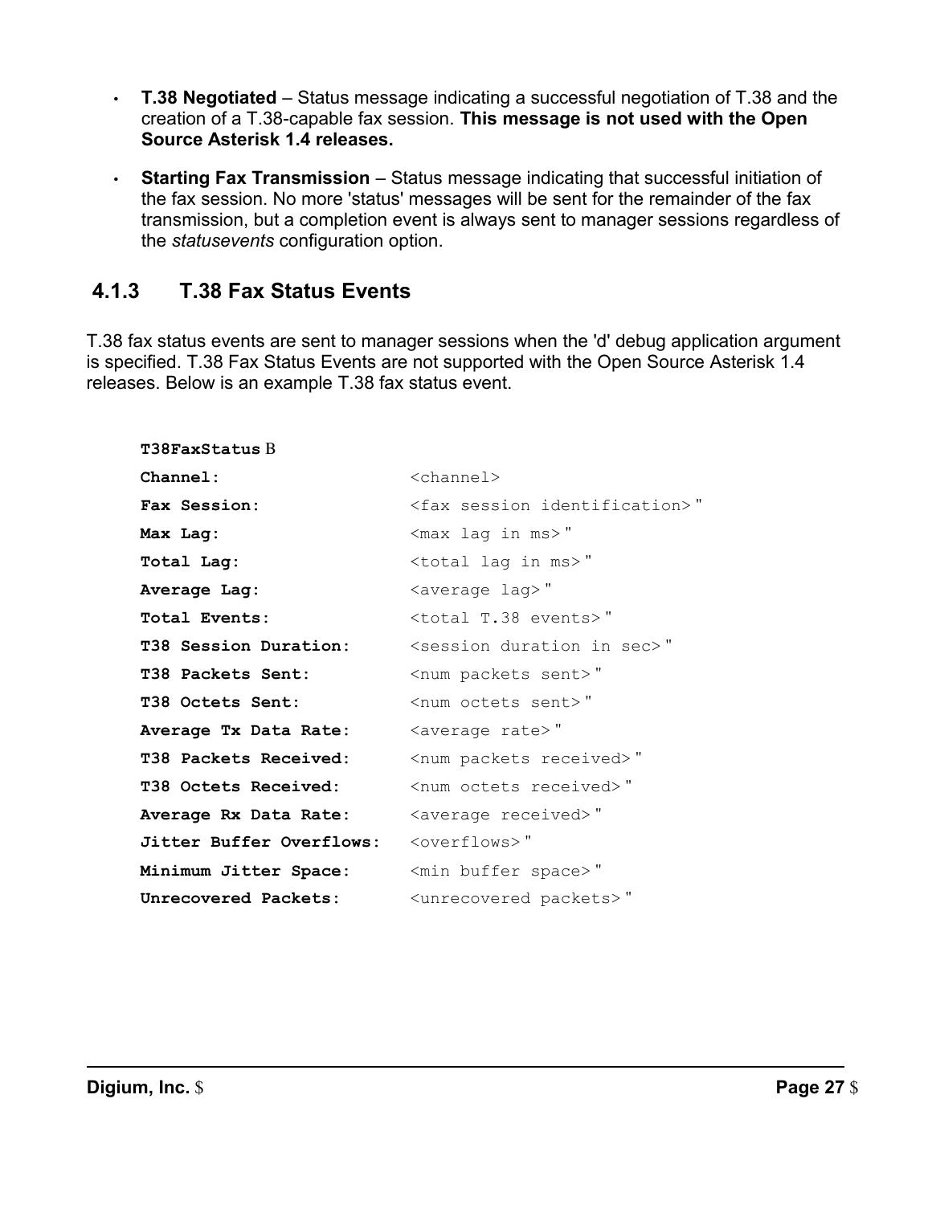- **T.38 Negotiated** – Status message indicating a successful negotiation of T.38 and the creation of a T.38-capable fax session. **This message is not used with the Open Source Asterisk 1.4 releases.**

- **Starting Fax Transmission** – Status message indicating that successful initiation of the fax session. No more 'status' messages will be sent for the remainder of the fax transmission, but a completion event is always sent to manager sessions regardless of the *statusevents* configuration option.

### 4.1.3 T.38 Fax Status Events

T.38 fax status events are sent to manager sessions when the 'd' debug application argument is specified. T.38 Fax Status Events are not supported with the Open Source Asterisk 1.4 releases. Below is an example T.38 fax status event.

```
T38FaxStatus
Channel:                  <channel>
Fax Session:              <fax session identification>
Max Lag:                  <max lag in ms>
Total Lag:                <total lag in ms>
Average Lag:              <average lag>
Total Events:             <total T.38 events>
T38 Session Duration:     <session duration in sec>
T38 Packets Sent:         <num packets sent>
T38 Octets Sent:          <num octets sent>
Average Tx Data Rate:     <average rate>
T38 Packets Received:     <num packets received>
T38 Octets Received:      <num octets received>
Average Rx Data Rate:     <average received>
Jitter Buffer Overflows:  <overflows>
Minimum Jitter Space:     <min buffer space>
Unrecovered Packets:      <unrecovered packets>
```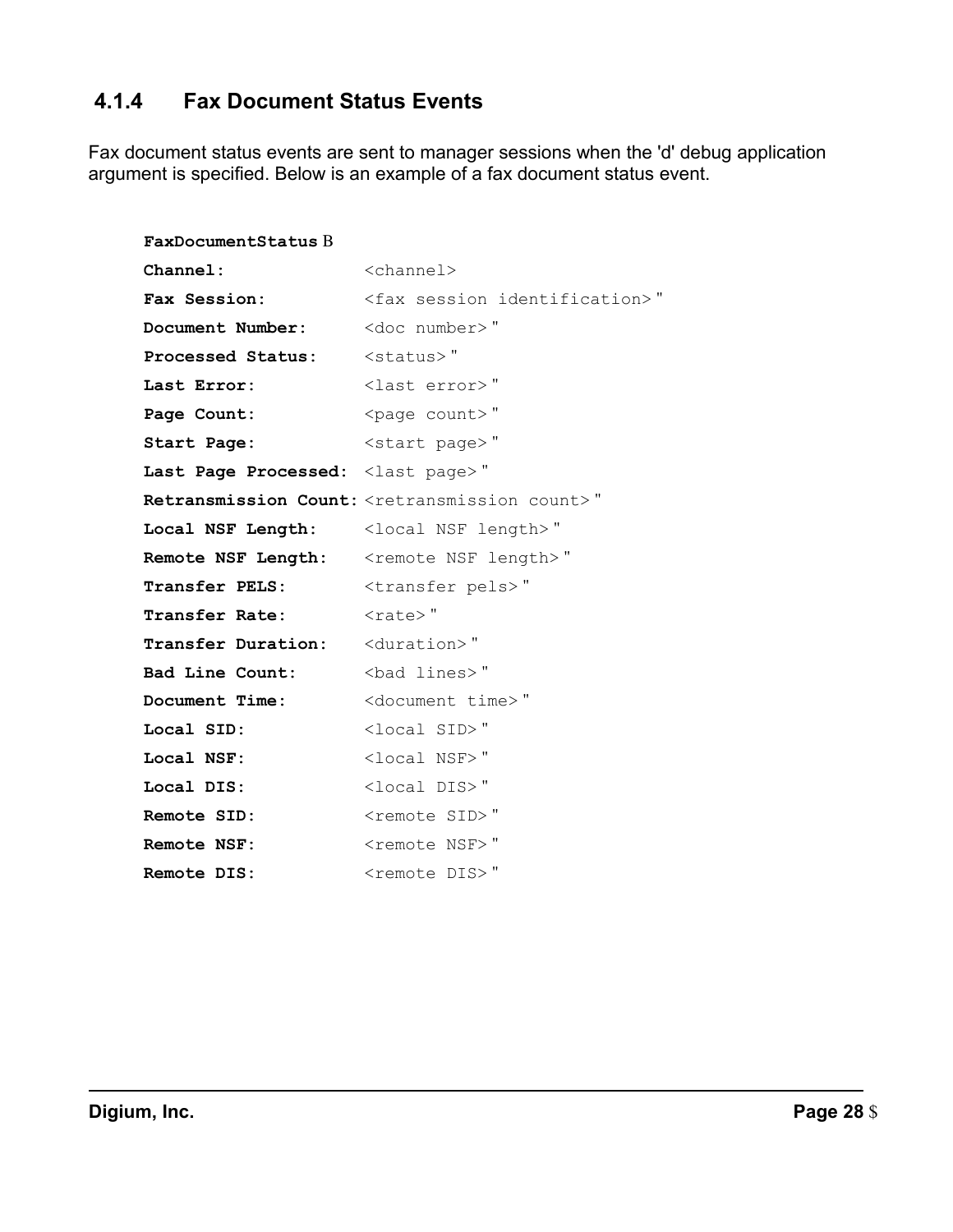### 4.1.4 Fax Document Status Events

Fax document status events are sent to manager sessions when the 'd' debug application argument is specified. Below is an example of a fax document status event.

```
FaxDocumentStatus
Channel:              <channel>
Fax Session:          <fax session identification>
Document Number:      <doc number>
Processed Status:     <status>
Last Error:           <last error>
Page Count:           <page count>
Start Page:           <start page>
Last Page Processed:  <last page>
Retransmission Count: <retransmission count>
Local NSF Length:     <local NSF length>
Remote NSF Length:    <remote NSF length>
Transfer PELS:        <transfer pels>
Transfer Rate:        <rate>
Transfer Duration:    <duration>
Bad Line Count:       <bad lines>
Document Time:        <document time>
Local SID:            <local SID>
Local NSF:            <local NSF>
Local DIS:            <local DIS>
Remote SID:           <remote SID>
Remote NSF:           <remote NSF>
Remote DIS:           <remote DIS>
```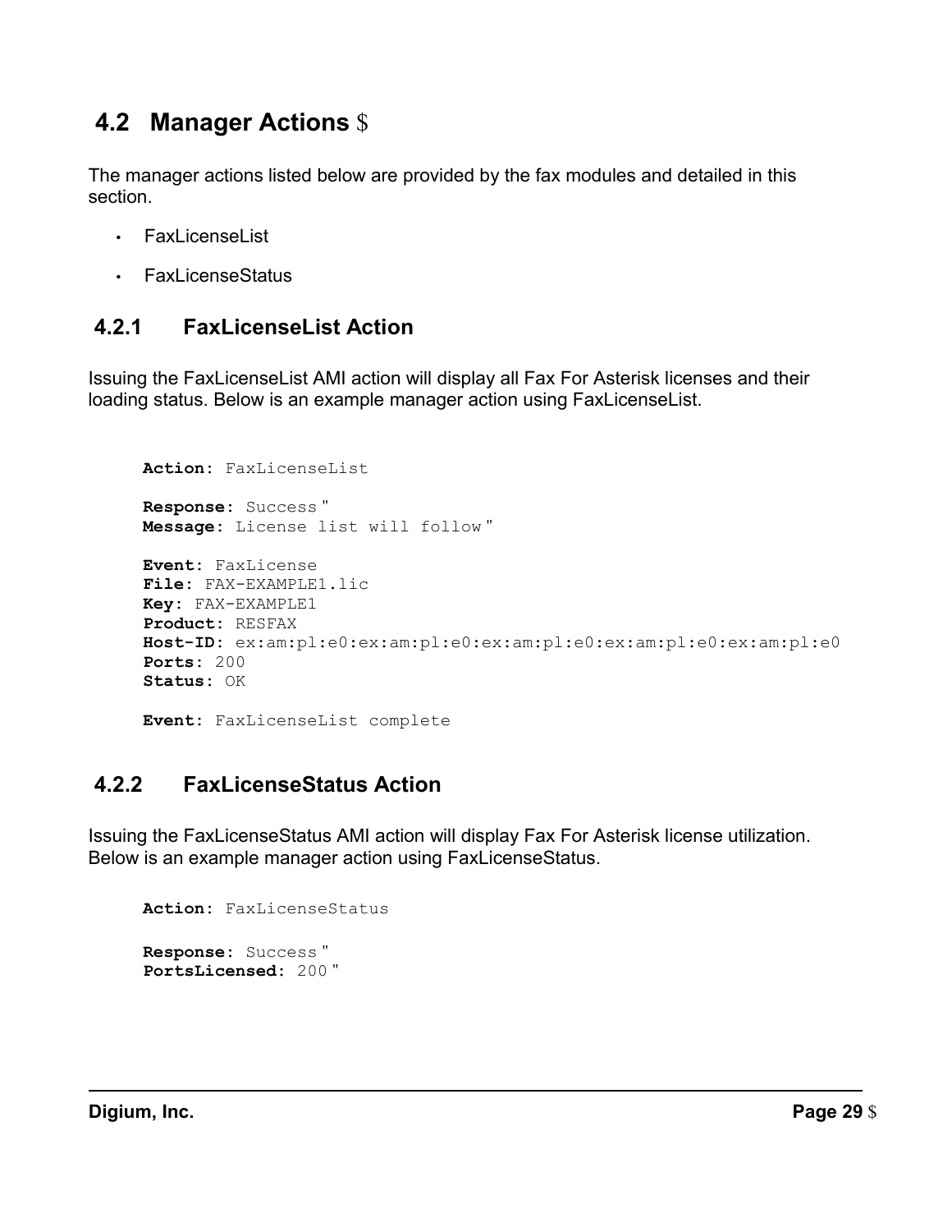## 4.2 Manager Actions

The manager actions listed below are provided by the fax modules and detailed in this section.

- FaxLicenseList
- FaxLicenseStatus

### 4.2.1 FaxLicenseList Action

Issuing the FaxLicenseList AMI action will display all Fax For Asterisk licenses and their loading status. Below is an example manager action using FaxLicenseList.

```
Action: FaxLicenseList

Response: Success
Message: License list will follow

Event: FaxLicense
File: FAX-EXAMPLE1.lic
Key: FAX-EXAMPLE1
Product: RESFAX
Host-ID: ex:am:pl:e0:ex:am:pl:e0:ex:am:pl:e0:ex:am:pl:e0:ex:am:pl:e0
Ports: 200
Status: OK

Event: FaxLicenseList complete
```

### 4.2.2 FaxLicenseStatus Action

Issuing the FaxLicenseStatus AMI action will display Fax For Asterisk license utilization. Below is an example manager action using FaxLicenseStatus.

```
Action: FaxLicenseStatus

Response: Success
PortsLicensed: 200
```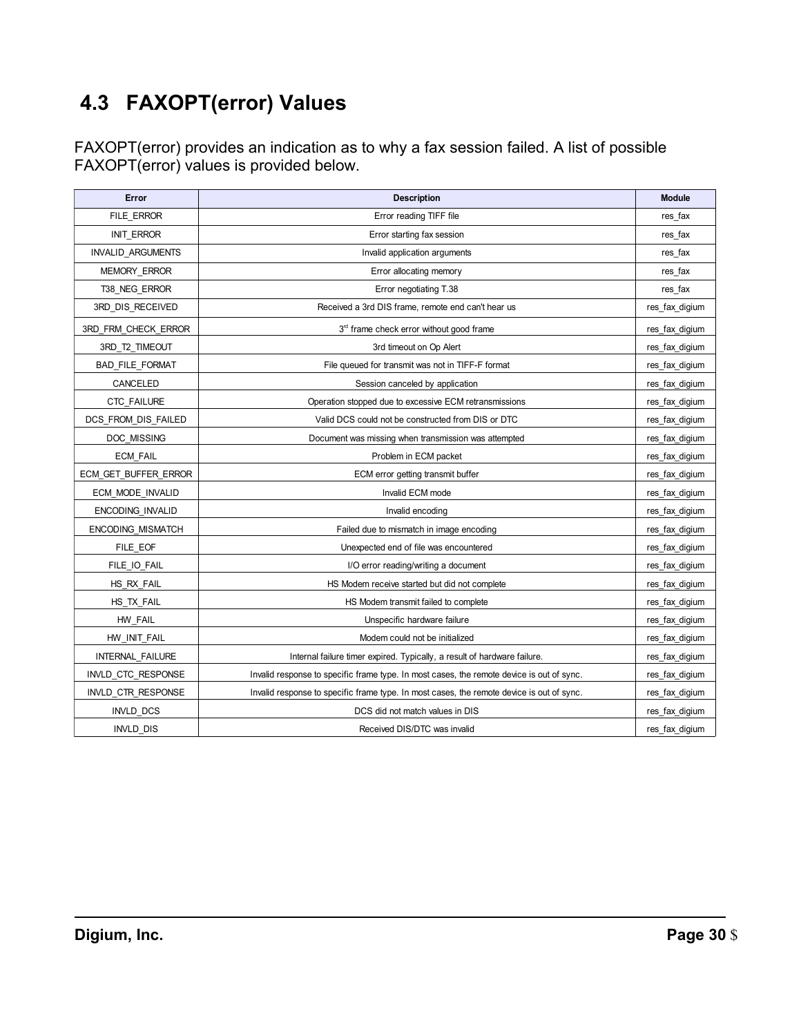## 4.3 FAXOPT(error) Values

FAXOPT(error) provides an indication as to why a fax session failed. A list of possible FAXOPT(error) values is provided below.

| Error | Description | Module |
|---|---|---|
| FILE_ERROR | Error reading TIFF file | res_fax |
| INIT_ERROR | Error starting fax session | res_fax |
| INVALID_ARGUMENTS | Invalid application arguments | res_fax |
| MEMORY_ERROR | Error allocating memory | res_fax |
| T38_NEG_ERROR | Error negotiating T.38 | res_fax |
| 3RD_DIS_RECEIVED | Received a 3rd DIS frame, remote end can't hear us | res_fax_digium |
| 3RD_FRM_CHECK_ERROR | 3rd frame check error without good frame | res_fax_digium |
| 3RD_T2_TIMEOUT | 3rd timeout on Op Alert | res_fax_digium |
| BAD_FILE_FORMAT | File queued for transmit was not in TIFF-F format | res_fax_digium |
| CANCELED | Session canceled by application | res_fax_digium |
| CTC_FAILURE | Operation stopped due to excessive ECM retransmissions | res_fax_digium |
| DCS_FROM_DIS_FAILED | Valid DCS could not be constructed from DIS or DTC | res_fax_digium |
| DOC_MISSING | Document was missing when transmission was attempted | res_fax_digium |
| ECM_FAIL | Problem in ECM packet | res_fax_digium |
| ECM_GET_BUFFER_ERROR | ECM error getting transmit buffer | res_fax_digium |
| ECM_MODE_INVALID | Invalid ECM mode | res_fax_digium |
| ENCODING_INVALID | Invalid encoding | res_fax_digium |
| ENCODING_MISMATCH | Failed due to mismatch in image encoding | res_fax_digium |
| FILE_EOF | Unexpected end of file was encountered | res_fax_digium |
| FILE_IO_FAIL | I/O error reading/writing a document | res_fax_digium |
| HS_RX_FAIL | HS Modem receive started but did not complete | res_fax_digium |
| HS_TX_FAIL | HS Modem transmit failed to complete | res_fax_digium |
| HW_FAIL | Unspecific hardware failure | res_fax_digium |
| HW_INIT_FAIL | Modem could not be initialized | res_fax_digium |
| INTERNAL_FAILURE | Internal failure timer expired. Typically, a result of hardware failure. | res_fax_digium |
| INVLD_CTC_RESPONSE | Invalid response to specific frame type. In most cases, the remote device is out of sync. | res_fax_digium |
| INVLD_CTR_RESPONSE | Invalid response to specific frame type. In most cases, the remote device is out of sync. | res_fax_digium |
| INVLD_DCS | DCS did not match values in DIS | res_fax_digium |
| INVLD_DIS | Received DIS/DTC was invalid | res_fax_digium |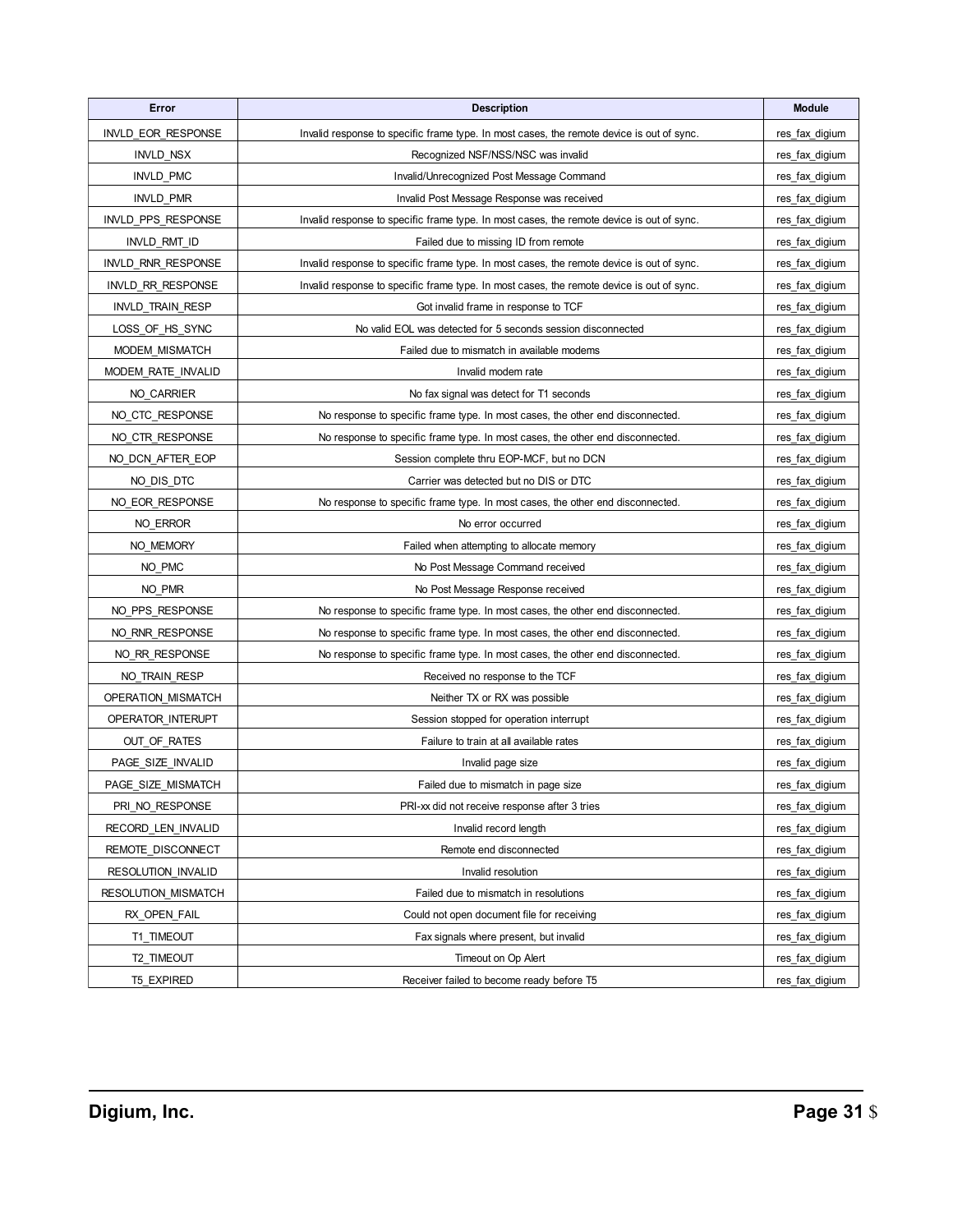| Error | Description | Module |
| --- | --- | --- |
| INVLD_EOR_RESPONSE | Invalid response to specific frame type. In most cases, the remote device is out of sync. | res_fax_digium |
| INVLD_NSX | Recognized NSF/NSS/NSC was invalid | res_fax_digium |
| INVLD_PMC | Invalid/Unrecognized Post Message Command | res_fax_digium |
| INVLD_PMR | Invalid Post Message Response was received | res_fax_digium |
| INVLD_PPS_RESPONSE | Invalid response to specific frame type. In most cases, the remote device is out of sync. | res_fax_digium |
| INVLD_RMT_ID | Failed due to missing ID from remote | res_fax_digium |
| INVLD_RNR_RESPONSE | Invalid response to specific frame type. In most cases, the remote device is out of sync. | res_fax_digium |
| INVLD_RR_RESPONSE | Invalid response to specific frame type. In most cases, the remote device is out of sync. | res_fax_digium |
| INVLD_TRAIN_RESP | Got invalid frame in response to TCF | res_fax_digium |
| LOSS_OF_HS_SYNC | No valid EOL was detected for 5 seconds session disconnected | res_fax_digium |
| MODEM_MISMATCH | Failed due to mismatch in available modems | res_fax_digium |
| MODEM_RATE_INVALID | Invalid modem rate | res_fax_digium |
| NO_CARRIER | No fax signal was detect for T1 seconds | res_fax_digium |
| NO_CTC_RESPONSE | No response to specific frame type. In most cases, the other end disconnected. | res_fax_digium |
| NO_CTR_RESPONSE | No response to specific frame type. In most cases, the other end disconnected. | res_fax_digium |
| NO_DCN_AFTER_EOP | Session complete thru EOP-MCF, but no DCN | res_fax_digium |
| NO_DIS_DTC | Carrier was detected but no DIS or DTC | res_fax_digium |
| NO_EOR_RESPONSE | No response to specific frame type. In most cases, the other end disconnected. | res_fax_digium |
| NO_ERROR | No error occurred | res_fax_digium |
| NO_MEMORY | Failed when attempting to allocate memory | res_fax_digium |
| NO_PMC | No Post Message Command received | res_fax_digium |
| NO_PMR | No Post Message Response received | res_fax_digium |
| NO_PPS_RESPONSE | No response to specific frame type. In most cases, the other end disconnected. | res_fax_digium |
| NO_RNR_RESPONSE | No response to specific frame type. In most cases, the other end disconnected. | res_fax_digium |
| NO_RR_RESPONSE | No response to specific frame type. In most cases, the other end disconnected. | res_fax_digium |
| NO_TRAIN_RESP | Received no response to the TCF | res_fax_digium |
| OPERATION_MISMATCH | Neither TX or RX was possible | res_fax_digium |
| OPERATOR_INTERUPT | Session stopped for operation interrupt | res_fax_digium |
| OUT_OF_RATES | Failure to train at all available rates | res_fax_digium |
| PAGE_SIZE_INVALID | Invalid page size | res_fax_digium |
| PAGE_SIZE_MISMATCH | Failed due to mismatch in page size | res_fax_digium |
| PRI_NO_RESPONSE | PRI-xx did not receive response after 3 tries | res_fax_digium |
| RECORD_LEN_INVALID | Invalid record length | res_fax_digium |
| REMOTE_DISCONNECT | Remote end disconnected | res_fax_digium |
| RESOLUTION_INVALID | Invalid resolution | res_fax_digium |
| RESOLUTION_MISMATCH | Failed due to mismatch in resolutions | res_fax_digium |
| RX_OPEN_FAIL | Could not open document file for receiving | res_fax_digium |
| T1_TIMEOUT | Fax signals where present, but invalid | res_fax_digium |
| T2_TIMEOUT | Timeout on Op Alert | res_fax_digium |
| T5_EXPIRED | Receiver failed to become ready before T5 | res_fax_digium |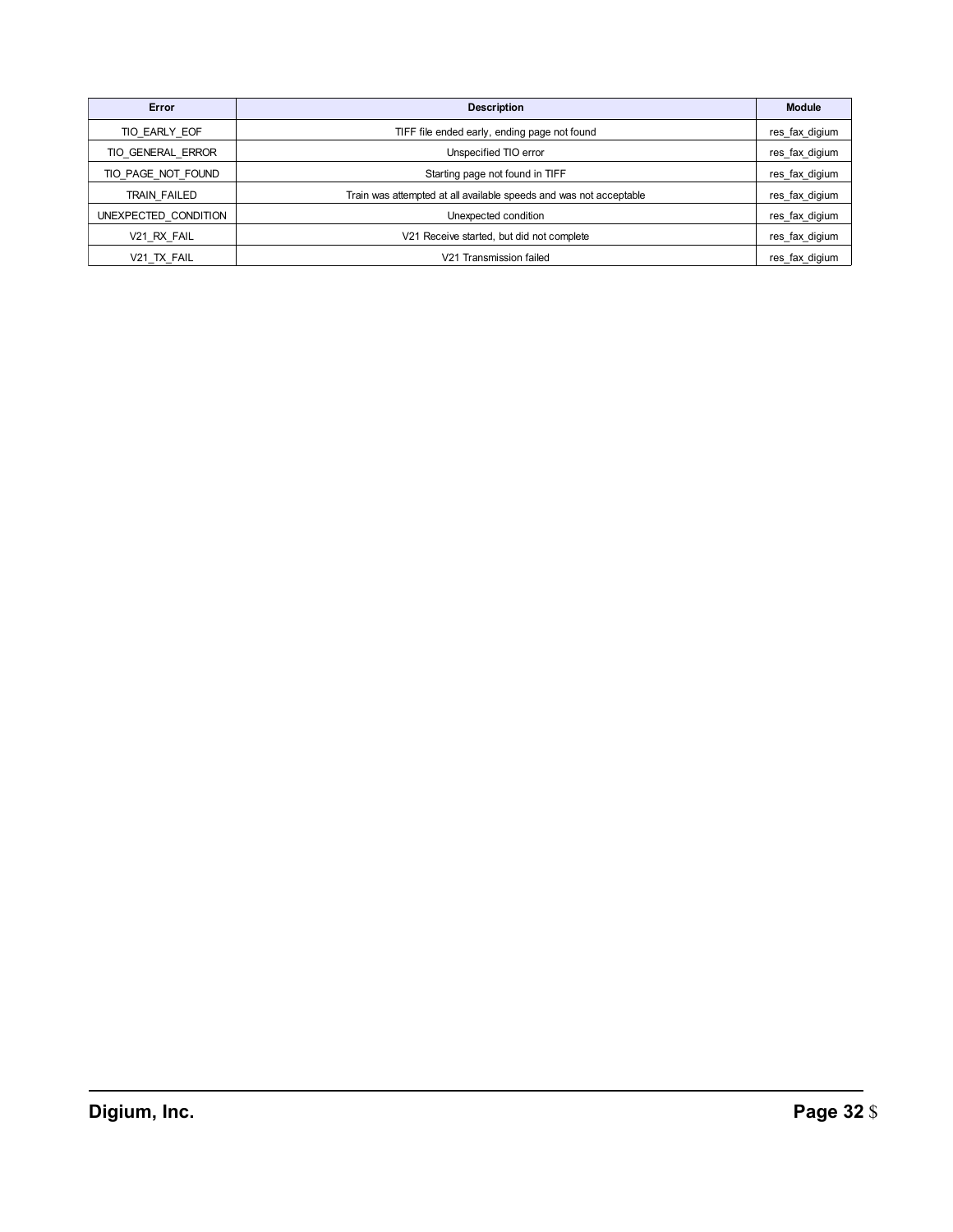| Error | Description | Module |
|---|---|---|
| TIO_EARLY_EOF | TIFF file ended early, ending page not found | res_fax_digium |
| TIO_GENERAL_ERROR | Unspecified TIO error | res_fax_digium |
| TIO_PAGE_NOT_FOUND | Starting page not found in TIFF | res_fax_digium |
| TRAIN_FAILED | Train was attempted at all available speeds and was not acceptable | res_fax_digium |
| UNEXPECTED_CONDITION | Unexpected condition | res_fax_digium |
| V21_RX_FAIL | V21 Receive started, but did not complete | res_fax_digium |
| V21_TX_FAIL | V21 Transmission failed | res_fax_digium |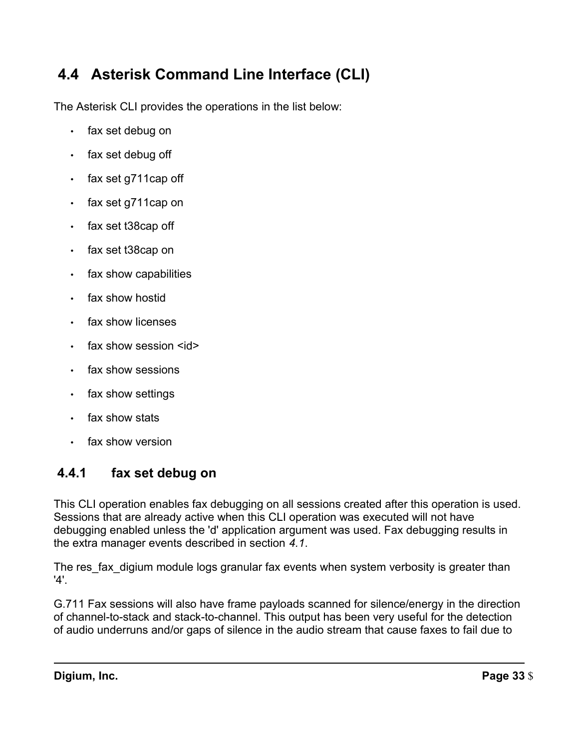## 4.4 Asterisk Command Line Interface (CLI)

The Asterisk CLI provides the operations in the list below:

- fax set debug on
- fax set debug off
- fax set g711cap off
- fax set g711cap on
- fax set t38cap off
- fax set t38cap on
- fax show capabilities
- fax show hostid
- fax show licenses
- fax show session <id>
- fax show sessions
- fax show settings
- fax show stats
- fax show version

### 4.4.1 fax set debug on

This CLI operation enables fax debugging on all sessions created after this operation is used. Sessions that are already active when this CLI operation was executed will not have debugging enabled unless the 'd' application argument was used. Fax debugging results in the extra manager events described in section *4.1*.

The res_fax_digium module logs granular fax events when system verbosity is greater than '4'.

G.711 Fax sessions will also have frame payloads scanned for silence/energy in the direction of channel-to-stack and stack-to-channel. This output has been very useful for the detection of audio underruns and/or gaps of silence in the audio stream that cause faxes to fail due to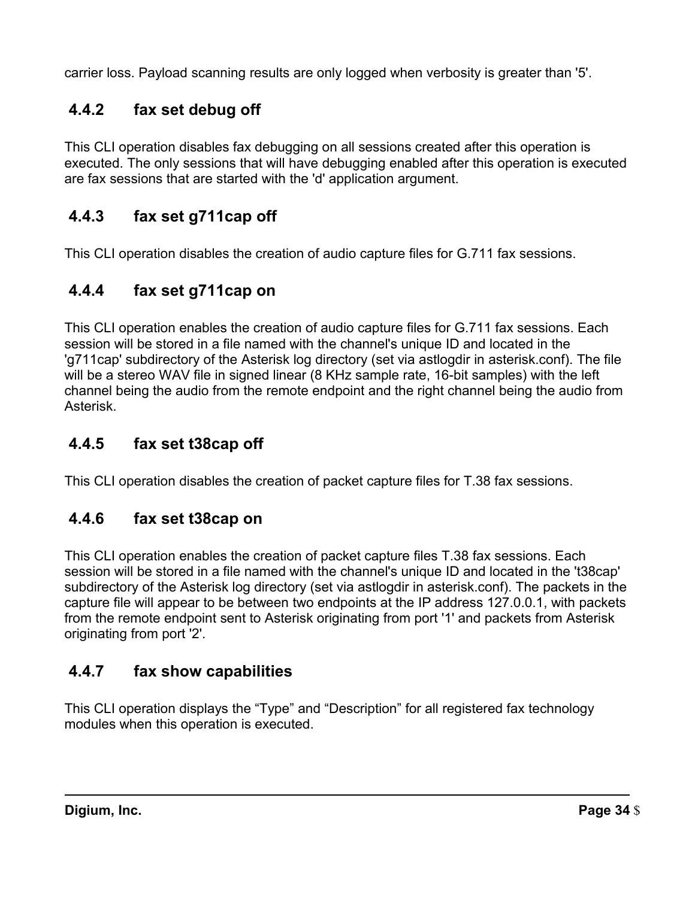carrier loss. Payload scanning results are only logged when verbosity is greater than '5'.

### 4.4.2 fax set debug off

This CLI operation disables fax debugging on all sessions created after this operation is executed. The only sessions that will have debugging enabled after this operation is executed are fax sessions that are started with the 'd' application argument.

### 4.4.3 fax set g711cap off

This CLI operation disables the creation of audio capture files for G.711 fax sessions.

### 4.4.4 fax set g711cap on

This CLI operation enables the creation of audio capture files for G.711 fax sessions. Each session will be stored in a file named with the channel's unique ID and located in the 'g711cap' subdirectory of the Asterisk log directory (set via astlogdir in asterisk.conf). The file will be a stereo WAV file in signed linear (8 KHz sample rate, 16-bit samples) with the left channel being the audio from the remote endpoint and the right channel being the audio from Asterisk.

### 4.4.5 fax set t38cap off

This CLI operation disables the creation of packet capture files for T.38 fax sessions.

### 4.4.6 fax set t38cap on

This CLI operation enables the creation of packet capture files T.38 fax sessions. Each session will be stored in a file named with the channel's unique ID and located in the 't38cap' subdirectory of the Asterisk log directory (set via astlogdir in asterisk.conf). The packets in the capture file will appear to be between two endpoints at the IP address 127.0.0.1, with packets from the remote endpoint sent to Asterisk originating from port '1' and packets from Asterisk originating from port '2'.

### 4.4.7 fax show capabilities

This CLI operation displays the “Type” and “Description” for all registered fax technology modules when this operation is executed.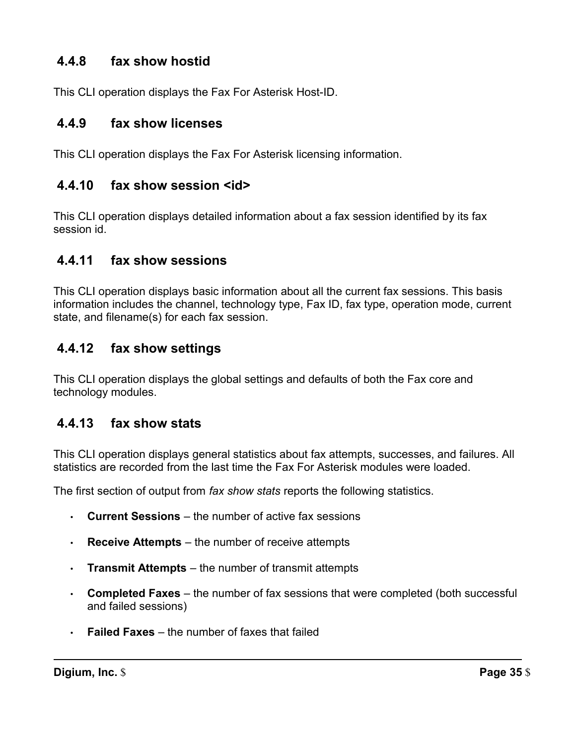### 4.4.8 fax show hostid

This CLI operation displays the Fax For Asterisk Host-ID.

### 4.4.9 fax show licenses

This CLI operation displays the Fax For Asterisk licensing information.

### 4.4.10 fax show session <id>

This CLI operation displays detailed information about a fax session identified by its fax session id.

### 4.4.11 fax show sessions

This CLI operation displays basic information about all the current fax sessions. This basis information includes the channel, technology type, Fax ID, fax type, operation mode, current state, and filename(s) for each fax session.

### 4.4.12 fax show settings

This CLI operation displays the global settings and defaults of both the Fax core and technology modules.

### 4.4.13 fax show stats

This CLI operation displays general statistics about fax attempts, successes, and failures. All statistics are recorded from the last time the Fax For Asterisk modules were loaded.

The first section of output from *fax show stats* reports the following statistics.

- **Current Sessions** – the number of active fax sessions
- **Receive Attempts** – the number of receive attempts
- **Transmit Attempts** – the number of transmit attempts
- **Completed Faxes** – the number of fax sessions that were completed (both successful and failed sessions)
- **Failed Faxes** – the number of faxes that failed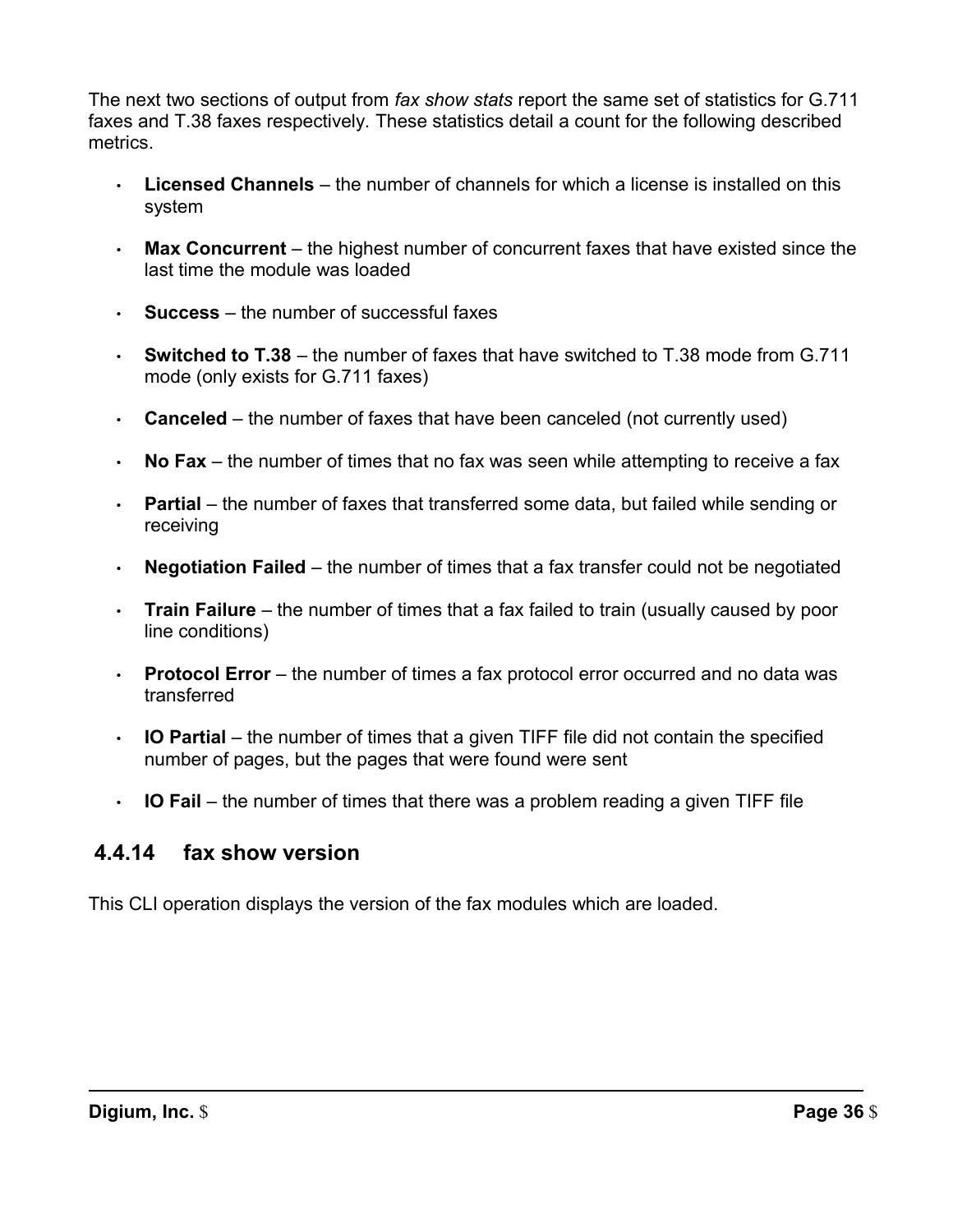The next two sections of output from *fax show stats* report the same set of statistics for G.711 faxes and T.38 faxes respectively. These statistics detail a count for the following described metrics.

- **Licensed Channels** – the number of channels for which a license is installed on this system
- **Max Concurrent** – the highest number of concurrent faxes that have existed since the last time the module was loaded
- **Success** – the number of successful faxes
- **Switched to T.38** – the number of faxes that have switched to T.38 mode from G.711 mode (only exists for G.711 faxes)
- **Canceled** – the number of faxes that have been canceled (not currently used)
- **No Fax** – the number of times that no fax was seen while attempting to receive a fax
- **Partial** – the number of faxes that transferred some data, but failed while sending or receiving
- **Negotiation Failed** – the number of times that a fax transfer could not be negotiated
- **Train Failure** – the number of times that a fax failed to train (usually caused by poor line conditions)
- **Protocol Error** – the number of times a fax protocol error occurred and no data was transferred
- **IO Partial** – the number of times that a given TIFF file did not contain the specified number of pages, but the pages that were found were sent
- **IO Fail** – the number of times that there was a problem reading a given TIFF file

### 4.4.14 fax show version

This CLI operation displays the version of the fax modules which are loaded.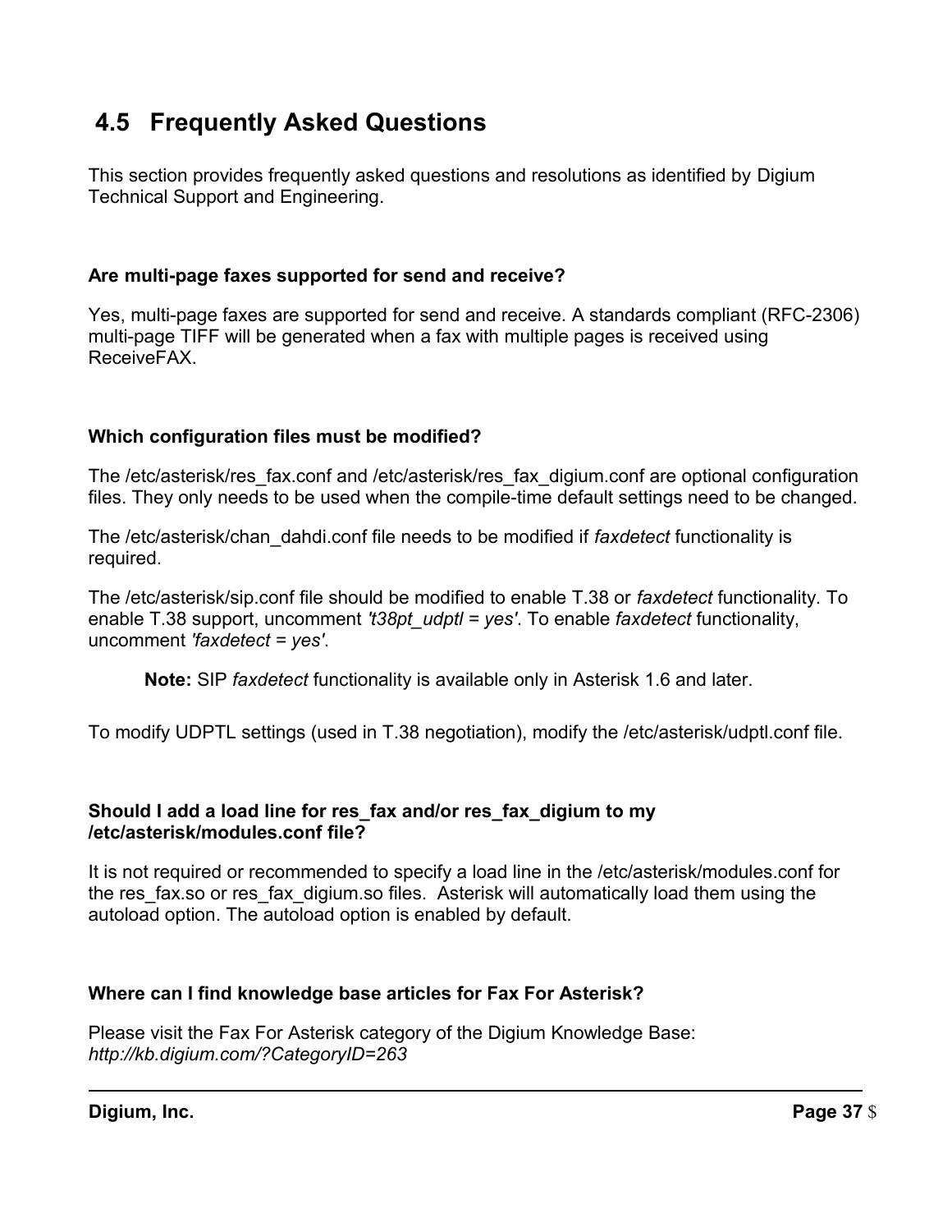## 4.5 Frequently Asked Questions

This section provides frequently asked questions and resolutions as identified by Digium Technical Support and Engineering.

**Are multi-page faxes supported for send and receive?**

Yes, multi-page faxes are supported for send and receive. A standards compliant (RFC-2306) multi-page TIFF will be generated when a fax with multiple pages is received using ReceiveFAX.

**Which configuration files must be modified?**

The /etc/asterisk/res_fax.conf and /etc/asterisk/res_fax_digium.conf are optional configuration files. They only needs to be used when the compile-time default settings need to be changed.

The /etc/asterisk/chan_dahdi.conf file needs to be modified if *faxdetect* functionality is required.

The /etc/asterisk/sip.conf file should be modified to enable T.38 or *faxdetect* functionality. To enable T.38 support, uncomment *'t38pt_udptl = yes'*. To enable *faxdetect* functionality, uncomment *'faxdetect = yes'*.

> **Note:** SIP *faxdetect* functionality is available only in Asterisk 1.6 and later.

To modify UDPTL settings (used in T.38 negotiation), modify the /etc/asterisk/udptl.conf file.

**Should I add a load line for res_fax and/or res_fax_digium to my /etc/asterisk/modules.conf file?**

It is not required or recommended to specify a load line in the /etc/asterisk/modules.conf for the res_fax.so or res_fax_digium.so files. Asterisk will automatically load them using the autoload option. The autoload option is enabled by default.

**Where can I find knowledge base articles for Fax For Asterisk?**

Please visit the Fax For Asterisk category of the Digium Knowledge Base:
*http://kb.digium.com/?CategoryID=263*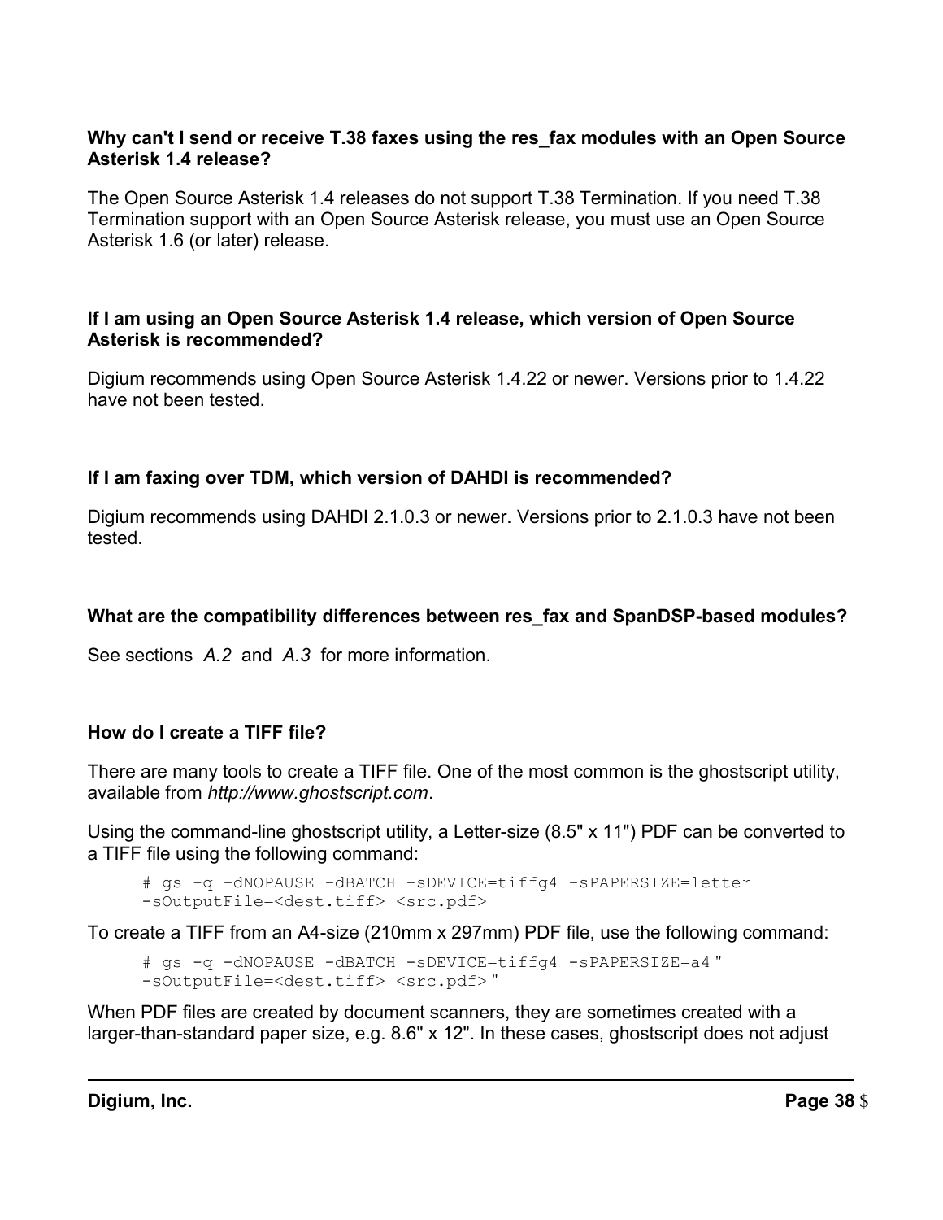**Why can't I send or receive T.38 faxes using the res_fax modules with an Open Source Asterisk 1.4 release?**

The Open Source Asterisk 1.4 releases do not support T.38 Termination. If you need T.38 Termination support with an Open Source Asterisk release, you must use an Open Source Asterisk 1.6 (or later) release.

**If I am using an Open Source Asterisk 1.4 release, which version of Open Source Asterisk is recommended?**

Digium recommends using Open Source Asterisk 1.4.22 or newer. Versions prior to 1.4.22 have not been tested.

**If I am faxing over TDM, which version of DAHDI is recommended?**

Digium recommends using DAHDI 2.1.0.3 or newer. Versions prior to 2.1.0.3 have not been tested.

**What are the compatibility differences between res_fax and SpanDSP-based modules?**

See sections *A.2* and *A.3* for more information.

**How do I create a TIFF file?**

There are many tools to create a TIFF file. One of the most common is the ghostscript utility, available from *http://www.ghostscript.com*.

Using the command-line ghostscript utility, a Letter-size (8.5" x 11") PDF can be converted to a TIFF file using the following command:

```
# gs -q -dNOPAUSE -dBATCH -sDEVICE=tiffg4 -sPAPERSIZE=letter
-sOutputFile=<dest.tiff> <src.pdf>
```

To create a TIFF from an A4-size (210mm x 297mm) PDF file, use the following command:

```
# gs -q -dNOPAUSE -dBATCH -sDEVICE=tiffg4 -sPAPERSIZE=a4 "
-sOutputFile=<dest.tiff> <src.pdf> "
```

When PDF files are created by document scanners, they are sometimes created with a larger-than-standard paper size, e.g. 8.6" x 12". In these cases, ghostscript does not adjust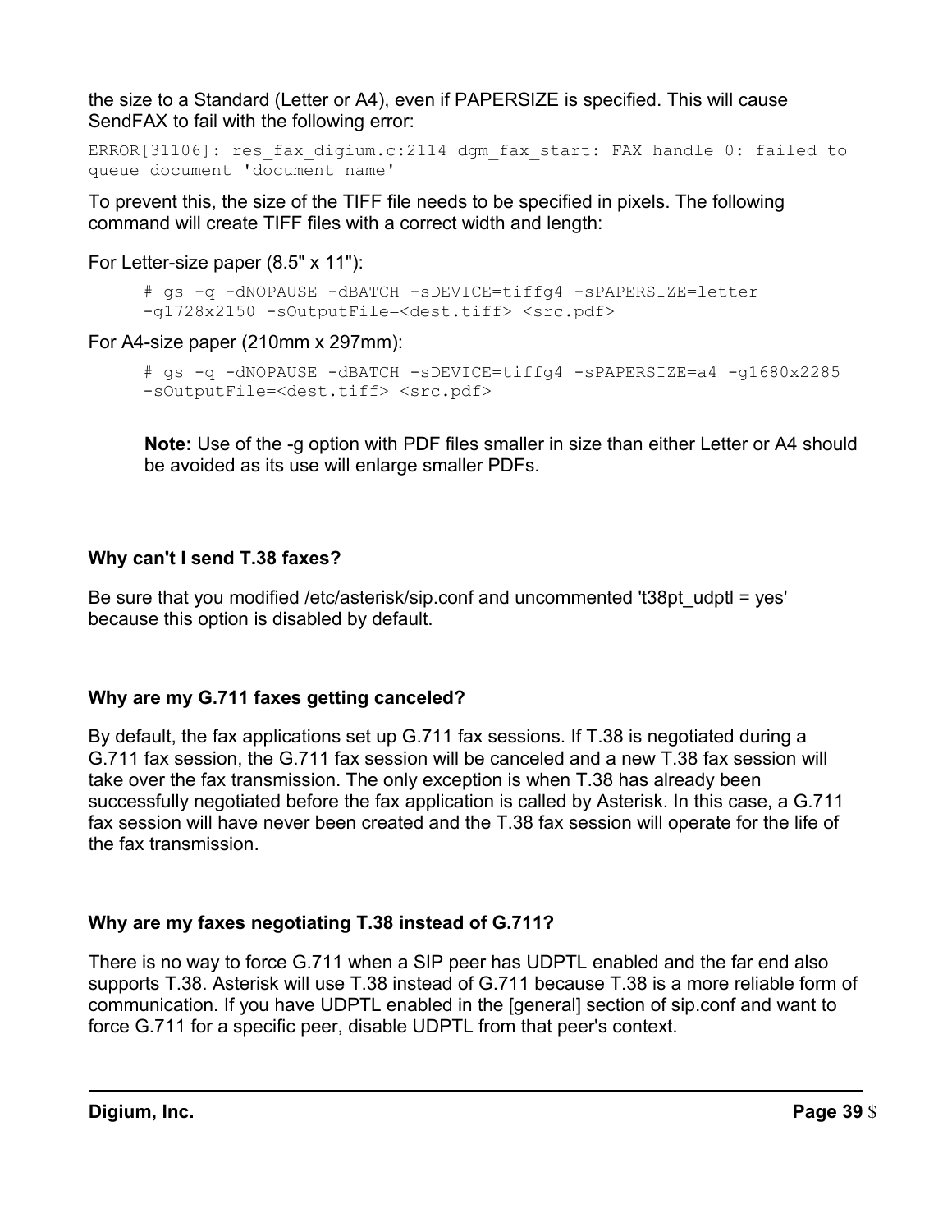the size to a Standard (Letter or A4), even if PAPERSIZE is specified. This will cause SendFAX to fail with the following error:

```
ERROR[31106]: res_fax_digium.c:2114 dgm_fax_start: FAX handle 0: failed to queue document 'document name'
```

To prevent this, the size of the TIFF file needs to be specified in pixels. The following command will create TIFF files with a correct width and length:

For Letter-size paper (8.5" x 11"):

```
# gs -q -dNOPAUSE -dBATCH -sDEVICE=tiffg4 -sPAPERSIZE=letter
-g1728x2150 -sOutputFile=<dest.tiff> <src.pdf>
```

For A4-size paper (210mm x 297mm):

```
# gs -q -dNOPAUSE -dBATCH -sDEVICE=tiffg4 -sPAPERSIZE=a4 -g1680x2285
-sOutputFile=<dest.tiff> <src.pdf>
```

**Note:** Use of the -g option with PDF files smaller in size than either Letter or A4 should be avoided as its use will enlarge smaller PDFs.

### Why can't I send T.38 faxes?

Be sure that you modified /etc/asterisk/sip.conf and uncommented 't38pt_udptl = yes' because this option is disabled by default.

### Why are my G.711 faxes getting canceled?

By default, the fax applications set up G.711 fax sessions. If T.38 is negotiated during a G.711 fax session, the G.711 fax session will be canceled and a new T.38 fax session will take over the fax transmission. The only exception is when T.38 has already been successfully negotiated before the fax application is called by Asterisk. In this case, a G.711 fax session will have never been created and the T.38 fax session will operate for the life of the fax transmission.

### Why are my faxes negotiating T.38 instead of G.711?

There is no way to force G.711 when a SIP peer has UDPTL enabled and the far end also supports T.38. Asterisk will use T.38 instead of G.711 because T.38 is a more reliable form of communication. If you have UDPTL enabled in the [general] section of sip.conf and want to force G.711 for a specific peer, disable UDPTL from that peer's context.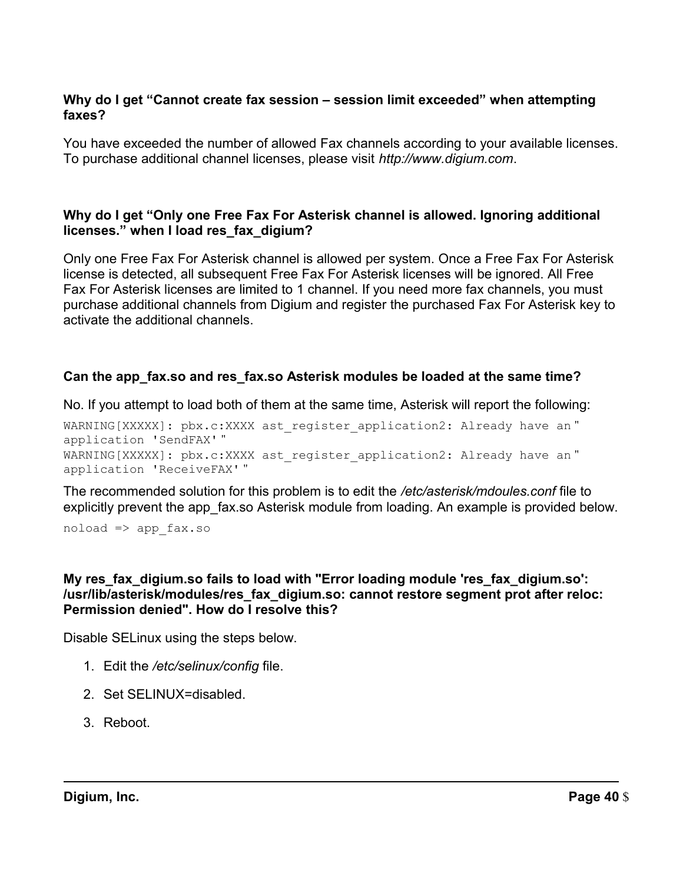### Why do I get “Cannot create fax session – session limit exceeded” when attempting faxes?

You have exceeded the number of allowed Fax channels according to your available licenses. To purchase additional channel licenses, please visit *http://www.digium.com*.

### Why do I get “Only one Free Fax For Asterisk channel is allowed. Ignoring additional licenses.” when I load res_fax_digium?

Only one Free Fax For Asterisk channel is allowed per system. Once a Free Fax For Asterisk license is detected, all subsequent Free Fax For Asterisk licenses will be ignored. All Free Fax For Asterisk licenses are limited to 1 channel. If you need more fax channels, you must purchase additional channels from Digium and register the purchased Fax For Asterisk key to activate the additional channels.

### Can the app_fax.so and res_fax.so Asterisk modules be loaded at the same time?

No. If you attempt to load both of them at the same time, Asterisk will report the following:

```
WARNING[XXXXX]: pbx.c:XXXX ast_register_application2: Already have an"
application 'SendFAX'"
WARNING[XXXXX]: pbx.c:XXXX ast_register_application2: Already have an"
application 'ReceiveFAX'"
```

The recommended solution for this problem is to edit the */etc/asterisk/mdoules.conf* file to explicitly prevent the app_fax.so Asterisk module from loading. An example is provided below.

```
noload => app_fax.so
```

### My res_fax_digium.so fails to load with "Error loading module 'res_fax_digium.so': /usr/lib/asterisk/modules/res_fax_digium.so: cannot restore segment prot after reloc: Permission denied". How do I resolve this?

Disable SELinux using the steps below.

1. Edit the */etc/selinux/config* file.
2. Set SELINUX=disabled.
3. Reboot.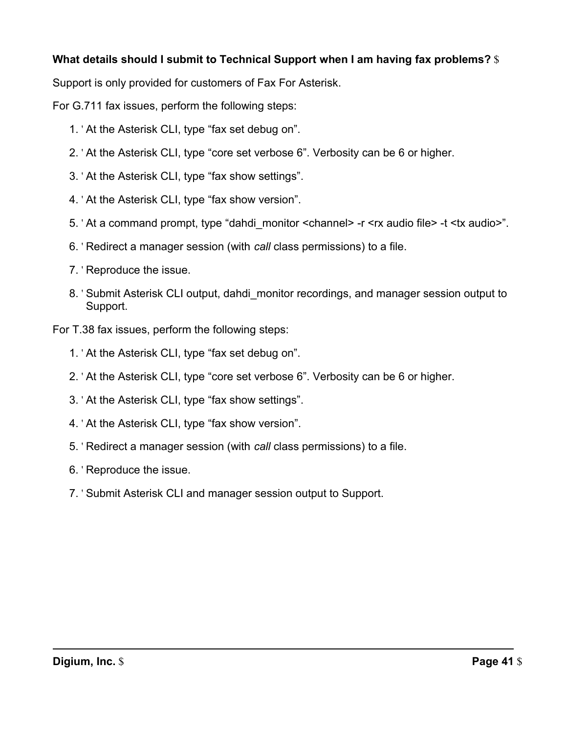**What details should I submit to Technical Support when I am having fax problems?**

Support is only provided for customers of Fax For Asterisk.

For G.711 fax issues, perform the following steps:

1. At the Asterisk CLI, type “fax set debug on”.
2. At the Asterisk CLI, type “core set verbose 6”. Verbosity can be 6 or higher.
3. At the Asterisk CLI, type “fax show settings”.
4. At the Asterisk CLI, type “fax show version”.
5. At a command prompt, type “dahdi_monitor <channel> -r <rx audio file> -t <tx audio>”.
6. Redirect a manager session (with *call* class permissions) to a file.
7. Reproduce the issue.
8. Submit Asterisk CLI output, dahdi_monitor recordings, and manager session output to Support.

For T.38 fax issues, perform the following steps:

1. At the Asterisk CLI, type “fax set debug on”.
2. At the Asterisk CLI, type “core set verbose 6”. Verbosity can be 6 or higher.
3. At the Asterisk CLI, type “fax show settings”.
4. At the Asterisk CLI, type “fax show version”.
5. Redirect a manager session (with *call* class permissions) to a file.
6. Reproduce the issue.
7. Submit Asterisk CLI and manager session output to Support.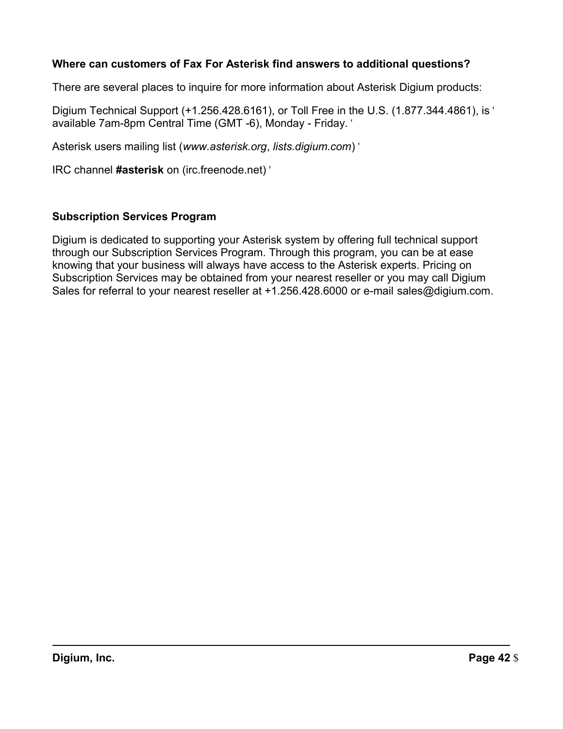**Where can customers of Fax For Asterisk find answers to additional questions?**

There are several places to inquire for more information about Asterisk Digium products:

Digium Technical Support (+1.256.428.6161), or Toll Free in the U.S. (1.877.344.4861), is available 7am-8pm Central Time (GMT -6), Monday - Friday.

Asterisk users mailing list (*www.asterisk.org*, *lists.digium.com*)

IRC channel **#asterisk** on (irc.freenode.net)

**Subscription Services Program**

Digium is dedicated to supporting your Asterisk system by offering full technical support through our Subscription Services Program. Through this program, you can be at ease knowing that your business will always have access to the Asterisk experts. Pricing on Subscription Services may be obtained from your nearest reseller or you may call Digium Sales for referral to your nearest reseller at +1.256.428.6000 or e-mail sales@digium.com.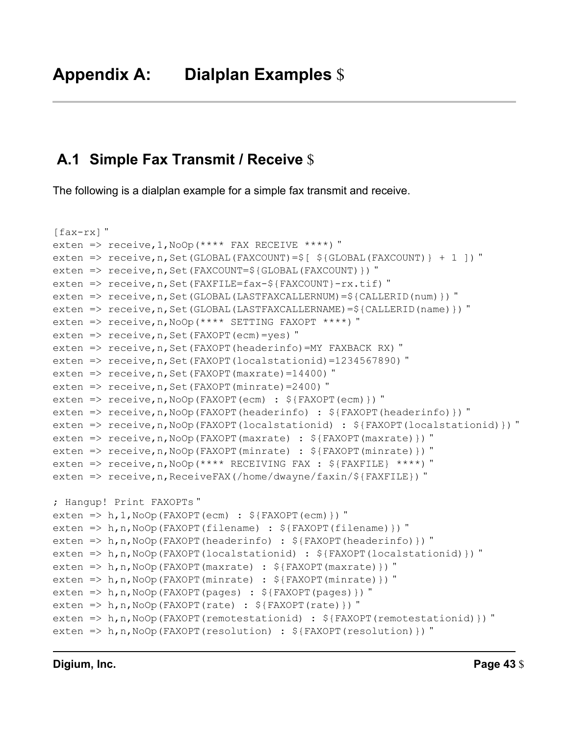# Appendix A: Dialplan Examples

## A.1 Simple Fax Transmit / Receive

The following is a dialplan example for a simple fax transmit and receive.

```
[fax-rx]
exten => receive,1,NoOp(**** FAX RECEIVE ****)
exten => receive,n,Set(GLOBAL(FAXCOUNT)=$[ ${GLOBAL(FAXCOUNT)} + 1 ])
exten => receive,n,Set(FAXCOUNT=${GLOBAL(FAXCOUNT)})
exten => receive,n,Set(FAXFILE=fax-${FAXCOUNT}-rx.tif)
exten => receive,n,Set(GLOBAL(LASTFAXCALLERNUM)=${CALLERID(num)})
exten => receive,n,Set(GLOBAL(LASTFAXCALLERNAME)=${CALLERID(name)})
exten => receive,n,NoOp(**** SETTING FAXOPT ****)
exten => receive,n,Set(FAXOPT(ecm)=yes)
exten => receive,n,Set(FAXOPT(headerinfo)=MY FAXBACK RX)
exten => receive,n,Set(FAXOPT(localstationid)=1234567890)
exten => receive,n,Set(FAXOPT(maxrate)=14400)
exten => receive,n,Set(FAXOPT(minrate)=2400)
exten => receive,n,NoOp(FAXOPT(ecm) : ${FAXOPT(ecm)})
exten => receive,n,NoOp(FAXOPT(headerinfo) : ${FAXOPT(headerinfo)})
exten => receive,n,NoOp(FAXOPT(localstationid) : ${FAXOPT(localstationid)})
exten => receive,n,NoOp(FAXOPT(maxrate) : ${FAXOPT(maxrate)})
exten => receive,n,NoOp(FAXOPT(minrate) : ${FAXOPT(minrate)})
exten => receive,n,NoOp(**** RECEIVING FAX : ${FAXFILE} ****)
exten => receive,n,ReceiveFAX(/home/dwayne/faxin/${FAXFILE})

; Hangup! Print FAXOPTs
exten => h,1,NoOp(FAXOPT(ecm) : ${FAXOPT(ecm)})
exten => h,n,NoOp(FAXOPT(filename) : ${FAXOPT(filename)})
exten => h,n,NoOp(FAXOPT(headerinfo) : ${FAXOPT(headerinfo)})
exten => h,n,NoOp(FAXOPT(localstationid) : ${FAXOPT(localstationid)})
exten => h,n,NoOp(FAXOPT(maxrate) : ${FAXOPT(maxrate)})
exten => h,n,NoOp(FAXOPT(minrate) : ${FAXOPT(minrate)})
exten => h,n,NoOp(FAXOPT(pages) : ${FAXOPT(pages)})
exten => h,n,NoOp(FAXOPT(rate) : ${FAXOPT(rate)})
exten => h,n,NoOp(FAXOPT(remotestationid) : ${FAXOPT(remotestationid)})
exten => h,n,NoOp(FAXOPT(resolution) : ${FAXOPT(resolution)})
```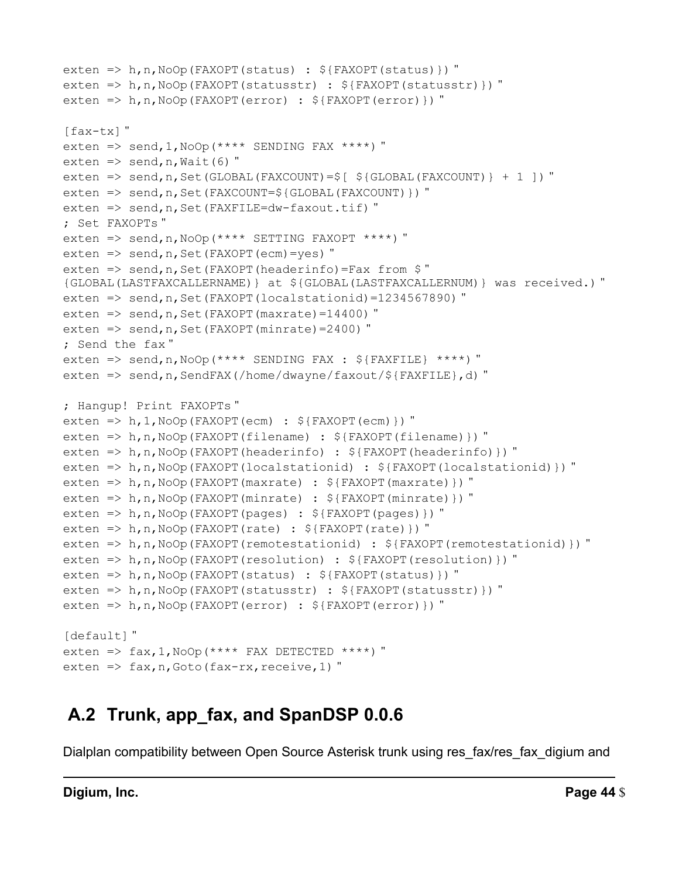```
exten => h,n,NoOp(FAXOPT(status) : ${FAXOPT(status)}) "
exten => h,n,NoOp(FAXOPT(statusstr) : ${FAXOPT(statusstr)}) "
exten => h,n,NoOp(FAXOPT(error) : ${FAXOPT(error)}) "

[fax-tx] "
exten => send,1,NoOp(**** SENDING FAX ****) "
exten => send,n,Wait(6) "
exten => send,n,Set(GLOBAL(FAXCOUNT)=$[ ${GLOBAL(FAXCOUNT)} + 1 ]) "
exten => send,n,Set(FAXCOUNT=${GLOBAL(FAXCOUNT)}) "
exten => send,n,Set(FAXFILE=dw-faxout.tif) "
; Set FAXOPTs "
exten => send,n,NoOp(**** SETTING FAXOPT ****) "
exten => send,n,Set(FAXOPT(ecm)=yes) "
exten => send,n,Set(FAXOPT(headerinfo)=Fax from $"
{GLOBAL(LASTFAXCALLERNAME)} at ${GLOBAL(LASTFAXCALLERNUM)} was received.) "
exten => send,n,Set(FAXOPT(localstationid)=1234567890) "
exten => send,n,Set(FAXOPT(maxrate)=14400) "
exten => send,n,Set(FAXOPT(minrate)=2400) "
; Send the fax "
exten => send,n,NoOp(**** SENDING FAX : ${FAXFILE} ****) "
exten => send,n,SendFAX(/home/dwayne/faxout/${FAXFILE},d) "

; Hangup! Print FAXOPTs "
exten => h,1,NoOp(FAXOPT(ecm) : ${FAXOPT(ecm)}) "
exten => h,n,NoOp(FAXOPT(filename) : ${FAXOPT(filename)}) "
exten => h,n,NoOp(FAXOPT(headerinfo) : ${FAXOPT(headerinfo)}) "
exten => h,n,NoOp(FAXOPT(localstationid) : ${FAXOPT(localstationid)}) "
exten => h,n,NoOp(FAXOPT(maxrate) : ${FAXOPT(maxrate)}) "
exten => h,n,NoOp(FAXOPT(minrate) : ${FAXOPT(minrate)}) "
exten => h,n,NoOp(FAXOPT(pages) : ${FAXOPT(pages)}) "
exten => h,n,NoOp(FAXOPT(rate) : ${FAXOPT(rate)}) "
exten => h,n,NoOp(FAXOPT(remotestationid) : ${FAXOPT(remotestationid)}) "
exten => h,n,NoOp(FAXOPT(resolution) : ${FAXOPT(resolution)}) "
exten => h,n,NoOp(FAXOPT(status) : ${FAXOPT(status)}) "
exten => h,n,NoOp(FAXOPT(statusstr) : ${FAXOPT(statusstr)}) "
exten => h,n,NoOp(FAXOPT(error) : ${FAXOPT(error)}) "

[default] "
exten => fax,1,NoOp(**** FAX DETECTED ****) "
exten => fax,n,Goto(fax-rx,receive,1) "
```

## A.2 Trunk, app_fax, and SpanDSP 0.0.6

Dialplan compatibility between Open Source Asterisk trunk using res_fax/res_fax_digium and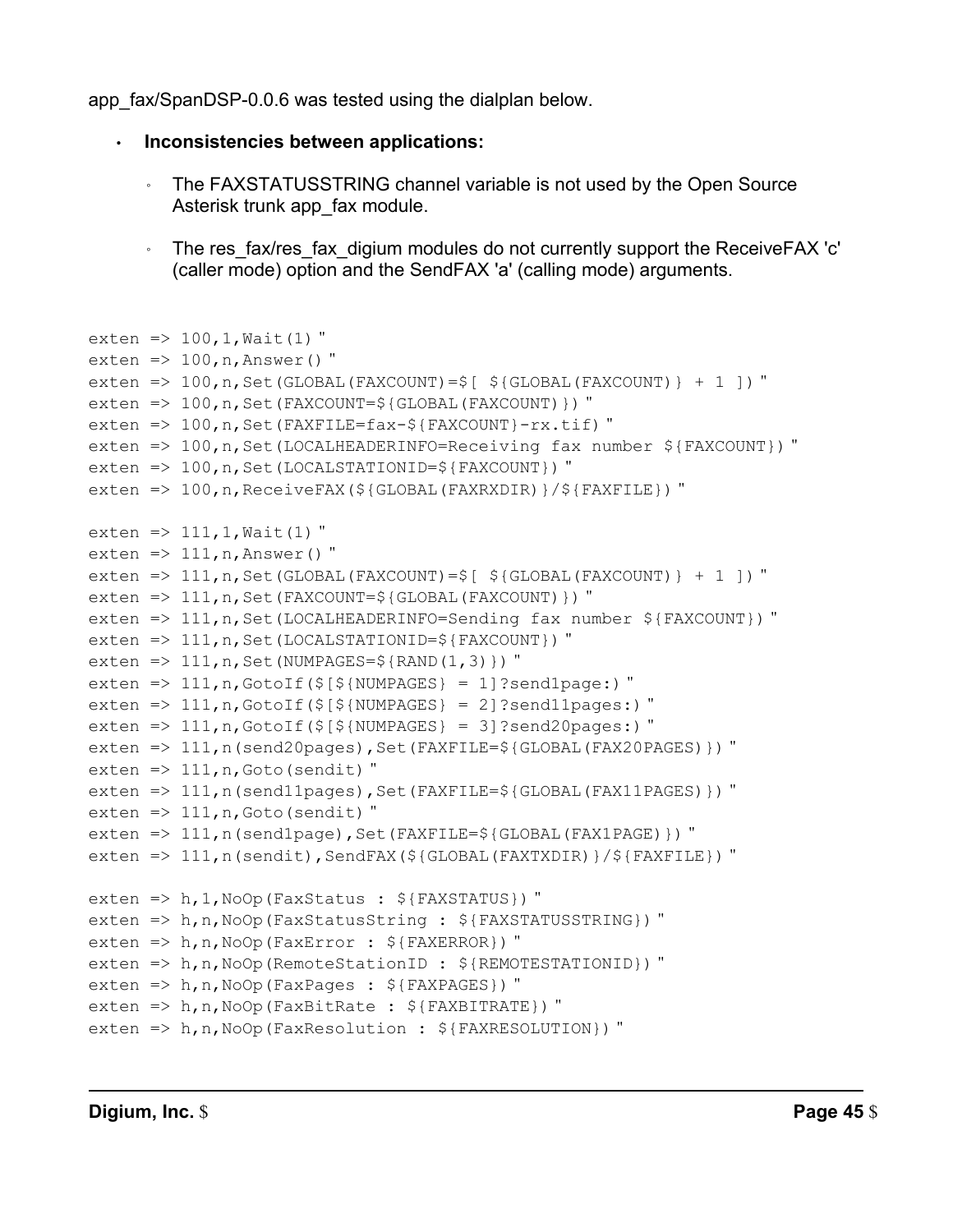app_fax/SpanDSP-0.0.6 was tested using the dialplan below.

- **Inconsistencies between applications:**
  - The FAXSTATUSSTRING channel variable is not used by the Open Source Asterisk trunk app_fax module.
  - The res_fax/res_fax_digium modules do not currently support the ReceiveFAX 'c' (caller mode) option and the SendFAX 'a' (calling mode) arguments.

```
exten => 100,1,Wait(1) "
exten => 100,n,Answer() "
exten => 100,n,Set(GLOBAL(FAXCOUNT)=$[ ${GLOBAL(FAXCOUNT)} + 1 ]) "
exten => 100,n,Set(FAXCOUNT=${GLOBAL(FAXCOUNT)}) "
exten => 100,n,Set(FAXFILE=fax-${FAXCOUNT}-rx.tif) "
exten => 100,n,Set(LOCALHEADERINFO=Receiving fax number ${FAXCOUNT}) "
exten => 100,n,Set(LOCALSTATIONID=${FAXCOUNT}) "
exten => 100,n,ReceiveFAX(${GLOBAL(FAXRXDIR)}/${FAXFILE}) "

exten => 111,1,Wait(1) "
exten => 111,n,Answer() "
exten => 111,n,Set(GLOBAL(FAXCOUNT)=$[ ${GLOBAL(FAXCOUNT)} + 1 ]) "
exten => 111,n,Set(FAXCOUNT=${GLOBAL(FAXCOUNT)}) "
exten => 111,n,Set(LOCALHEADERINFO=Sending fax number ${FAXCOUNT}) "
exten => 111,n,Set(LOCALSTATIONID=${FAXCOUNT}) "
exten => 111,n,Set(NUMPAGES=${RAND(1,3)}) "
exten => 111,n,GotoIf($[${NUMPAGES} = 1]?send1page:) "
exten => 111,n,GotoIf($[${NUMPAGES} = 2]?send11pages:) "
exten => 111,n,GotoIf($[${NUMPAGES} = 3]?send20pages:) "
exten => 111,n(send20pages),Set(FAXFILE=${GLOBAL(FAX20PAGES)}) "
exten => 111,n,Goto(sendit) "
exten => 111,n(send11pages),Set(FAXFILE=${GLOBAL(FAX11PAGES)}) "
exten => 111,n,Goto(sendit) "
exten => 111,n(send1page),Set(FAXFILE=${GLOBAL(FAX1PAGE)}) "
exten => 111,n(sendit),SendFAX(${GLOBAL(FAXTXDIR)}/${FAXFILE}) "

exten => h,1,NoOp(FaxStatus : ${FAXSTATUS}) "
exten => h,n,NoOp(FaxStatusString : ${FAXSTATUSSTRING}) "
exten => h,n,NoOp(FaxError : ${FAXERROR}) "
exten => h,n,NoOp(RemoteStationID : ${REMOTESTATIONID}) "
exten => h,n,NoOp(FaxPages : ${FAXPAGES}) "
exten => h,n,NoOp(FaxBitRate : ${FAXBITRATE}) "
exten => h,n,NoOp(FaxResolution : ${FAXRESOLUTION}) "
```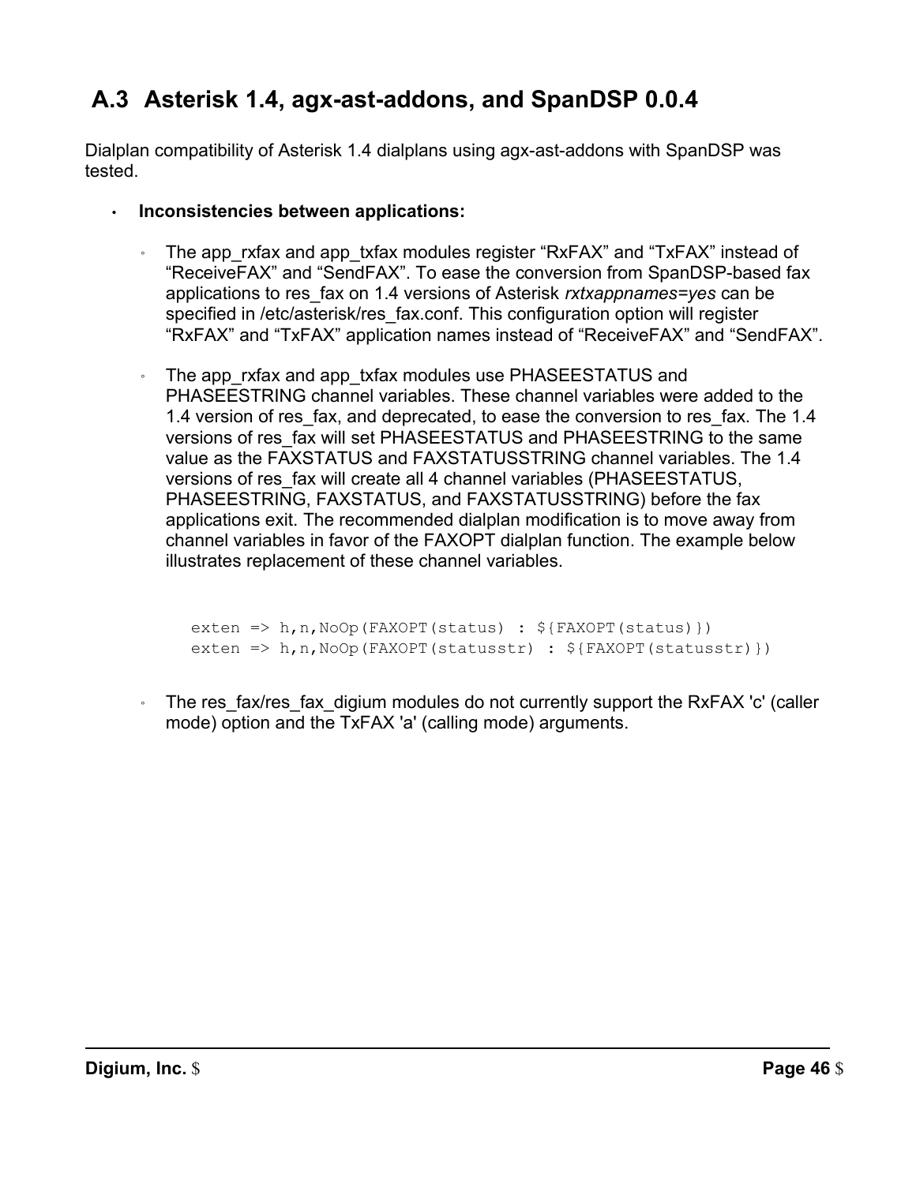## A.3 Asterisk 1.4, agx-ast-addons, and SpanDSP 0.0.4

Dialplan compatibility of Asterisk 1.4 dialplans using agx-ast-addons with SpanDSP was tested.

- **Inconsistencies between applications:**
  - The app_rxfax and app_txfax modules register “RxFAX” and “TxFAX” instead of “ReceiveFAX” and “SendFAX”. To ease the conversion from SpanDSP-based fax applications to res_fax on 1.4 versions of Asterisk *rxtxappnames=yes* can be specified in /etc/asterisk/res_fax.conf. This configuration option will register “RxFAX” and “TxFAX” application names instead of “ReceiveFAX” and “SendFAX”.
  - The app_rxfax and app_txfax modules use PHASEESTATUS and PHASEESTRING channel variables. These channel variables were added to the 1.4 version of res_fax, and deprecated, to ease the conversion to res_fax. The 1.4 versions of res_fax will set PHASEESTATUS and PHASEESTRING to the same value as the FAXSTATUS and FAXSTATUSSTRING channel variables. The 1.4 versions of res_fax will create all 4 channel variables (PHASEESTATUS, PHASEESTRING, FAXSTATUS, and FAXSTATUSSTRING) before the fax applications exit. The recommended dialplan modification is to move away from channel variables in favor of the FAXOPT dialplan function. The example below illustrates replacement of these channel variables.

    ```
    exten => h,n,NoOp(FAXOPT(status) : ${FAXOPT(status)})
    exten => h,n,NoOp(FAXOPT(statusstr) : ${FAXOPT(statusstr)})
    ```

  - The res_fax/res_fax_digium modules do not currently support the RxFAX 'c' (caller mode) option and the TxFAX 'a' (calling mode) arguments.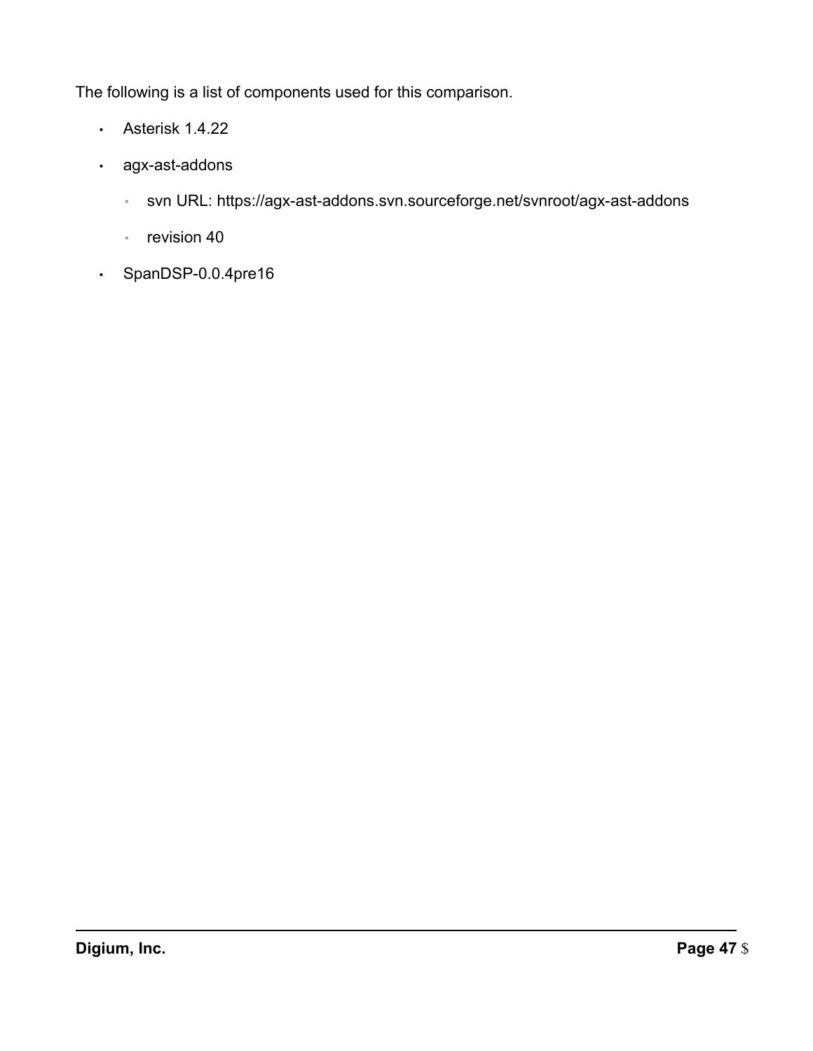The following is a list of components used for this comparison.

- Asterisk 1.4.22
- agx-ast-addons
  - svn URL: https://agx-ast-addons.svn.sourceforge.net/svnroot/agx-ast-addons
  - revision 40
- SpanDSP-0.0.4pre16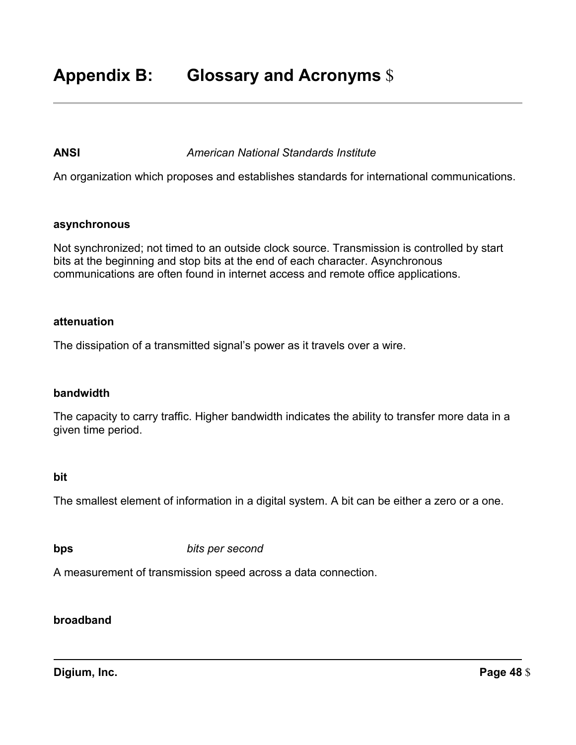# Appendix B: Glossary and Acronyms

**ANSI** *American National Standards Institute*

An organization which proposes and establishes standards for international communications.

**asynchronous**

Not synchronized; not timed to an outside clock source. Transmission is controlled by start bits at the beginning and stop bits at the end of each character. Asynchronous communications are often found in internet access and remote office applications.

**attenuation**

The dissipation of a transmitted signal's power as it travels over a wire.

**bandwidth**

The capacity to carry traffic. Higher bandwidth indicates the ability to transfer more data in a given time period.

**bit**

The smallest element of information in a digital system. A bit can be either a zero or a one.

**bps** *bits per second*

A measurement of transmission speed across a data connection.

**broadband**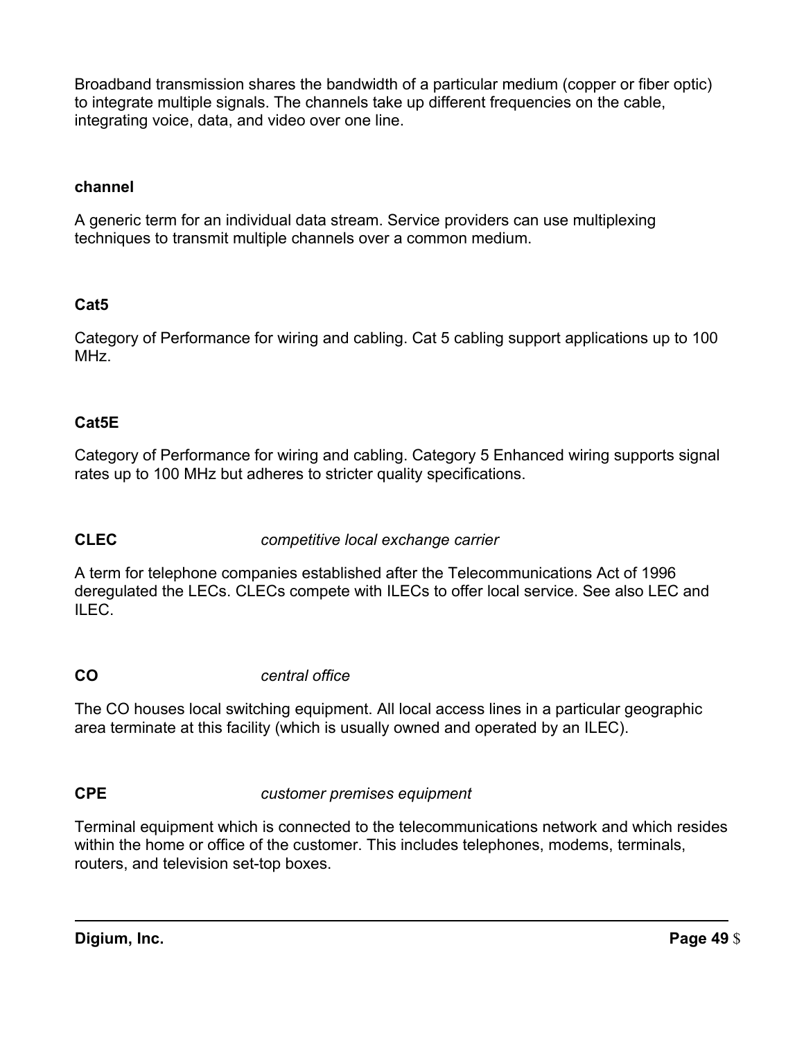Broadband transmission shares the bandwidth of a particular medium (copper or fiber optic) to integrate multiple signals. The channels take up different frequencies on the cable, integrating voice, data, and video over one line.

**channel**

A generic term for an individual data stream. Service providers can use multiplexing techniques to transmit multiple channels over a common medium.

**Cat5**

Category of Performance for wiring and cabling. Cat 5 cabling support applications up to 100 MHz.

**Cat5E**

Category of Performance for wiring and cabling. Category 5 Enhanced wiring supports signal rates up to 100 MHz but adheres to stricter quality specifications.

**CLEC** *competitive local exchange carrier*

A term for telephone companies established after the Telecommunications Act of 1996 deregulated the LECs. CLECs compete with ILECs to offer local service. See also LEC and ILEC.

**CO** *central office*

The CO houses local switching equipment. All local access lines in a particular geographic area terminate at this facility (which is usually owned and operated by an ILEC).

**CPE** *customer premises equipment*

Terminal equipment which is connected to the telecommunications network and which resides within the home or office of the customer. This includes telephones, modems, terminals, routers, and television set-top boxes.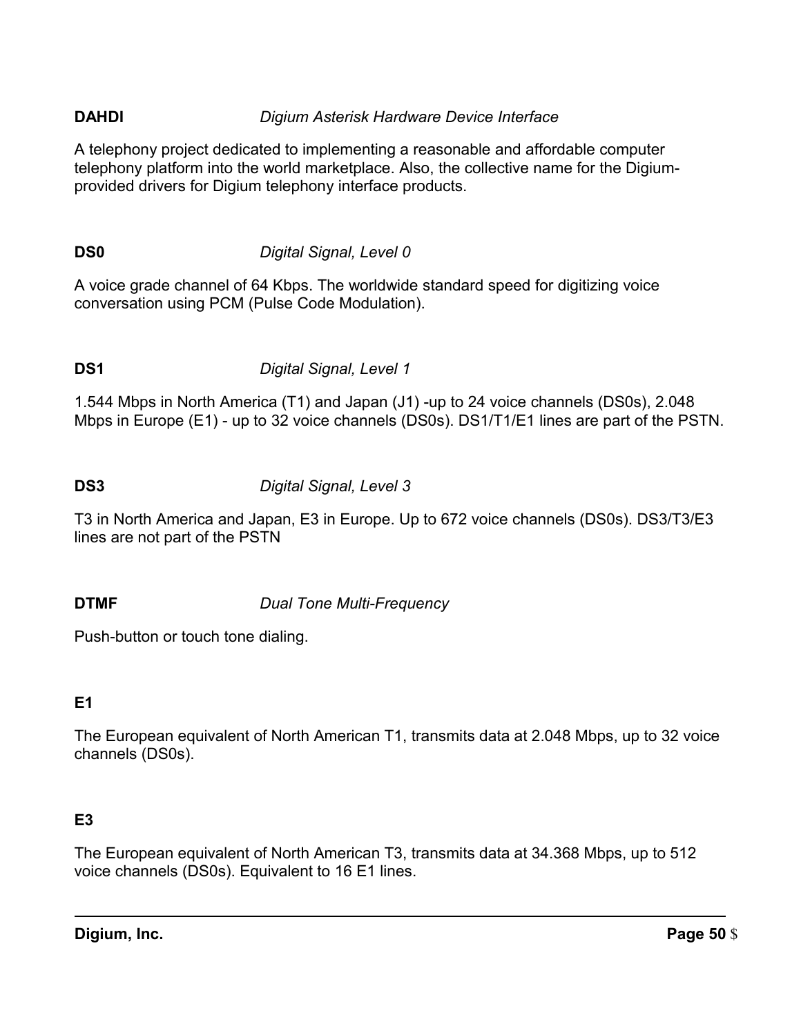**DAHDI** *Digium Asterisk Hardware Device Interface*

A telephony project dedicated to implementing a reasonable and affordable computer telephony platform into the world marketplace. Also, the collective name for the Digium-provided drivers for Digium telephony interface products.

**DS0** *Digital Signal, Level 0*

A voice grade channel of 64 Kbps. The worldwide standard speed for digitizing voice conversation using PCM (Pulse Code Modulation).

**DS1** *Digital Signal, Level 1*

1.544 Mbps in North America (T1) and Japan (J1) -up to 24 voice channels (DS0s), 2.048 Mbps in Europe (E1) - up to 32 voice channels (DS0s). DS1/T1/E1 lines are part of the PSTN.

**DS3** *Digital Signal, Level 3*

T3 in North America and Japan, E3 in Europe. Up to 672 voice channels (DS0s). DS3/T3/E3 lines are not part of the PSTN

**DTMF** *Dual Tone Multi-Frequency*

Push-button or touch tone dialing.

**E1**

The European equivalent of North American T1, transmits data at 2.048 Mbps, up to 32 voice channels (DS0s).

**E3**

The European equivalent of North American T3, transmits data at 34.368 Mbps, up to 512 voice channels (DS0s). Equivalent to 16 E1 lines.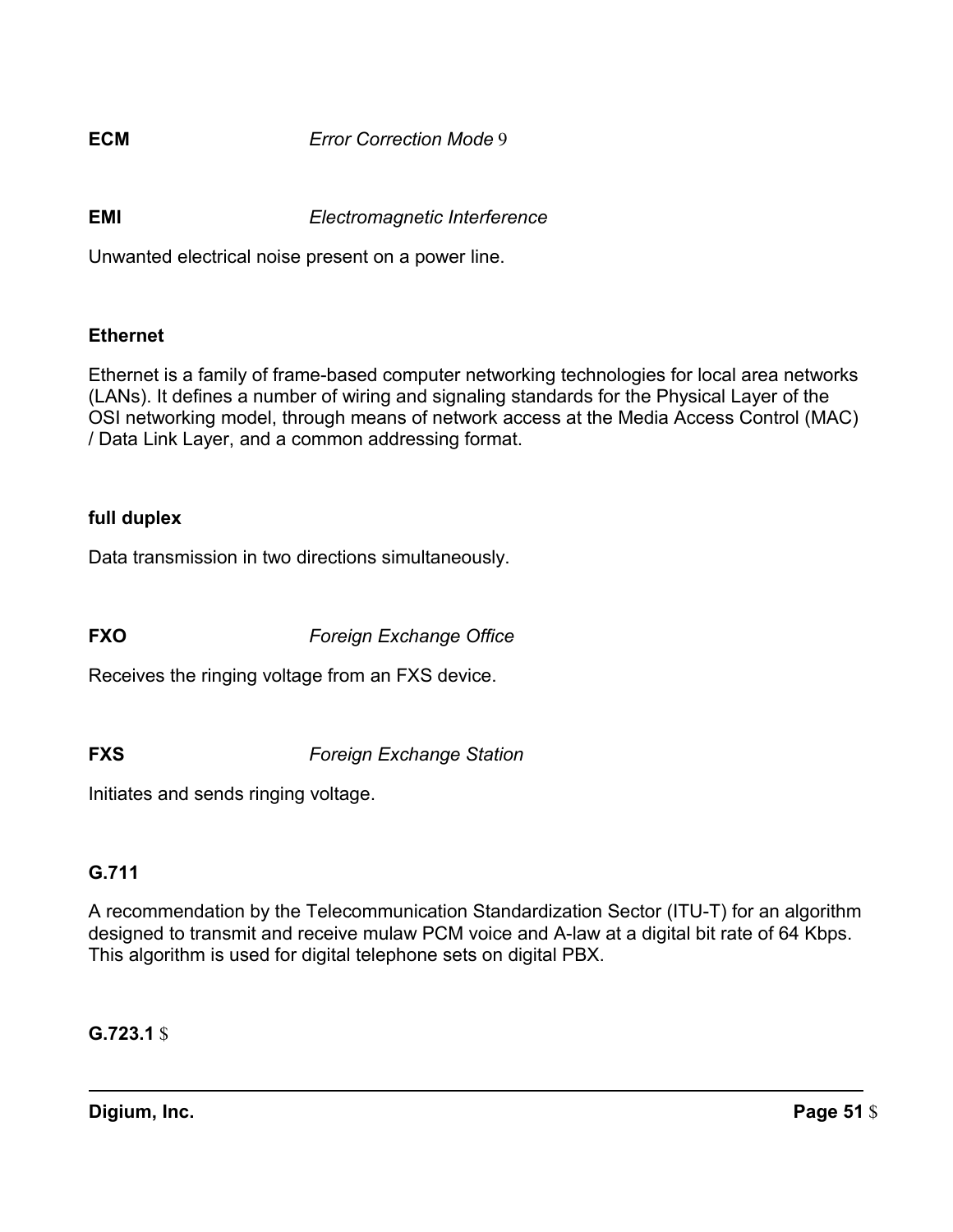**ECM** *Error Correction Mode* 9

**EMI** *Electromagnetic Interference*

Unwanted electrical noise present on a power line.

**Ethernet**

Ethernet is a family of frame-based computer networking technologies for local area networks (LANs). It defines a number of wiring and signaling standards for the Physical Layer of the OSI networking model, through means of network access at the Media Access Control (MAC) / Data Link Layer, and a common addressing format.

**full duplex**

Data transmission in two directions simultaneously.

**FXO** *Foreign Exchange Office*

Receives the ringing voltage from an FXS device.

**FXS** *Foreign Exchange Station*

Initiates and sends ringing voltage.

**G.711**

A recommendation by the Telecommunication Standardization Sector (ITU-T) for an algorithm designed to transmit and receive mulaw PCM voice and A-law at a digital bit rate of 64 Kbps. This algorithm is used for digital telephone sets on digital PBX.

**G.723.1** $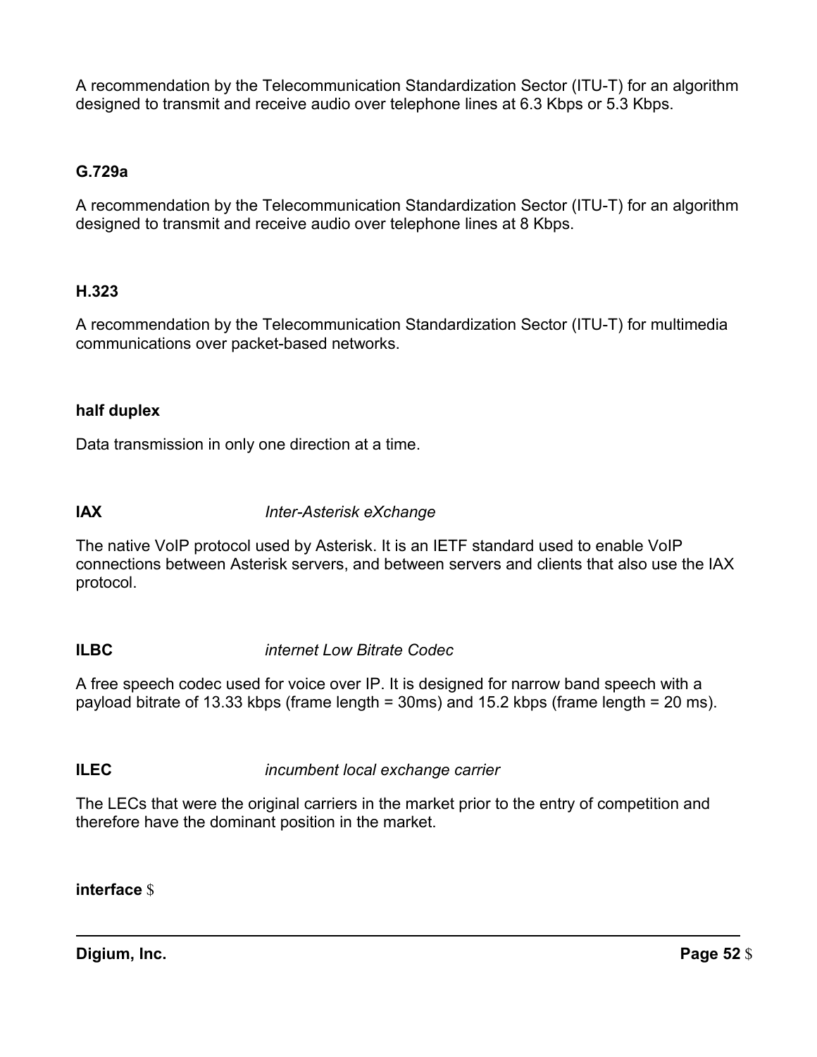A recommendation by the Telecommunication Standardization Sector (ITU-T) for an algorithm designed to transmit and receive audio over telephone lines at 6.3 Kbps or 5.3 Kbps.

**G.729a**

A recommendation by the Telecommunication Standardization Sector (ITU-T) for an algorithm designed to transmit and receive audio over telephone lines at 8 Kbps.

**H.323**

A recommendation by the Telecommunication Standardization Sector (ITU-T) for multimedia communications over packet-based networks.

**half duplex**

Data transmission in only one direction at a time.

**IAX** *Inter-Asterisk eXchange*

The native VoIP protocol used by Asterisk. It is an IETF standard used to enable VoIP connections between Asterisk servers, and between servers and clients that also use the IAX protocol.

**ILBC** *internet Low Bitrate Codec*

A free speech codec used for voice over IP. It is designed for narrow band speech with a payload bitrate of 13.33 kbps (frame length = 30ms) and 15.2 kbps (frame length = 20 ms).

**ILEC** *incumbent local exchange carrier*

The LECs that were the original carriers in the market prior to the entry of competition and therefore have the dominant position in the market.

**interface**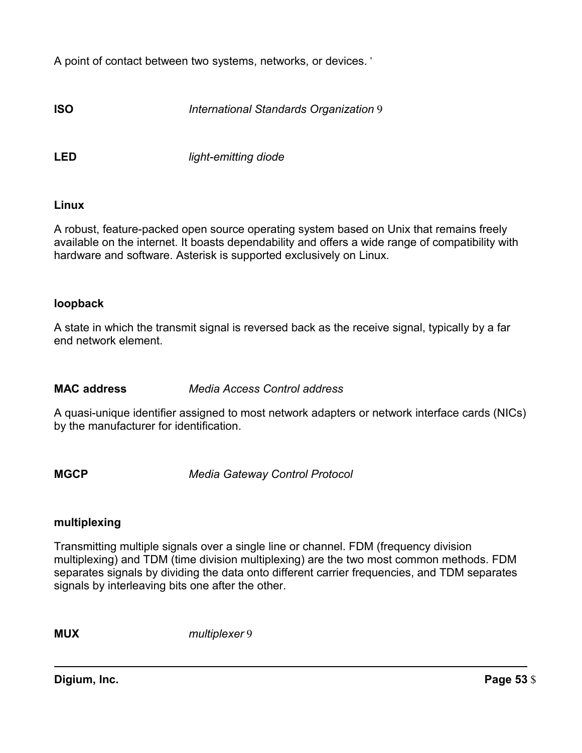A point of contact between two systems, networks, or devices. '

**ISO** *International Standards Organization* 9

**LED** *light-emitting diode*

**Linux**

A robust, feature-packed open source operating system based on Unix that remains freely available on the internet. It boasts dependability and offers a wide range of compatibility with hardware and software. Asterisk is supported exclusively on Linux.

**loopback**

A state in which the transmit signal is reversed back as the receive signal, typically by a far end network element.

**MAC address** *Media Access Control address*

A quasi-unique identifier assigned to most network adapters or network interface cards (NICs) by the manufacturer for identification.

**MGCP** *Media Gateway Control Protocol*

**multiplexing**

Transmitting multiple signals over a single line or channel. FDM (frequency division multiplexing) and TDM (time division multiplexing) are the two most common methods. FDM separates signals by dividing the data onto different carrier frequencies, and TDM separates signals by interleaving bits one after the other.

**MUX** *multiplexer* 9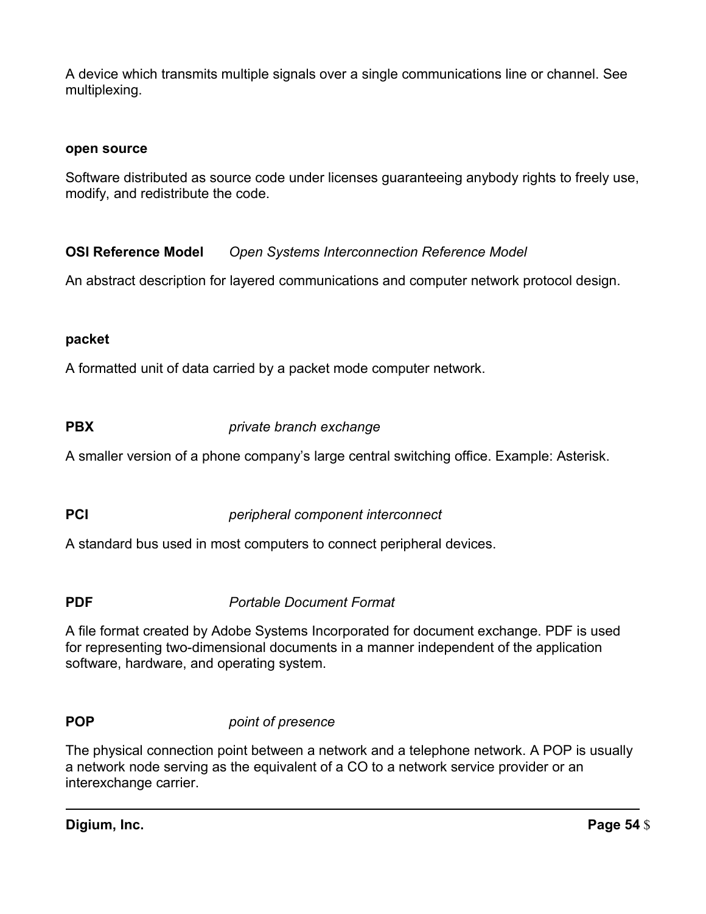A device which transmits multiple signals over a single communications line or channel. See multiplexing.

**open source**

Software distributed as source code under licenses guaranteeing anybody rights to freely use, modify, and redistribute the code.

**OSI Reference Model** *Open Systems Interconnection Reference Model*

An abstract description for layered communications and computer network protocol design.

**packet**

A formatted unit of data carried by a packet mode computer network.

**PBX** *private branch exchange*

A smaller version of a phone company's large central switching office. Example: Asterisk.

**PCI** *peripheral component interconnect*

A standard bus used in most computers to connect peripheral devices.

**PDF** *Portable Document Format*

A file format created by Adobe Systems Incorporated for document exchange. PDF is used for representing two-dimensional documents in a manner independent of the application software, hardware, and operating system.

**POP** *point of presence*

The physical connection point between a network and a telephone network. A POP is usually a network node serving as the equivalent of a CO to a network service provider or an interexchange carrier.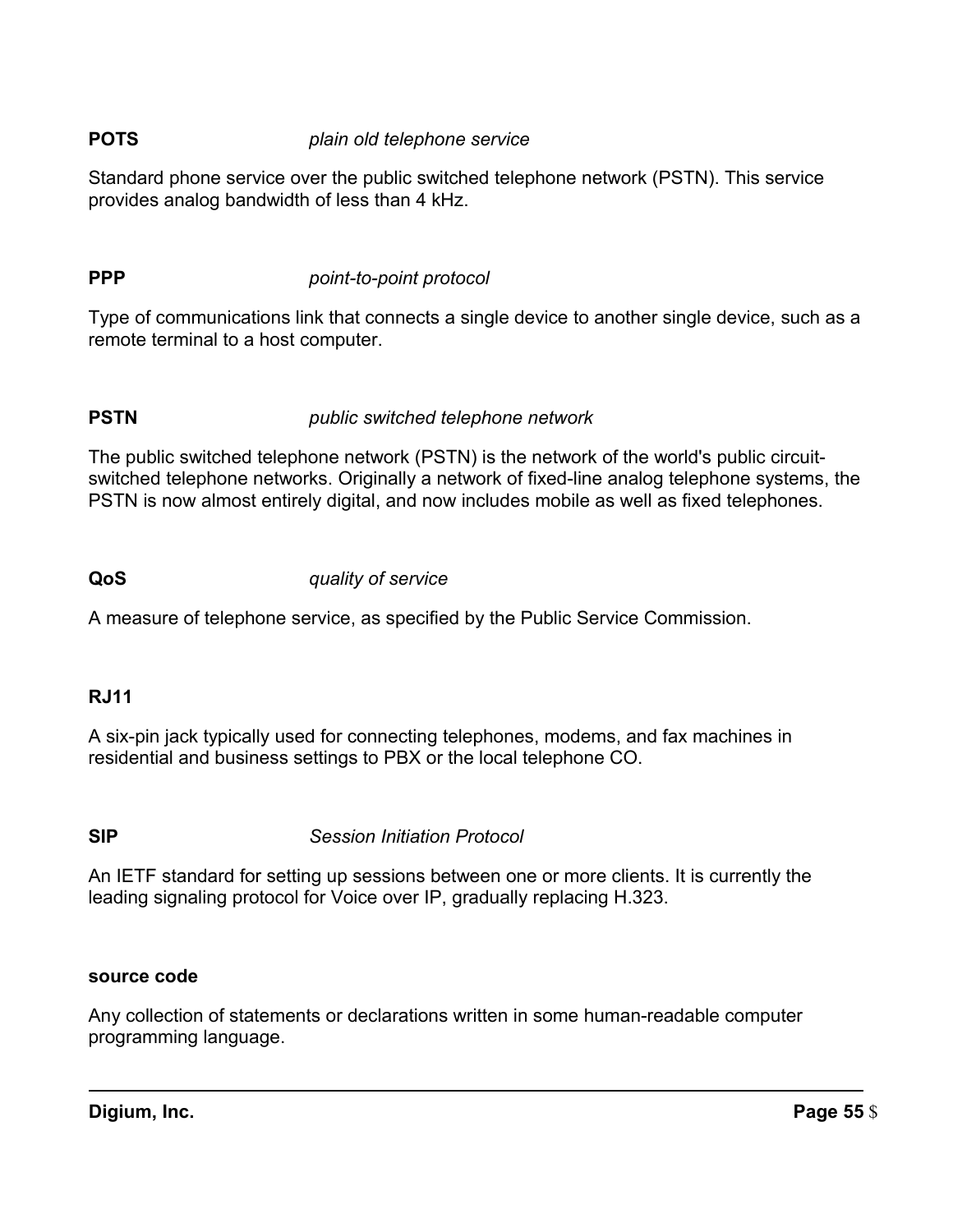**POTS** *plain old telephone service*

Standard phone service over the public switched telephone network (PSTN). This service provides analog bandwidth of less than 4 kHz.

**PPP** *point-to-point protocol*

Type of communications link that connects a single device to another single device, such as a remote terminal to a host computer.

**PSTN** *public switched telephone network*

The public switched telephone network (PSTN) is the network of the world's public circuit-switched telephone networks. Originally a network of fixed-line analog telephone systems, the PSTN is now almost entirely digital, and now includes mobile as well as fixed telephones.

**QoS** *quality of service*

A measure of telephone service, as specified by the Public Service Commission.

**RJ11**

A six-pin jack typically used for connecting telephones, modems, and fax machines in residential and business settings to PBX or the local telephone CO.

**SIP** *Session Initiation Protocol*

An IETF standard for setting up sessions between one or more clients. It is currently the leading signaling protocol for Voice over IP, gradually replacing H.323.

**source code**

Any collection of statements or declarations written in some human-readable computer programming language.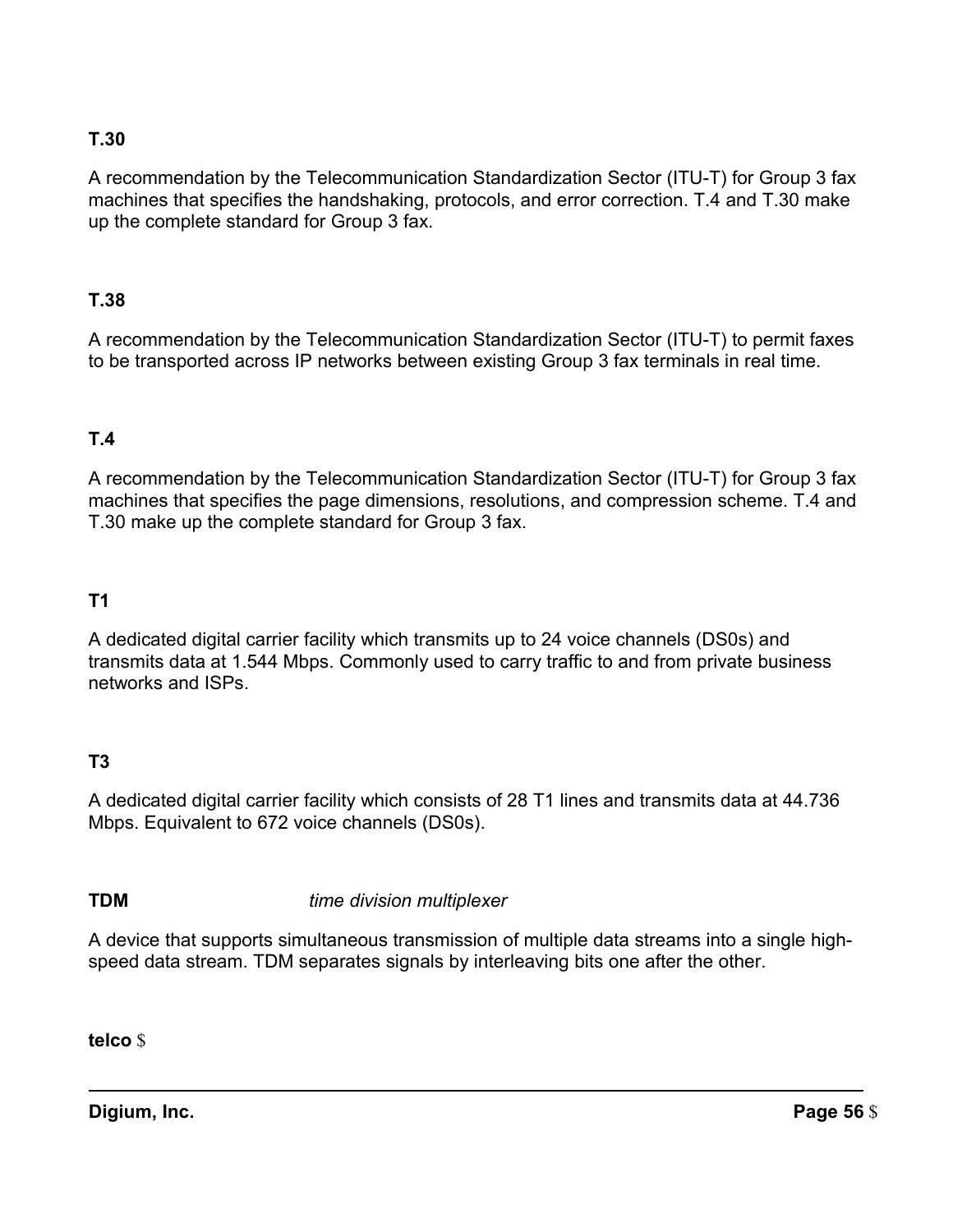**T.30**

A recommendation by the Telecommunication Standardization Sector (ITU-T) for Group 3 fax machines that specifies the handshaking, protocols, and error correction. T.4 and T.30 make up the complete standard for Group 3 fax.

**T.38**

A recommendation by the Telecommunication Standardization Sector (ITU-T) to permit faxes to be transported across IP networks between existing Group 3 fax terminals in real time.

**T.4**

A recommendation by the Telecommunication Standardization Sector (ITU-T) for Group 3 fax machines that specifies the page dimensions, resolutions, and compression scheme. T.4 and T.30 make up the complete standard for Group 3 fax.

**T1**

A dedicated digital carrier facility which transmits up to 24 voice channels (DS0s) and transmits data at 1.544 Mbps. Commonly used to carry traffic to and from private business networks and ISPs.

**T3**

A dedicated digital carrier facility which consists of 28 T1 lines and transmits data at 44.736 Mbps. Equivalent to 672 voice channels (DS0s).

**TDM** *time division multiplexer*

A device that supports simultaneous transmission of multiple data streams into a single high-speed data stream. TDM separates signals by interleaving bits one after the other.

**telco** $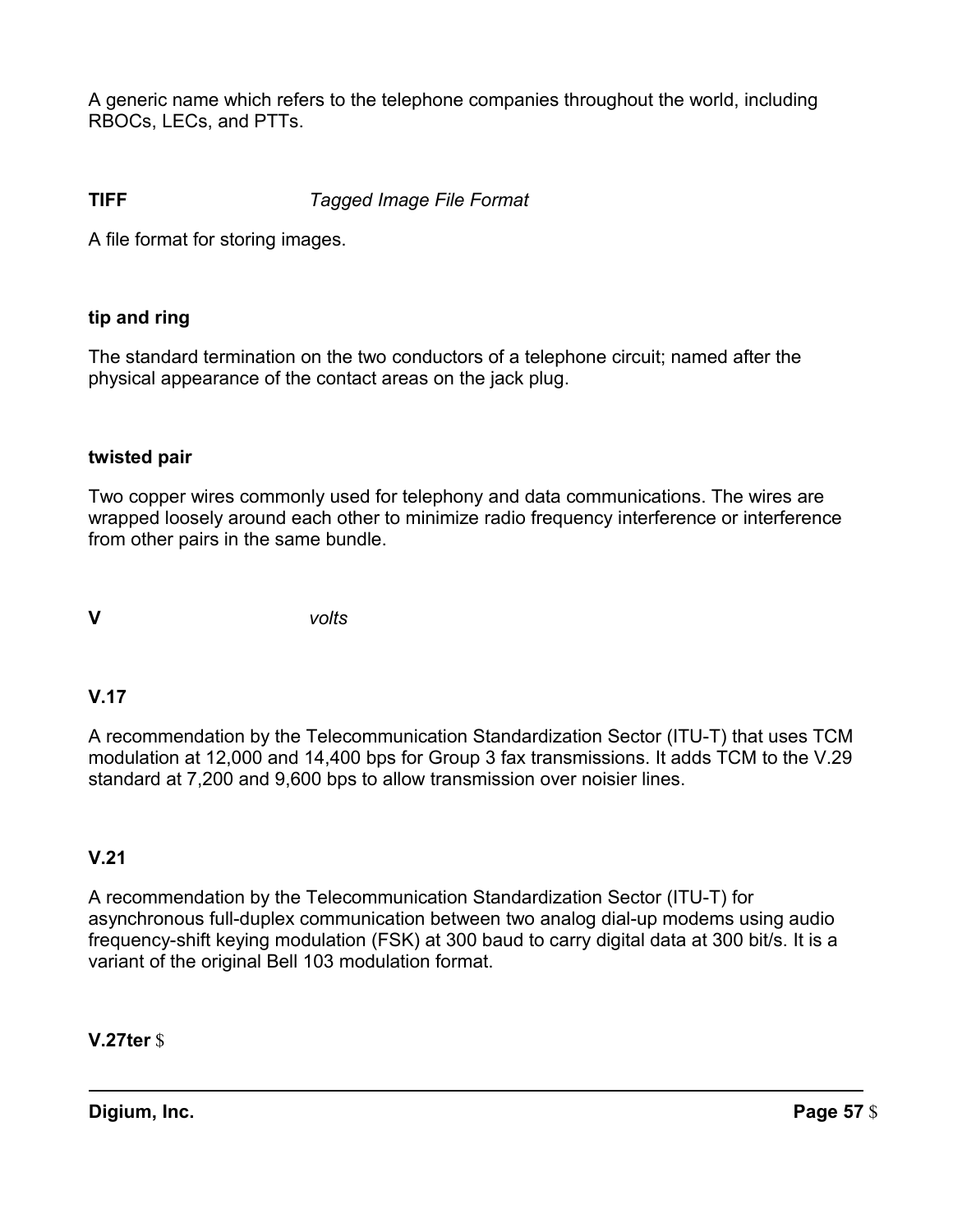A generic name which refers to the telephone companies throughout the world, including RBOCs, LECs, and PTTs.

**TIFF** *Tagged Image File Format*

A file format for storing images.

**tip and ring**

The standard termination on the two conductors of a telephone circuit; named after the physical appearance of the contact areas on the jack plug.

**twisted pair**

Two copper wires commonly used for telephony and data communications. The wires are wrapped loosely around each other to minimize radio frequency interference or interference from other pairs in the same bundle.

**V** *volts*

**V.17**

A recommendation by the Telecommunication Standardization Sector (ITU-T) that uses TCM modulation at 12,000 and 14,400 bps for Group 3 fax transmissions. It adds TCM to the V.29 standard at 7,200 and 9,600 bps to allow transmission over noisier lines.

**V.21**

A recommendation by the Telecommunication Standardization Sector (ITU-T) for asynchronous full-duplex communication between two analog dial-up modems using audio frequency-shift keying modulation (FSK) at 300 baud to carry digital data at 300 bit/s. It is a variant of the original Bell 103 modulation format.

**V.27ter**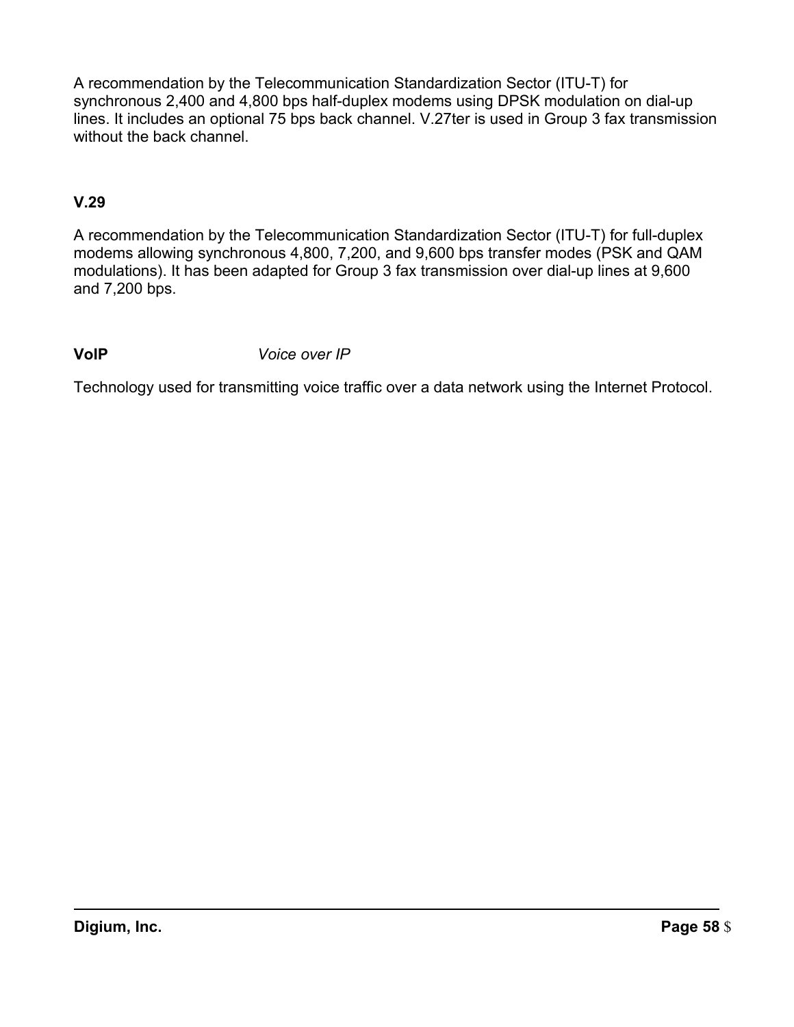A recommendation by the Telecommunication Standardization Sector (ITU-T) for synchronous 2,400 and 4,800 bps half-duplex modems using DPSK modulation on dial-up lines. It includes an optional 75 bps back channel. V.27ter is used in Group 3 fax transmission without the back channel.

**V.29**

A recommendation by the Telecommunication Standardization Sector (ITU-T) for full-duplex modems allowing synchronous 4,800, 7,200, and 9,600 bps transfer modes (PSK and QAM modulations). It has been adapted for Group 3 fax transmission over dial-up lines at 9,600 and 7,200 bps.

**VoIP** *Voice over IP*

Technology used for transmitting voice traffic over a data network using the Internet Protocol.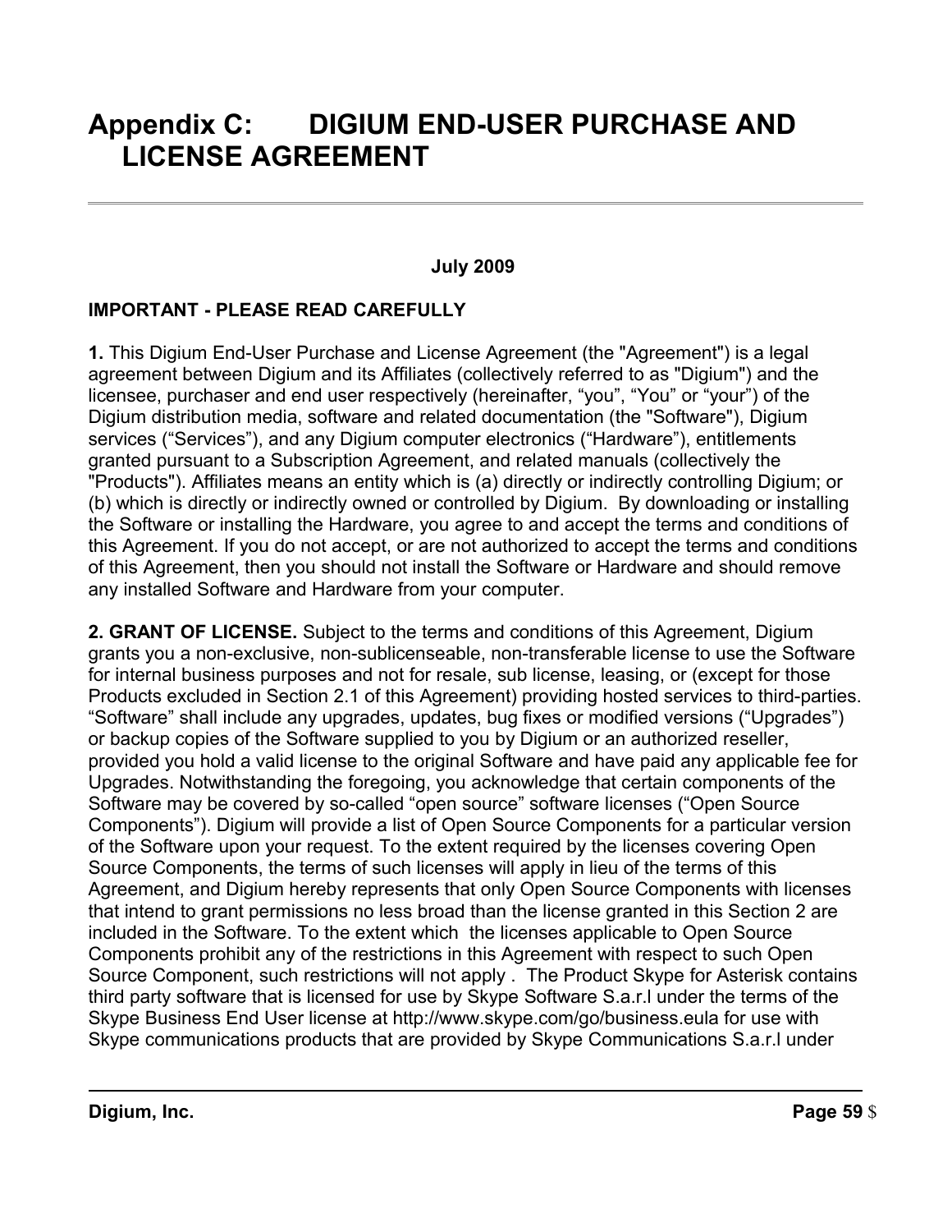# Appendix C: DIGIUM END-USER PURCHASE AND LICENSE AGREEMENT

---

**July 2009**

**IMPORTANT - PLEASE READ CAREFULLY**

**1.** This Digium End-User Purchase and License Agreement (the "Agreement") is a legal agreement between Digium and its Affiliates (collectively referred to as "Digium") and the licensee, purchaser and end user respectively (hereinafter, "you", "You" or "your") of the Digium distribution media, software and related documentation (the "Software"), Digium services ("Services"), and any Digium computer electronics ("Hardware"), entitlements granted pursuant to a Subscription Agreement, and related manuals (collectively the "Products"). Affiliates means an entity which is (a) directly or indirectly controlling Digium; or (b) which is directly or indirectly owned or controlled by Digium. By downloading or installing the Software or installing the Hardware, you agree to and accept the terms and conditions of this Agreement. If you do not accept, or are not authorized to accept the terms and conditions of this Agreement, then you should not install the Software or Hardware and should remove any installed Software and Hardware from your computer.

**2. GRANT OF LICENSE.** Subject to the terms and conditions of this Agreement, Digium grants you a non-exclusive, non-sublicenseable, non-transferable license to use the Software for internal business purposes and not for resale, sub license, leasing, or (except for those Products excluded in Section 2.1 of this Agreement) providing hosted services to third-parties. "Software" shall include any upgrades, updates, bug fixes or modified versions ("Upgrades") or backup copies of the Software supplied to you by Digium or an authorized reseller, provided you hold a valid license to the original Software and have paid any applicable fee for Upgrades. Notwithstanding the foregoing, you acknowledge that certain components of the Software may be covered by so-called "open source" software licenses ("Open Source Components"). Digium will provide a list of Open Source Components for a particular version of the Software upon your request. To the extent required by the licenses covering Open Source Components, the terms of such licenses will apply in lieu of the terms of this Agreement, and Digium hereby represents that only Open Source Components with licenses that intend to grant permissions no less broad than the license granted in this Section 2 are included in the Software. To the extent which the licenses applicable to Open Source Components prohibit any of the restrictions in this Agreement with respect to such Open Source Component, such restrictions will not apply . The Product Skype for Asterisk contains third party software that is licensed for use by Skype Software S.a.r.l under the terms of the Skype Business End User license at http://www.skype.com/go/business.eula for use with Skype communications products that are provided by Skype Communications S.a.r.l under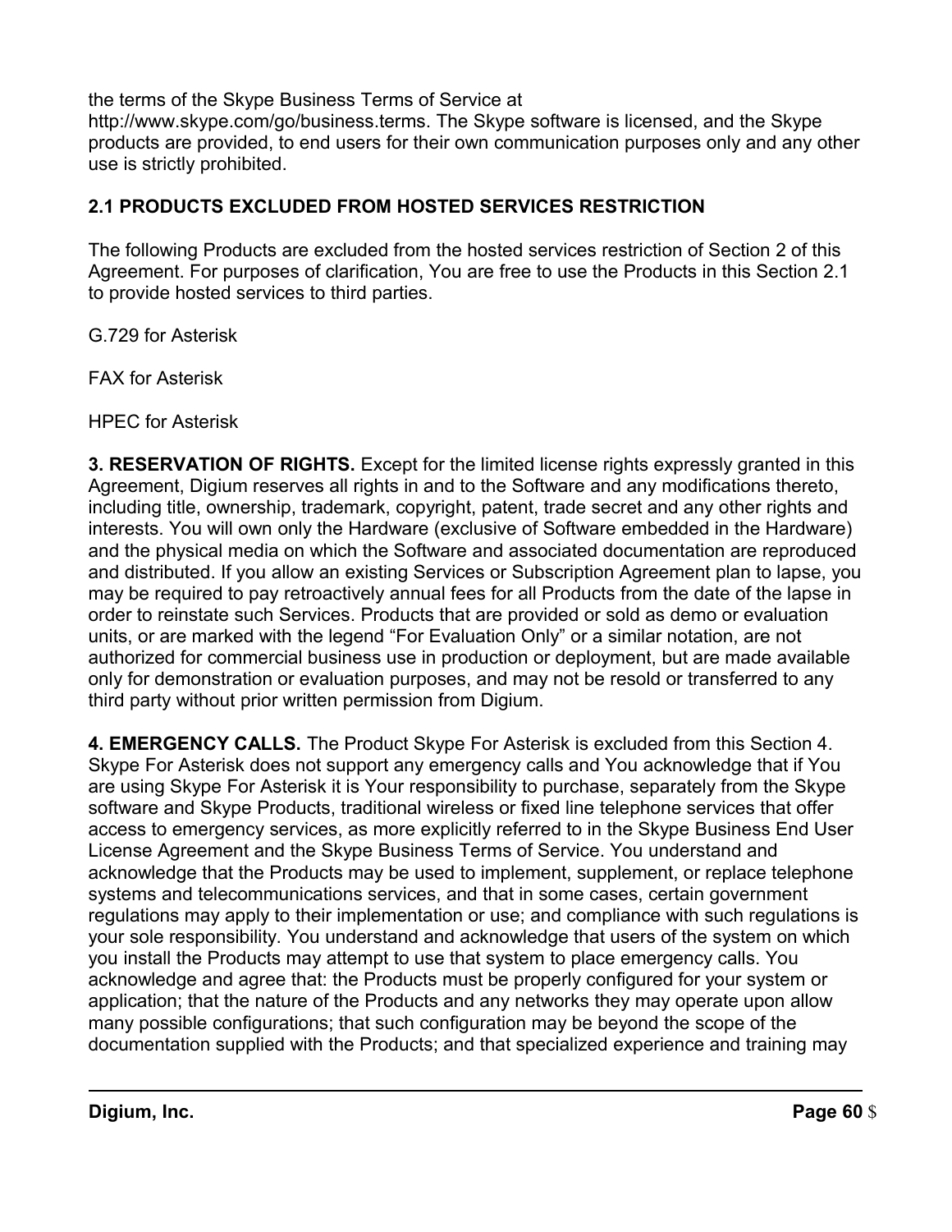the terms of the Skype Business Terms of Service at http://www.skype.com/go/business.terms. The Skype software is licensed, and the Skype products are provided, to end users for their own communication purposes only and any other use is strictly prohibited.

**2.1 PRODUCTS EXCLUDED FROM HOSTED SERVICES RESTRICTION**

The following Products are excluded from the hosted services restriction of Section 2 of this Agreement. For purposes of clarification, You are free to use the Products in this Section 2.1 to provide hosted services to third parties.

G.729 for Asterisk

FAX for Asterisk

HPEC for Asterisk

**3. RESERVATION OF RIGHTS.** Except for the limited license rights expressly granted in this Agreement, Digium reserves all rights in and to the Software and any modifications thereto, including title, ownership, trademark, copyright, patent, trade secret and any other rights and interests. You will own only the Hardware (exclusive of Software embedded in the Hardware) and the physical media on which the Software and associated documentation are reproduced and distributed. If you allow an existing Services or Subscription Agreement plan to lapse, you may be required to pay retroactively annual fees for all Products from the date of the lapse in order to reinstate such Services. Products that are provided or sold as demo or evaluation units, or are marked with the legend "For Evaluation Only" or a similar notation, are not authorized for commercial business use in production or deployment, but are made available only for demonstration or evaluation purposes, and may not be resold or transferred to any third party without prior written permission from Digium.

**4. EMERGENCY CALLS.** The Product Skype For Asterisk is excluded from this Section 4. Skype For Asterisk does not support any emergency calls and You acknowledge that if You are using Skype For Asterisk it is Your responsibility to purchase, separately from the Skype software and Skype Products, traditional wireless or fixed line telephone services that offer access to emergency services, as more explicitly referred to in the Skype Business End User License Agreement and the Skype Business Terms of Service. You understand and acknowledge that the Products may be used to implement, supplement, or replace telephone systems and telecommunications services, and that in some cases, certain government regulations may apply to their implementation or use; and compliance with such regulations is your sole responsibility. You understand and acknowledge that users of the system on which you install the Products may attempt to use that system to place emergency calls. You acknowledge and agree that: the Products must be properly configured for your system or application; that the nature of the Products and any networks they may operate upon allow many possible configurations; that such configuration may be beyond the scope of the documentation supplied with the Products; and that specialized experience and training may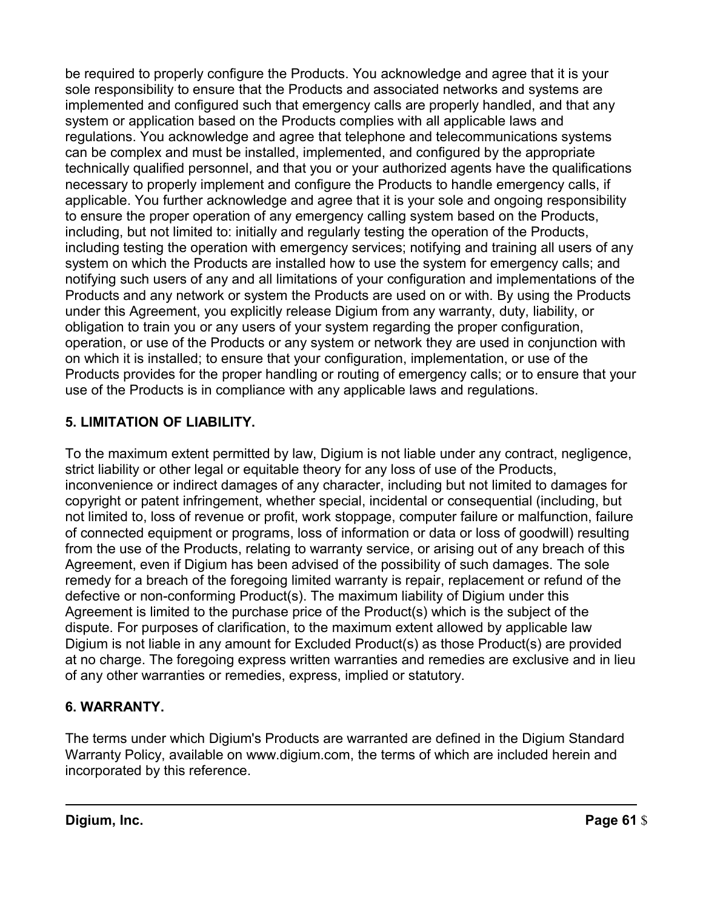be required to properly configure the Products. You acknowledge and agree that it is your sole responsibility to ensure that the Products and associated networks and systems are implemented and configured such that emergency calls are properly handled, and that any system or application based on the Products complies with all applicable laws and regulations. You acknowledge and agree that telephone and telecommunications systems can be complex and must be installed, implemented, and configured by the appropriate technically qualified personnel, and that you or your authorized agents have the qualifications necessary to properly implement and configure the Products to handle emergency calls, if applicable. You further acknowledge and agree that it is your sole and ongoing responsibility to ensure the proper operation of any emergency calling system based on the Products, including, but not limited to: initially and regularly testing the operation of the Products, including testing the operation with emergency services; notifying and training all users of any system on which the Products are installed how to use the system for emergency calls; and notifying such users of any and all limitations of your configuration and implementations of the Products and any network or system the Products are used on or with. By using the Products under this Agreement, you explicitly release Digium from any warranty, duty, liability, or obligation to train you or any users of your system regarding the proper configuration, operation, or use of the Products or any system or network they are used in conjunction with on which it is installed; to ensure that your configuration, implementation, or use of the Products provides for the proper handling or routing of emergency calls; or to ensure that your use of the Products is in compliance with any applicable laws and regulations.

**5. LIMITATION OF LIABILITY.**

To the maximum extent permitted by law, Digium is not liable under any contract, negligence, strict liability or other legal or equitable theory for any loss of use of the Products, inconvenience or indirect damages of any character, including but not limited to damages for copyright or patent infringement, whether special, incidental or consequential (including, but not limited to, loss of revenue or profit, work stoppage, computer failure or malfunction, failure of connected equipment or programs, loss of information or data or loss of goodwill) resulting from the use of the Products, relating to warranty service, or arising out of any breach of this Agreement, even if Digium has been advised of the possibility of such damages. The sole remedy for a breach of the foregoing limited warranty is repair, replacement or refund of the defective or non-conforming Product(s). The maximum liability of Digium under this Agreement is limited to the purchase price of the Product(s) which is the subject of the dispute. For purposes of clarification, to the maximum extent allowed by applicable law Digium is not liable in any amount for Excluded Product(s) as those Product(s) are provided at no charge. The foregoing express written warranties and remedies are exclusive and in lieu of any other warranties or remedies, express, implied or statutory.

**6. WARRANTY.**

The terms under which Digium's Products are warranted are defined in the Digium Standard Warranty Policy, available on www.digium.com, the terms of which are included herein and incorporated by this reference.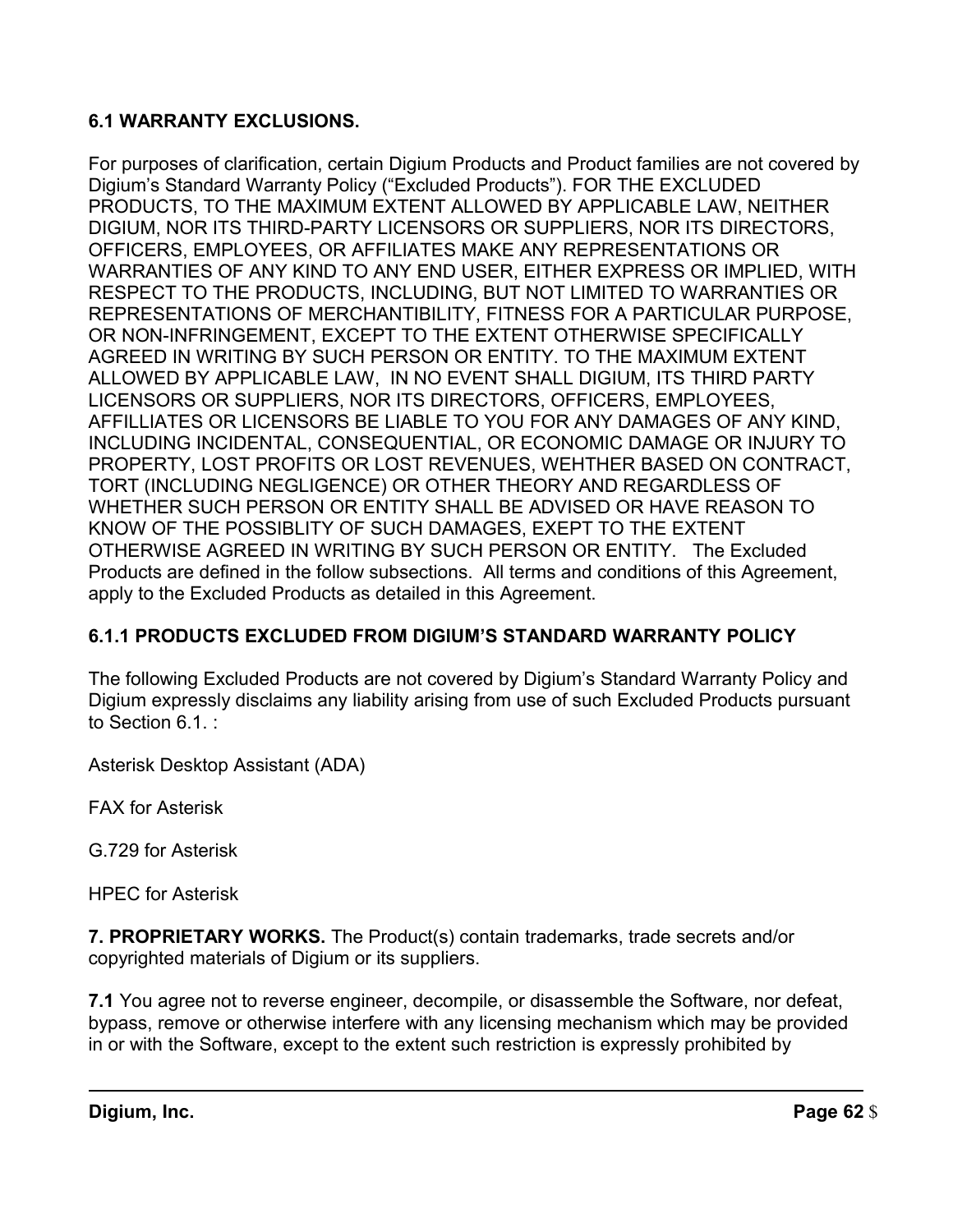**6.1 WARRANTY EXCLUSIONS.**

For purposes of clarification, certain Digium Products and Product families are not covered by Digium's Standard Warranty Policy ("Excluded Products"). FOR THE EXCLUDED PRODUCTS, TO THE MAXIMUM EXTENT ALLOWED BY APPLICABLE LAW, NEITHER DIGIUM, NOR ITS THIRD-PARTY LICENSORS OR SUPPLIERS, NOR ITS DIRECTORS, OFFICERS, EMPLOYEES, OR AFFILIATES MAKE ANY REPRESENTATIONS OR WARRANTIES OF ANY KIND TO ANY END USER, EITHER EXPRESS OR IMPLIED, WITH RESPECT TO THE PRODUCTS, INCLUDING, BUT NOT LIMITED TO WARRANTIES OR REPRESENTATIONS OF MERCHANTIBILITY, FITNESS FOR A PARTICULAR PURPOSE, OR NON-INFRINGEMENT, EXCEPT TO THE EXTENT OTHERWISE SPECIFICALLY AGREED IN WRITING BY SUCH PERSON OR ENTITY. TO THE MAXIMUM EXTENT ALLOWED BY APPLICABLE LAW, IN NO EVENT SHALL DIGIUM, ITS THIRD PARTY LICENSORS OR SUPPLIERS, NOR ITS DIRECTORS, OFFICERS, EMPLOYEES, AFFILLIATES OR LICENSORS BE LIABLE TO YOU FOR ANY DAMAGES OF ANY KIND, INCLUDING INCIDENTAL, CONSEQUENTIAL, OR ECONOMIC DAMAGE OR INJURY TO PROPERTY, LOST PROFITS OR LOST REVENUES, WEHTHER BASED ON CONTRACT, TORT (INCLUDING NEGLIGENCE) OR OTHER THEORY AND REGARDLESS OF WHETHER SUCH PERSON OR ENTITY SHALL BE ADVISED OR HAVE REASON TO KNOW OF THE POSSIBLITY OF SUCH DAMAGES, EXEPT TO THE EXTENT OTHERWISE AGREED IN WRITING BY SUCH PERSON OR ENTITY. The Excluded Products are defined in the follow subsections. All terms and conditions of this Agreement, apply to the Excluded Products as detailed in this Agreement.

**6.1.1 PRODUCTS EXCLUDED FROM DIGIUM'S STANDARD WARRANTY POLICY**

The following Excluded Products are not covered by Digium's Standard Warranty Policy and Digium expressly disclaims any liability arising from use of such Excluded Products pursuant to Section 6.1. :

Asterisk Desktop Assistant (ADA)

FAX for Asterisk

G.729 for Asterisk

HPEC for Asterisk

**7. PROPRIETARY WORKS.** The Product(s) contain trademarks, trade secrets and/or copyrighted materials of Digium or its suppliers.

**7.1** You agree not to reverse engineer, decompile, or disassemble the Software, nor defeat, bypass, remove or otherwise interfere with any licensing mechanism which may be provided in or with the Software, except to the extent such restriction is expressly prohibited by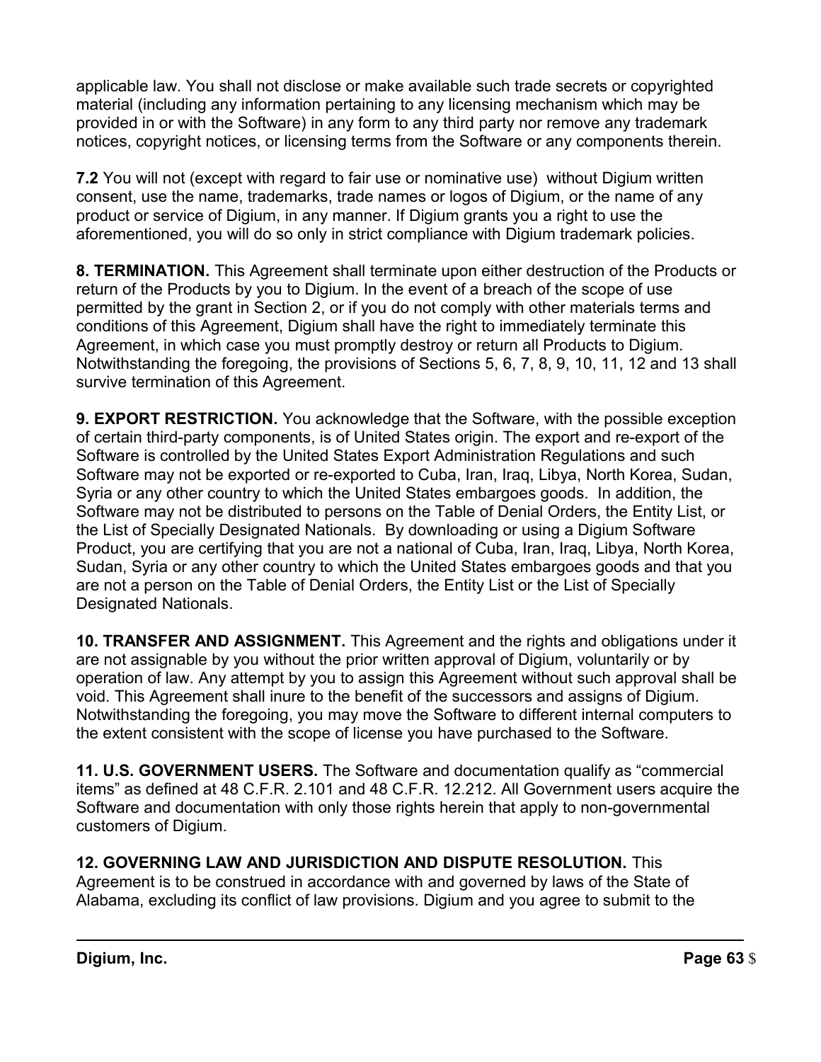applicable law. You shall not disclose or make available such trade secrets or copyrighted material (including any information pertaining to any licensing mechanism which may be provided in or with the Software) in any form to any third party nor remove any trademark notices, copyright notices, or licensing terms from the Software or any components therein.

**7.2** You will not (except with regard to fair use or nominative use) without Digium written consent, use the name, trademarks, trade names or logos of Digium, or the name of any product or service of Digium, in any manner. If Digium grants you a right to use the aforementioned, you will do so only in strict compliance with Digium trademark policies.

**8. TERMINATION.** This Agreement shall terminate upon either destruction of the Products or return of the Products by you to Digium. In the event of a breach of the scope of use permitted by the grant in Section 2, or if you do not comply with other materials terms and conditions of this Agreement, Digium shall have the right to immediately terminate this Agreement, in which case you must promptly destroy or return all Products to Digium. Notwithstanding the foregoing, the provisions of Sections 5, 6, 7, 8, 9, 10, 11, 12 and 13 shall survive termination of this Agreement.

**9. EXPORT RESTRICTION.** You acknowledge that the Software, with the possible exception of certain third-party components, is of United States origin. The export and re-export of the Software is controlled by the United States Export Administration Regulations and such Software may not be exported or re-exported to Cuba, Iran, Iraq, Libya, North Korea, Sudan, Syria or any other country to which the United States embargoes goods. In addition, the Software may not be distributed to persons on the Table of Denial Orders, the Entity List, or the List of Specially Designated Nationals. By downloading or using a Digium Software Product, you are certifying that you are not a national of Cuba, Iran, Iraq, Libya, North Korea, Sudan, Syria or any other country to which the United States embargoes goods and that you are not a person on the Table of Denial Orders, the Entity List or the List of Specially Designated Nationals.

**10. TRANSFER AND ASSIGNMENT.** This Agreement and the rights and obligations under it are not assignable by you without the prior written approval of Digium, voluntarily or by operation of law. Any attempt by you to assign this Agreement without such approval shall be void. This Agreement shall inure to the benefit of the successors and assigns of Digium. Notwithstanding the foregoing, you may move the Software to different internal computers to the extent consistent with the scope of license you have purchased to the Software.

**11. U.S. GOVERNMENT USERS.** The Software and documentation qualify as “commercial items” as defined at 48 C.F.R. 2.101 and 48 C.F.R. 12.212. All Government users acquire the Software and documentation with only those rights herein that apply to non-governmental customers of Digium.

**12. GOVERNING LAW AND JURISDICTION AND DISPUTE RESOLUTION.** This Agreement is to be construed in accordance with and governed by laws of the State of Alabama, excluding its conflict of law provisions. Digium and you agree to submit to the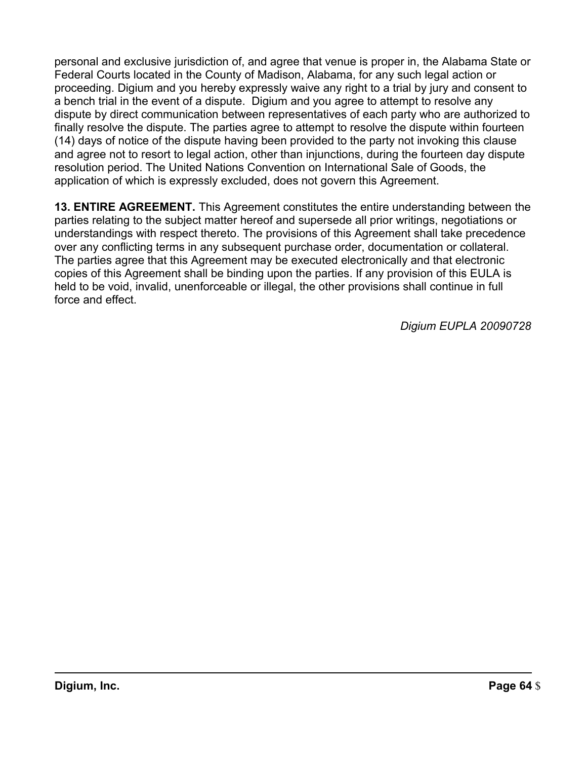personal and exclusive jurisdiction of, and agree that venue is proper in, the Alabama State or Federal Courts located in the County of Madison, Alabama, for any such legal action or proceeding. Digium and you hereby expressly waive any right to a trial by jury and consent to a bench trial in the event of a dispute. Digium and you agree to attempt to resolve any dispute by direct communication between representatives of each party who are authorized to finally resolve the dispute. The parties agree to attempt to resolve the dispute within fourteen (14) days of notice of the dispute having been provided to the party not invoking this clause and agree not to resort to legal action, other than injunctions, during the fourteen day dispute resolution period. The United Nations Convention on International Sale of Goods, the application of which is expressly excluded, does not govern this Agreement.

**13. ENTIRE AGREEMENT.** This Agreement constitutes the entire understanding between the parties relating to the subject matter hereof and supersede all prior writings, negotiations or understandings with respect thereto. The provisions of this Agreement shall take precedence over any conflicting terms in any subsequent purchase order, documentation or collateral. The parties agree that this Agreement may be executed electronically and that electronic copies of this Agreement shall be binding upon the parties. If any provision of this EULA is held to be void, invalid, unenforceable or illegal, the other provisions shall continue in full force and effect.

*Digium EUPLA 20090728*